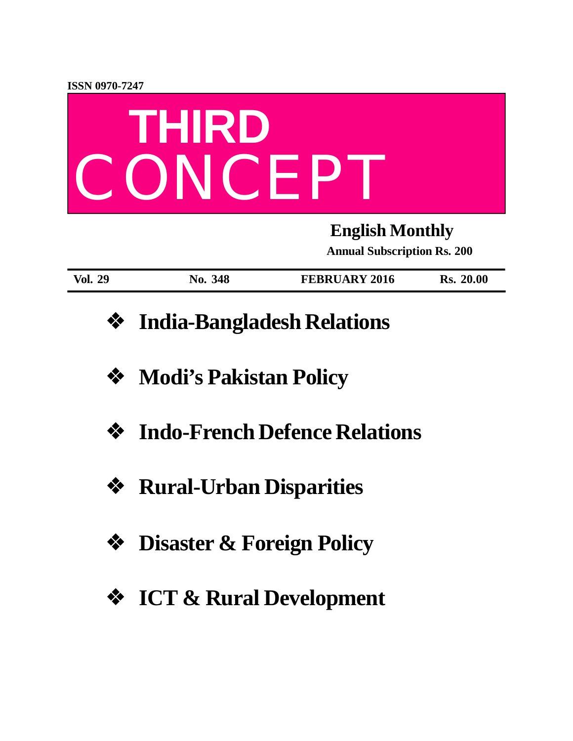ISSN 0970-7247

# THIRD CONCEPT

**English Monthly**

**Annual Subscription Rs. 200**

| Vol. 29 | No. 348 | FEBRUARY 2016 | Rs. 20.00 |
|---|---|---|---|

- **India-Bangladesh Relations**
- **Modi's Pakistan Policy**
- **Indo-French Defence Relations**
- **Rural-Urban Disparities**
- **Disaster & Foreign Policy**
- **ICT & Rural Development**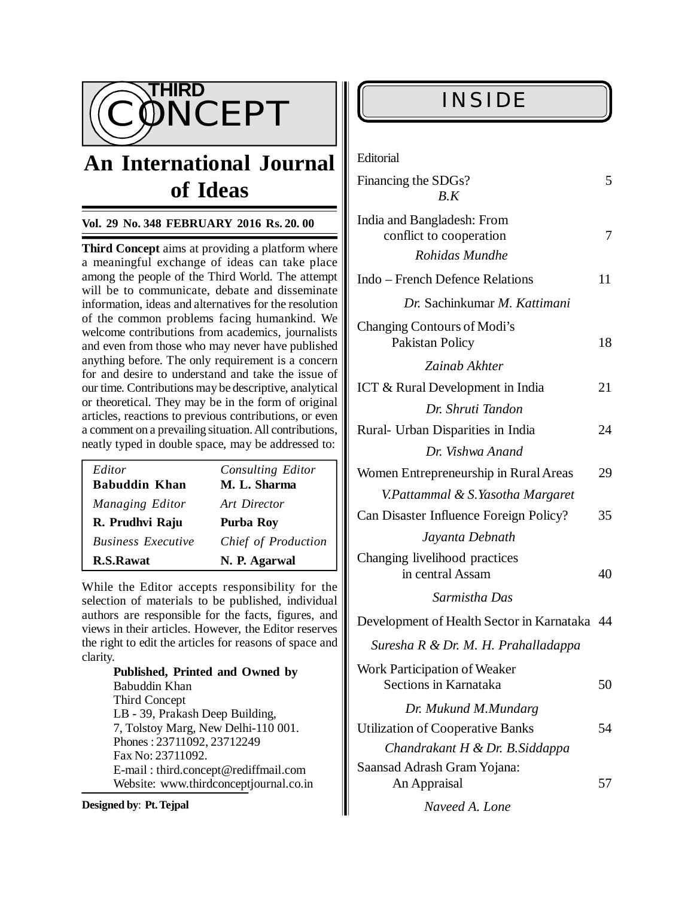# THIRD CONCEPT

## An International Journal of Ideas

**Vol. 29 No. 348 FEBRUARY 2016 Rs. 20. 00**

**Third Concept** aims at providing a platform where a meaningful exchange of ideas can take place among the people of the Third World. The attempt will be to communicate, debate and disseminate information, ideas and alternatives for the resolution of the common problems facing humankind. We welcome contributions from academics, journalists and even from those who may never have published anything before. The only requirement is a concern for and desire to understand and take the issue of our time. Contributions may be descriptive, analytical or theoretical. They may be in the form of original articles, reactions to previous contributions, or even a comment on a prevailing situation. All contributions, neatly typed in double space, may be addressed to:

| | |
|---|---|
| *Editor* **Babuddin Khan** | *Consulting Editor* **M. L. Sharma** |
| *Managing Editor* **R. Prudhvi Raju** | *Art Director* **Purba Roy** |
| *Business Executive* **R.S.Rawat** | *Chief of Production* **N. P. Agarwal** |

While the Editor accepts responsibility for the selection of materials to be published, individual authors are responsible for the facts, figures, and views in their articles. However, the Editor reserves the right to edit the articles for reasons of space and clarity.

**Published, Printed and Owned by**
Babuddin Khan
Third Concept
LB - 39, Prakash Deep Building,
7, Tolstoy Marg, New Delhi-110 001.
Phones : 23711092, 23712249
Fax No: 23711092.
E-mail : third.concept@rediffmail.com
Website: www.thirdconceptjournal.co.in

**Designed by**: **Pt. Tejpal**

## INSIDE

Editorial

| | |
|---|---|
| Financing the SDGs? *B.K* | 5 |
| India and Bangladesh: From conflict to cooperation *Rohidas Mundhe* | 7 |
| Indo – French Defence Relations *Dr.* Sachinkumar *M. Kattimani* | 11 |
| Changing Contours of Modi's Pakistan Policy *Zainab Akhter* | 18 |
| ICT & Rural Development in India *Dr. Shruti Tandon* | 21 |
| Rural- Urban Disparities in India *Dr. Vishwa Anand* | 24 |
| Women Entrepreneurship in Rural Areas *V.Pattammal & S.Yasotha Margaret* | 29 |
| Can Disaster Influence Foreign Policy? *Jayanta Debnath* | 35 |
| Changing livelihood practices in central Assam *Sarmistha Das* | 40 |
| Development of Health Sector in Karnataka *Suresha R & Dr. M. H. Prahalladappa* | 44 |
| Work Participation of Weaker Sections in Karnataka *Dr. Mukund M.Mundarg* | 50 |
| Utilization of Cooperative Banks *Chandrakant H & Dr. B.Siddappa* | 54 |
| Saansad Adrash Gram Yojana: An Appraisal *Naveed A. Lone* | 57 |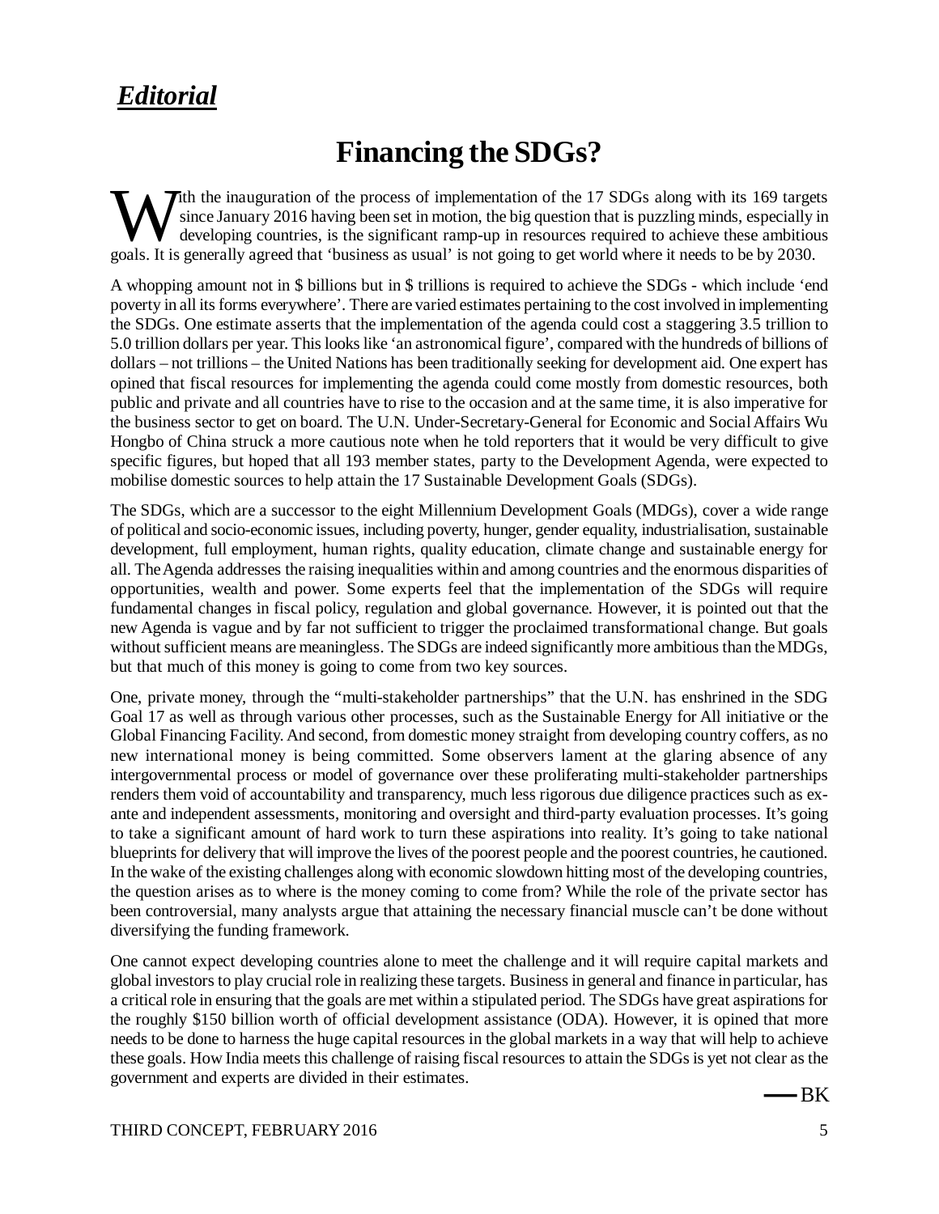## *Editorial*

# Financing the SDGs?

With the inauguration of the process of implementation of the 17 SDGs along with its 169 targets since January 2016 having been set in motion, the big question that is puzzling minds, especially in developing countries, is the significant ramp-up in resources required to achieve these ambitious goals. It is generally agreed that 'business as usual' is not going to get world where it needs to be by 2030.

A whopping amount not in $ billions but in $ trillions is required to achieve the SDGs - which include 'end poverty in all its forms everywhere'. There are varied estimates pertaining to the cost involved in implementing the SDGs. One estimate asserts that the implementation of the agenda could cost a staggering 3.5 trillion to 5.0 trillion dollars per year. This looks like 'an astronomical figure', compared with the hundreds of billions of dollars – not trillions – the United Nations has been traditionally seeking for development aid. One expert has opined that fiscal resources for implementing the agenda could come mostly from domestic resources, both public and private and all countries have to rise to the occasion and at the same time, it is also imperative for the business sector to get on board. The U.N. Under-Secretary-General for Economic and Social Affairs Wu Hongbo of China struck a more cautious note when he told reporters that it would be very difficult to give specific figures, but hoped that all 193 member states, party to the Development Agenda, were expected to mobilise domestic sources to help attain the 17 Sustainable Development Goals (SDGs).

The SDGs, which are a successor to the eight Millennium Development Goals (MDGs), cover a wide range of political and socio-economic issues, including poverty, hunger, gender equality, industrialisation, sustainable development, full employment, human rights, quality education, climate change and sustainable energy for all. The Agenda addresses the raising inequalities within and among countries and the enormous disparities of opportunities, wealth and power. Some experts feel that the implementation of the SDGs will require fundamental changes in fiscal policy, regulation and global governance. However, it is pointed out that the new Agenda is vague and by far not sufficient to trigger the proclaimed transformational change. But goals without sufficient means are meaningless. The SDGs are indeed significantly more ambitious than the MDGs, but that much of this money is going to come from two key sources.

One, private money, through the "multi-stakeholder partnerships" that the U.N. has enshrined in the SDG Goal 17 as well as through various other processes, such as the Sustainable Energy for All initiative or the Global Financing Facility. And second, from domestic money straight from developing country coffers, as no new international money is being committed. Some observers lament at the glaring absence of any intergovernmental process or model of governance over these proliferating multi-stakeholder partnerships renders them void of accountability and transparency, much less rigorous due diligence practices such as ex-ante and independent assessments, monitoring and oversight and third-party evaluation processes. It's going to take a significant amount of hard work to turn these aspirations into reality. It's going to take national blueprints for delivery that will improve the lives of the poorest people and the poorest countries, he cautioned. In the wake of the existing challenges along with economic slowdown hitting most of the developing countries, the question arises as to where is the money coming to come from? While the role of the private sector has been controversial, many analysts argue that attaining the necessary financial muscle can't be done without diversifying the funding framework.

One cannot expect developing countries alone to meet the challenge and it will require capital markets and global investors to play crucial role in realizing these targets. Business in general and finance in particular, has a critical role in ensuring that the goals are met within a stipulated period. The SDGs have great aspirations for the roughly $150 billion worth of official development assistance (ODA). However, it is opined that more needs to be done to harness the huge capital resources in the global markets in a way that will help to achieve these goals. How India meets this challenge of raising fiscal resources to attain the SDGs is yet not clear as the government and experts are divided in their estimates.

— BK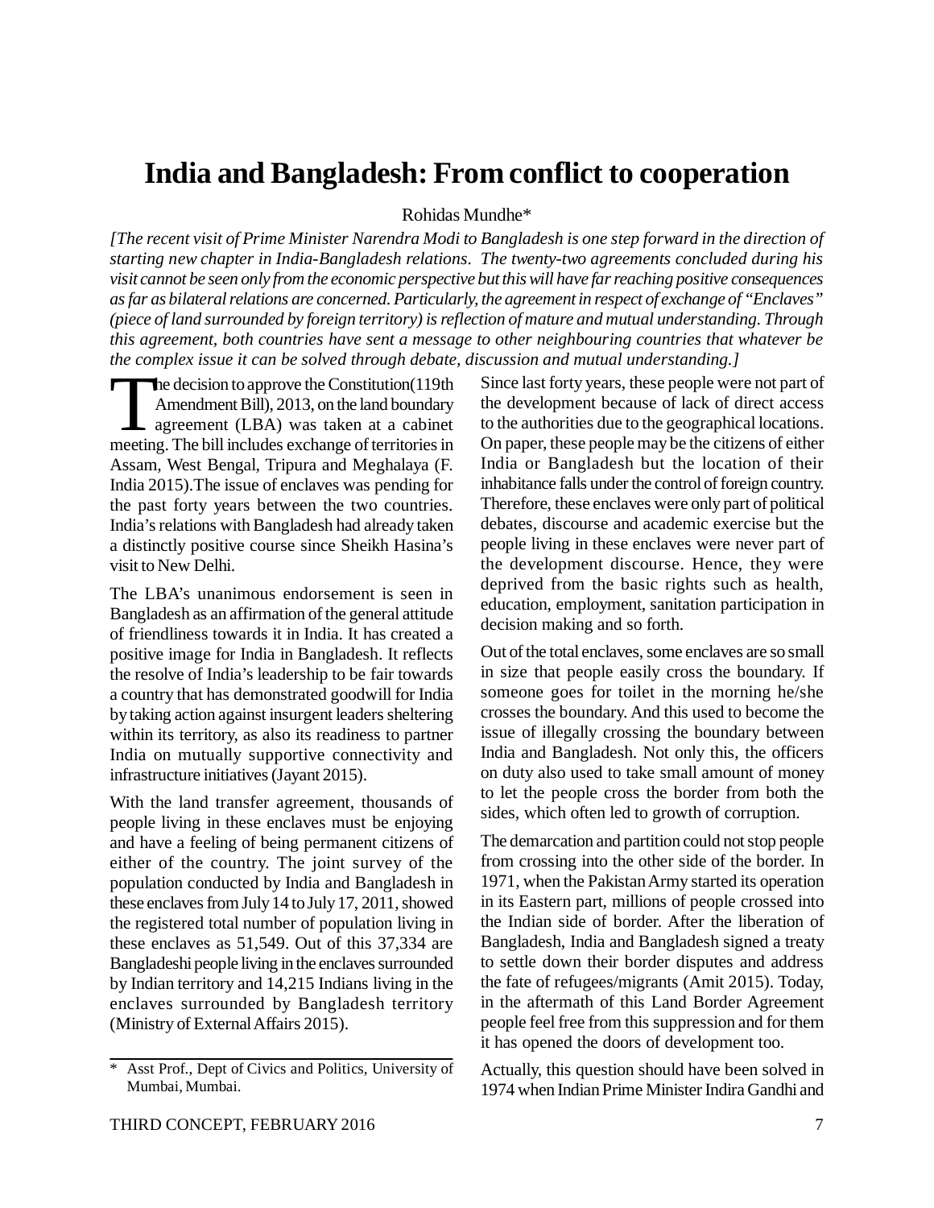# India and Bangladesh: From conflict to cooperation

Rohidas Mundhe*

*[The recent visit of Prime Minister Narendra Modi to Bangladesh is one step forward in the direction of starting new chapter in India-Bangladesh relations. The twenty-two agreements concluded during his visit cannot be seen only from the economic perspective but this will have far reaching positive consequences as far as bilateral relations are concerned. Particularly, the agreement in respect of exchange of "Enclaves" (piece of land surrounded by foreign territory) is reflection of mature and mutual understanding. Through this agreement, both countries have sent a message to other neighbouring countries that whatever be the complex issue it can be solved through debate, discussion and mutual understanding.]*

The decision to approve the Constitution(119th Amendment Bill), 2013, on the land boundary agreement (LBA) was taken at a cabinet meeting. The bill includes exchange of territories in Assam, West Bengal, Tripura and Meghalaya (F. India 2015).The issue of enclaves was pending for the past forty years between the two countries. India's relations with Bangladesh had already taken a distinctly positive course since Sheikh Hasina's visit to New Delhi.

The LBA's unanimous endorsement is seen in Bangladesh as an affirmation of the general attitude of friendliness towards it in India. It has created a positive image for India in Bangladesh. It reflects the resolve of India's leadership to be fair towards a country that has demonstrated goodwill for India by taking action against insurgent leaders sheltering within its territory, as also its readiness to partner India on mutually supportive connectivity and infrastructure initiatives (Jayant 2015).

With the land transfer agreement, thousands of people living in these enclaves must be enjoying and have a feeling of being permanent citizens of either of the country. The joint survey of the population conducted by India and Bangladesh in these enclaves from July 14 to July 17, 2011, showed the registered total number of population living in these enclaves as 51,549. Out of this 37,334 are Bangladeshi people living in the enclaves surrounded by Indian territory and 14,215 Indians living in the enclaves surrounded by Bangladesh territory (Ministry of External Affairs 2015).

Since last forty years, these people were not part of the development because of lack of direct access to the authorities due to the geographical locations. On paper, these people may be the citizens of either India or Bangladesh but the location of their inhabitance falls under the control of foreign country. Therefore, these enclaves were only part of political debates, discourse and academic exercise but the people living in these enclaves were never part of the development discourse. Hence, they were deprived from the basic rights such as health, education, employment, sanitation participation in decision making and so forth.

Out of the total enclaves, some enclaves are so small in size that people easily cross the boundary. If someone goes for toilet in the morning he/she crosses the boundary. And this used to become the issue of illegally crossing the boundary between India and Bangladesh. Not only this, the officers on duty also used to take small amount of money to let the people cross the border from both the sides, which often led to growth of corruption.

The demarcation and partition could not stop people from crossing into the other side of the border. In 1971, when the Pakistan Army started its operation in its Eastern part, millions of people crossed into the Indian side of border. After the liberation of Bangladesh, India and Bangladesh signed a treaty to settle down their border disputes and address the fate of refugees/migrants (Amit 2015). Today, in the aftermath of this Land Border Agreement people feel free from this suppression and for them it has opened the doors of development too.

Actually, this question should have been solved in 1974 when Indian Prime Minister Indira Gandhi and

---

\* Asst Prof., Dept of Civics and Politics, University of Mumbai, Mumbai.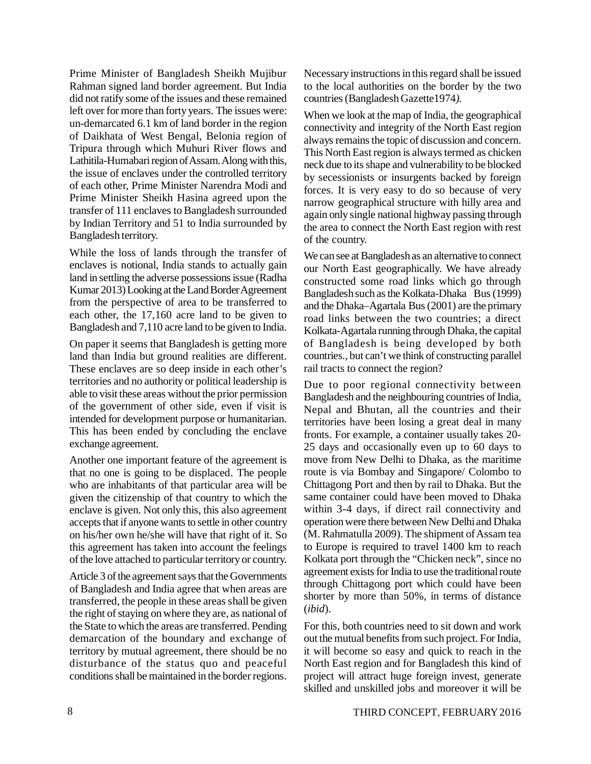Prime Minister of Bangladesh Sheikh Mujibur Rahman signed land border agreement. But India did not ratify some of the issues and these remained left over for more than forty years. The issues were: un-demarcated 6.1 km of land border in the region of Daikhata of West Bengal, Belonia region of Tripura through which Muhuri River flows and Lathitila-Humabari region of Assam. Along with this, the issue of enclaves under the controlled territory of each other, Prime Minister Narendra Modi and Prime Minister Sheikh Hasina agreed upon the transfer of 111 enclaves to Bangladesh surrounded by Indian Territory and 51 to India surrounded by Bangladesh territory.

While the loss of lands through the transfer of enclaves is notional, India stands to actually gain land in settling the adverse possessions issue (Radha Kumar 2013) Looking at the Land Border Agreement from the perspective of area to be transferred to each other, the 17,160 acre land to be given to Bangladesh and 7,110 acre land to be given to India.

On paper it seems that Bangladesh is getting more land than India but ground realities are different. These enclaves are so deep inside in each other's territories and no authority or political leadership is able to visit these areas without the prior permission of the government of other side, even if visit is intended for development purpose or humanitarian. This has been ended by concluding the enclave exchange agreement.

Another important feature of the agreement is that no one is going to be displaced. The people who are inhabitants of that particular area will be given the citizenship of that country to which the enclave is given. Not only this, this also agreement accepts that if anyone wants to settle in other country on his/her own he/she will have that right of it. So this agreement has taken into account the feelings of the love attached to particular territory or country.

Article 3 of the agreement says that the Governments of Bangladesh and India agree that when areas are transferred, the people in these areas shall be given the right of staying on where they are, as national of the State to which the areas are transferred. Pending demarcation of the boundary and exchange of territory by mutual agreement, there should be no disturbance of the status quo and peaceful conditions shall be maintained in the border regions. Necessary instructions in this regard shall be issued to the local authorities on the border by the two countries (Bangladesh Gazette1974*).*

When we look at the map of India, the geographical connectivity and integrity of the North East region always remains the topic of discussion and concern. This North East region is always termed as chicken neck due to its shape and vulnerability to be blocked by secessionists or insurgents backed by foreign forces. It is very easy to do so because of very narrow geographical structure with hilly area and again only single national highway passing through the area to connect the North East region with rest of the country.

We can see at Bangladesh as an alternative to connect our North East geographically. We have already constructed some road links which go through Bangladesh such as the Kolkata-Dhaka Bus (1999) and the Dhaka–Agartala Bus (2001) are the primary road links between the two countries; a direct Kolkata-Agartala running through Dhaka, the capital of Bangladesh is being developed by both countries., but can't we think of constructing parallel rail tracts to connect the region?

Due to poor regional connectivity between Bangladesh and the neighbouring countries of India, Nepal and Bhutan, all the countries and their territories have been losing a great deal in many fronts. For example, a container usually takes 20-25 days and occasionally even up to 60 days to move from New Delhi to Dhaka, as the maritime route is via Bombay and Singapore/ Colombo to Chittagong Port and then by rail to Dhaka. But the same container could have been moved to Dhaka within 3-4 days, if direct rail connectivity and operation were there between New Delhi and Dhaka (M. Rahmatulla 2009). The shipment of Assam tea to Europe is required to travel 1400 km to reach Kolkata port through the "Chicken neck", since no agreement exists for India to use the traditional route through Chittagong port which could have been shorter by more than 50%, in terms of distance (*ibid*).

For this, both countries need to sit down and work out the mutual benefits from such project. For India, it will become so easy and quick to reach in the North East region and for Bangladesh this kind of project will attract huge foreign invest, generate skilled and unskilled jobs and moreover it will be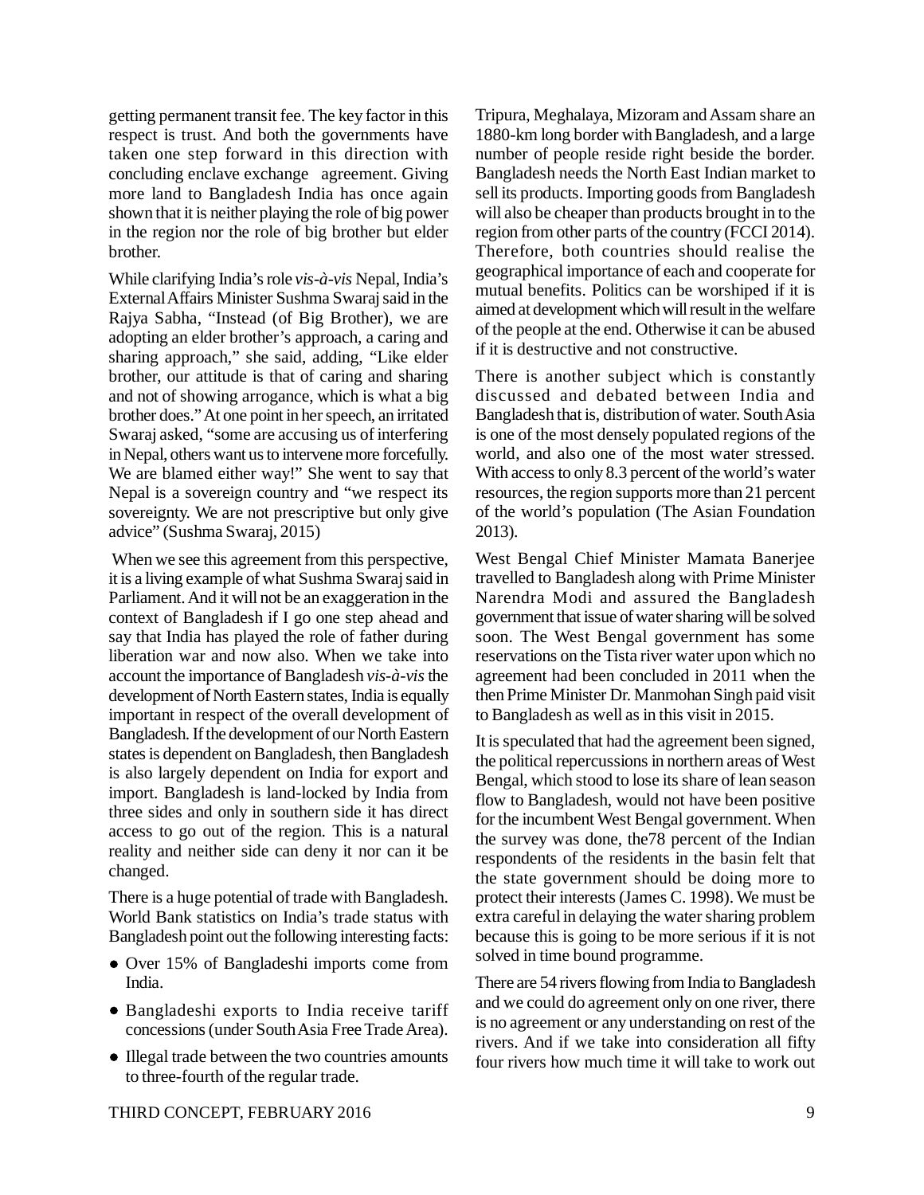getting permanent transit fee. The key factor in this respect is trust. And both the governments have taken one step forward in this direction with concluding enclave exchange agreement. Giving more land to Bangladesh India has once again shown that it is neither playing the role of big power in the region nor the role of big brother but elder brother.

While clarifying India's role *vis-à-vis* Nepal, India's External Affairs Minister Sushma Swaraj said in the Rajya Sabha, "Instead (of Big Brother), we are adopting an elder brother's approach, a caring and sharing approach," she said, adding, "Like elder brother, our attitude is that of caring and sharing and not of showing arrogance, which is what a big brother does." At one point in her speech, an irritated Swaraj asked, "some are accusing us of interfering in Nepal, others want us to intervene more forcefully. We are blamed either way!" She went to say that Nepal is a sovereign country and "we respect its sovereignty. We are not prescriptive but only give advice" (Sushma Swaraj, 2015)

When we see this agreement from this perspective, it is a living example of what Sushma Swaraj said in Parliament. And it will not be an exaggeration in the context of Bangladesh if I go one step ahead and say that India has played the role of father during liberation war and now also. When we take into account the importance of Bangladesh *vis-à-vis* the development of North Eastern states, India is equally important in respect of the overall development of Bangladesh. If the development of our North Eastern states is dependent on Bangladesh, then Bangladesh is also largely dependent on India for export and import. Bangladesh is land-locked by India from three sides and only in southern side it has direct access to go out of the region. This is a natural reality and neither side can deny it nor can it be changed.

There is a huge potential of trade with Bangladesh. World Bank statistics on India's trade status with Bangladesh point out the following interesting facts:

- Over 15% of Bangladeshi imports come from India.
- Bangladeshi exports to India receive tariff concessions (under South Asia Free Trade Area).
- Illegal trade between the two countries amounts to three-fourth of the regular trade.

Tripura, Meghalaya, Mizoram and Assam share an 1880-km long border with Bangladesh, and a large number of people reside right beside the border. Bangladesh needs the North East Indian market to sell its products. Importing goods from Bangladesh will also be cheaper than products brought in to the region from other parts of the country (FCCI 2014). Therefore, both countries should realise the geographical importance of each and cooperate for mutual benefits. Politics can be worshiped if it is aimed at development which will result in the welfare of the people at the end. Otherwise it can be abused if it is destructive and not constructive.

There is another subject which is constantly discussed and debated between India and Bangladesh that is, distribution of water. South Asia is one of the most densely populated regions of the world, and also one of the most water stressed. With access to only 8.3 percent of the world's water resources, the region supports more than 21 percent of the world's population (The Asian Foundation 2013).

West Bengal Chief Minister Mamata Banerjee travelled to Bangladesh along with Prime Minister Narendra Modi and assured the Bangladesh government that issue of water sharing will be solved soon. The West Bengal government has some reservations on the Tista river water upon which no agreement had been concluded in 2011 when the then Prime Minister Dr. Manmohan Singh paid visit to Bangladesh as well as in this visit in 2015.

It is speculated that had the agreement been signed, the political repercussions in northern areas of West Bengal, which stood to lose its share of lean season flow to Bangladesh, would not have been positive for the incumbent West Bengal government. When the survey was done, the78 percent of the Indian respondents of the residents in the basin felt that the state government should be doing more to protect their interests (James C. 1998). We must be extra careful in delaying the water sharing problem because this is going to be more serious if it is not solved in time bound programme.

There are 54 rivers flowing from India to Bangladesh and we could do agreement only on one river, there is no agreement or any understanding on rest of the rivers. And if we take into consideration all fifty four rivers how much time it will take to work out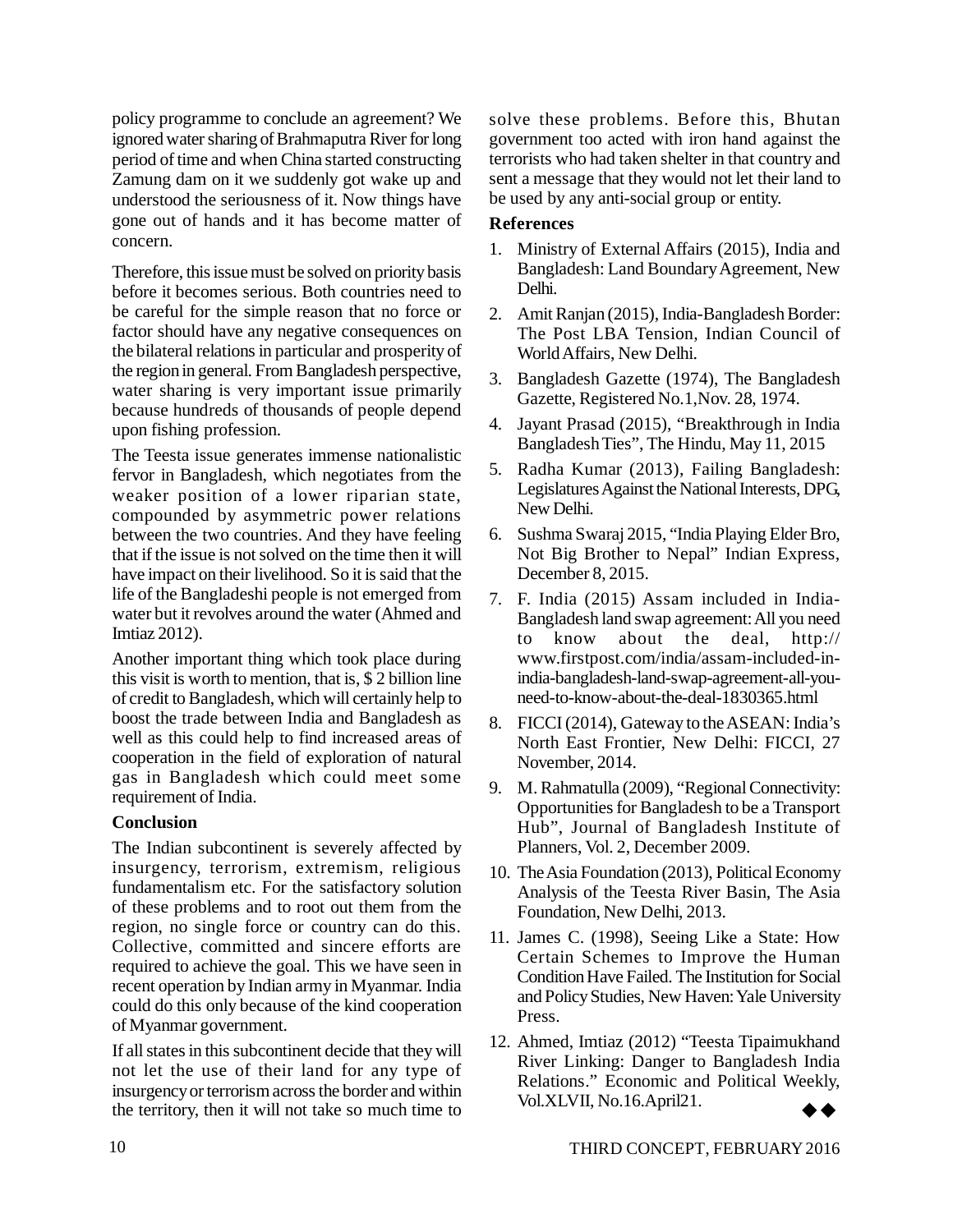policy programme to conclude an agreement? We ignored water sharing of Brahmaputra River for long period of time and when China started constructing Zamung dam on it we suddenly got wake up and understood the seriousness of it. Now things have gone out of hands and it has become matter of concern.

Therefore, this issue must be solved on priority basis before it becomes serious. Both countries need to be careful for the simple reason that no force or factor should have any negative consequences on the bilateral relations in particular and prosperity of the region in general. From Bangladesh perspective, water sharing is very important issue primarily because hundreds of thousands of people depend upon fishing profession.

The Teesta issue generates immense nationalistic fervor in Bangladesh, which negotiates from the weaker position of a lower riparian state, compounded by asymmetric power relations between the two countries. And they have feeling that if the issue is not solved on the time then it will have impact on their livelihood. So it is said that the life of the Bangladeshi people is not emerged from water but it revolves around the water (Ahmed and Imtiaz 2012).

Another important thing which took place during this visit is worth to mention, that is, $ 2 billion line of credit to Bangladesh, which will certainly help to boost the trade between India and Bangladesh as well as this could help to find increased areas of cooperation in the field of exploration of natural gas in Bangladesh which could meet some requirement of India.

**Conclusion**

The Indian subcontinent is severely affected by insurgency, terrorism, extremism, religious fundamentalism etc. For the satisfactory solution of these problems and to root out them from the region, no single force or country can do this. Collective, committed and sincere efforts are required to achieve the goal. This we have seen in recent operation by Indian army in Myanmar. India could do this only because of the kind cooperation of Myanmar government.

If all states in this subcontinent decide that they will not let the use of their land for any type of insurgency or terrorism across the border and within the territory, then it will not take so much time to solve these problems. Before this, Bhutan government too acted with iron hand against the terrorists who had taken shelter in that country and sent a message that they would not let their land to be used by any anti-social group or entity.

**References**

1. Ministry of External Affairs (2015), India and Bangladesh: Land Boundary Agreement, New Delhi.
2. Amit Ranjan (2015), India-Bangladesh Border: The Post LBA Tension, Indian Council of World Affairs, New Delhi.
3. Bangladesh Gazette (1974), The Bangladesh Gazette, Registered No.1,Nov. 28, 1974.
4. Jayant Prasad (2015), "Breakthrough in India Bangladesh Ties", The Hindu, May 11, 2015
5. Radha Kumar (2013), Failing Bangladesh: Legislatures Against the National Interests, DPG, New Delhi.
6. Sushma Swaraj 2015, "India Playing Elder Bro, Not Big Brother to Nepal" Indian Express, December 8, 2015.
7. F. India (2015) Assam included in India-Bangladesh land swap agreement: All you need to know about the deal, http://www.firstpost.com/india/assam-included-in-india-bangladesh-land-swap-agreement-all-you-need-to-know-about-the-deal-1830365.html
8. FICCI (2014), Gateway to the ASEAN: India's North East Frontier, New Delhi: FICCI, 27 November, 2014.
9. M. Rahmatulla (2009), "Regional Connectivity: Opportunities for Bangladesh to be a Transport Hub", Journal of Bangladesh Institute of Planners, Vol. 2, December 2009.
10. The Asia Foundation (2013), Political Economy Analysis of the Teesta River Basin, The Asia Foundation, New Delhi, 2013.
11. James C. (1998), Seeing Like a State: How Certain Schemes to Improve the Human Condition Have Failed. The Institution for Social and Policy Studies, New Haven: Yale University Press.
12. Ahmed, Imtiaz (2012) "Teesta Tipaimukhand River Linking: Danger to Bangladesh India Relations." Economic and Political Weekly, Vol.XLVII, No.16.April21.

◆◆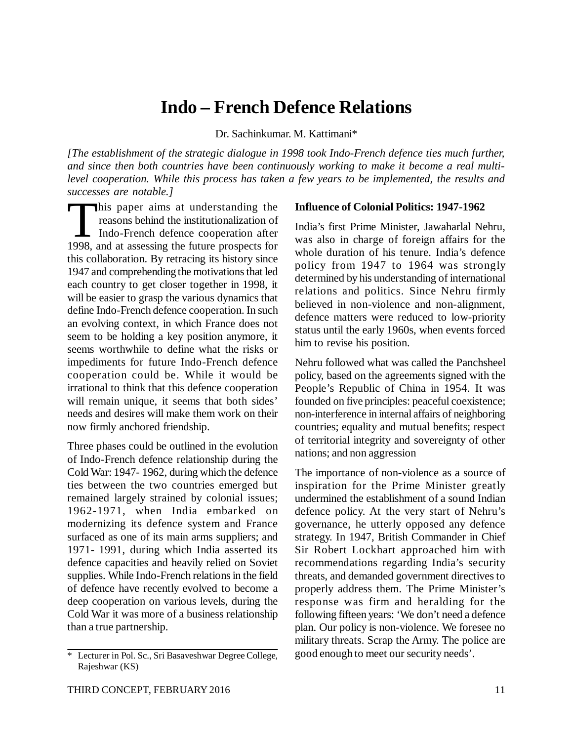# Indo – French Defence Relations

Dr. Sachinkumar. M. Kattimani*

*[The establishment of the strategic dialogue in 1998 took Indo-French defence ties much further, and since then both countries have been continuously working to make it become a real multi-level cooperation. While this process has taken a few years to be implemented, the results and successes are notable.]*

This paper aims at understanding the reasons behind the institutionalization of Indo-French defence cooperation after 1998, and at assessing the future prospects for this collaboration. By retracing its history since 1947 and comprehending the motivations that led each country to get closer together in 1998, it will be easier to grasp the various dynamics that define Indo-French defence cooperation. In such an evolving context, in which France does not seem to be holding a key position anymore, it seems worthwhile to define what the risks or impediments for future Indo-French defence cooperation could be. While it would be irrational to think that this defence cooperation will remain unique, it seems that both sides' needs and desires will make them work on their now firmly anchored friendship.

Three phases could be outlined in the evolution of Indo-French defence relationship during the Cold War: 1947- 1962, during which the defence ties between the two countries emerged but remained largely strained by colonial issues; 1962-1971, when India embarked on modernizing its defence system and France surfaced as one of its main arms suppliers; and 1971- 1991, during which India asserted its defence capacities and heavily relied on Soviet supplies. While Indo-French relations in the field of defence have recently evolved to become a deep cooperation on various levels, during the Cold War it was more of a business relationship than a true partnership.

### Influence of Colonial Politics: 1947-1962

India's first Prime Minister, Jawaharlal Nehru, was also in charge of foreign affairs for the whole duration of his tenure. India's defence policy from 1947 to 1964 was strongly determined by his understanding of international relations and politics. Since Nehru firmly believed in non-violence and non-alignment, defence matters were reduced to low-priority status until the early 1960s, when events forced him to revise his position.

Nehru followed what was called the Panchsheel policy, based on the agreements signed with the People's Republic of China in 1954. It was founded on five principles: peaceful coexistence; non-interference in internal affairs of neighboring countries; equality and mutual benefits; respect of territorial integrity and sovereignty of other nations; and non aggression

The importance of non-violence as a source of inspiration for the Prime Minister greatly undermined the establishment of a sound Indian defence policy. At the very start of Nehru's governance, he utterly opposed any defence strategy. In 1947, British Commander in Chief Sir Robert Lockhart approached him with recommendations regarding India's security threats, and demanded government directives to properly address them. The Prime Minister's response was firm and heralding for the following fifteen years: 'We don't need a defence plan. Our policy is non-violence. We foresee no military threats. Scrap the Army. The police are good enough to meet our security needs'.

---

\* Lecturer in Pol. Sc., Sri Basaveshwar Degree College, Rajeshwar (KS)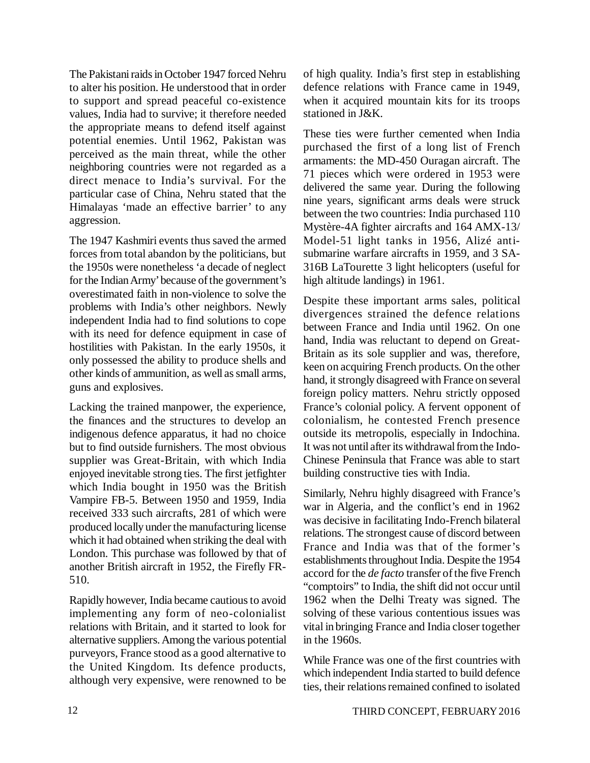The Pakistani raids in October 1947 forced Nehru to alter his position. He understood that in order to support and spread peaceful co-existence values, India had to survive; it therefore needed the appropriate means to defend itself against potential enemies. Until 1962, Pakistan was perceived as the main threat, while the other neighboring countries were not regarded as a direct menace to India's survival. For the particular case of China, Nehru stated that the Himalayas 'made an effective barrier' to any aggression.

The 1947 Kashmiri events thus saved the armed forces from total abandon by the politicians, but the 1950s were nonetheless 'a decade of neglect for the Indian Army' because of the government's overestimated faith in non-violence to solve the problems with India's other neighbors. Newly independent India had to find solutions to cope with its need for defence equipment in case of hostilities with Pakistan. In the early 1950s, it only possessed the ability to produce shells and other kinds of ammunition, as well as small arms, guns and explosives.

Lacking the trained manpower, the experience, the finances and the structures to develop an indigenous defence apparatus, it had no choice but to find outside furnishers. The most obvious supplier was Great-Britain, with which India enjoyed inevitable strong ties. The first jetfighter which India bought in 1950 was the British Vampire FB-5. Between 1950 and 1959, India received 333 such aircrafts, 281 of which were produced locally under the manufacturing license which it had obtained when striking the deal with London. This purchase was followed by that of another British aircraft in 1952, the Firefly FR-510.

Rapidly however, India became cautious to avoid implementing any form of neo-colonialist relations with Britain, and it started to look for alternative suppliers. Among the various potential purveyors, France stood as a good alternative to the United Kingdom. Its defence products, although very expensive, were renowned to be of high quality. India's first step in establishing defence relations with France came in 1949, when it acquired mountain kits for its troops stationed in J&K.

These ties were further cemented when India purchased the first of a long list of French armaments: the MD-450 Ouragan aircraft. The 71 pieces which were ordered in 1953 were delivered the same year. During the following nine years, significant arms deals were struck between the two countries: India purchased 110 Mystère-4A fighter aircrafts and 164 AMX-13/ Model-51 light tanks in 1956, Alizé anti-submarine warfare aircrafts in 1959, and 3 SA-316B LaTourette 3 light helicopters (useful for high altitude landings) in 1961.

Despite these important arms sales, political divergences strained the defence relations between France and India until 1962. On one hand, India was reluctant to depend on Great-Britain as its sole supplier and was, therefore, keen on acquiring French products. On the other hand, it strongly disagreed with France on several foreign policy matters. Nehru strictly opposed France's colonial policy. A fervent opponent of colonialism, he contested French presence outside its metropolis, especially in Indochina. It was not until after its withdrawal from the Indo-Chinese Peninsula that France was able to start building constructive ties with India.

Similarly, Nehru highly disagreed with France's war in Algeria, and the conflict's end in 1962 was decisive in facilitating Indo-French bilateral relations. The strongest cause of discord between France and India was that of the former's establishments throughout India. Despite the 1954 accord for the *de facto* transfer of the five French "comptoirs" to India, the shift did not occur until 1962 when the Delhi Treaty was signed. The solving of these various contentious issues was vital in bringing France and India closer together in the 1960s.

While France was one of the first countries with which independent India started to build defence ties, their relations remained confined to isolated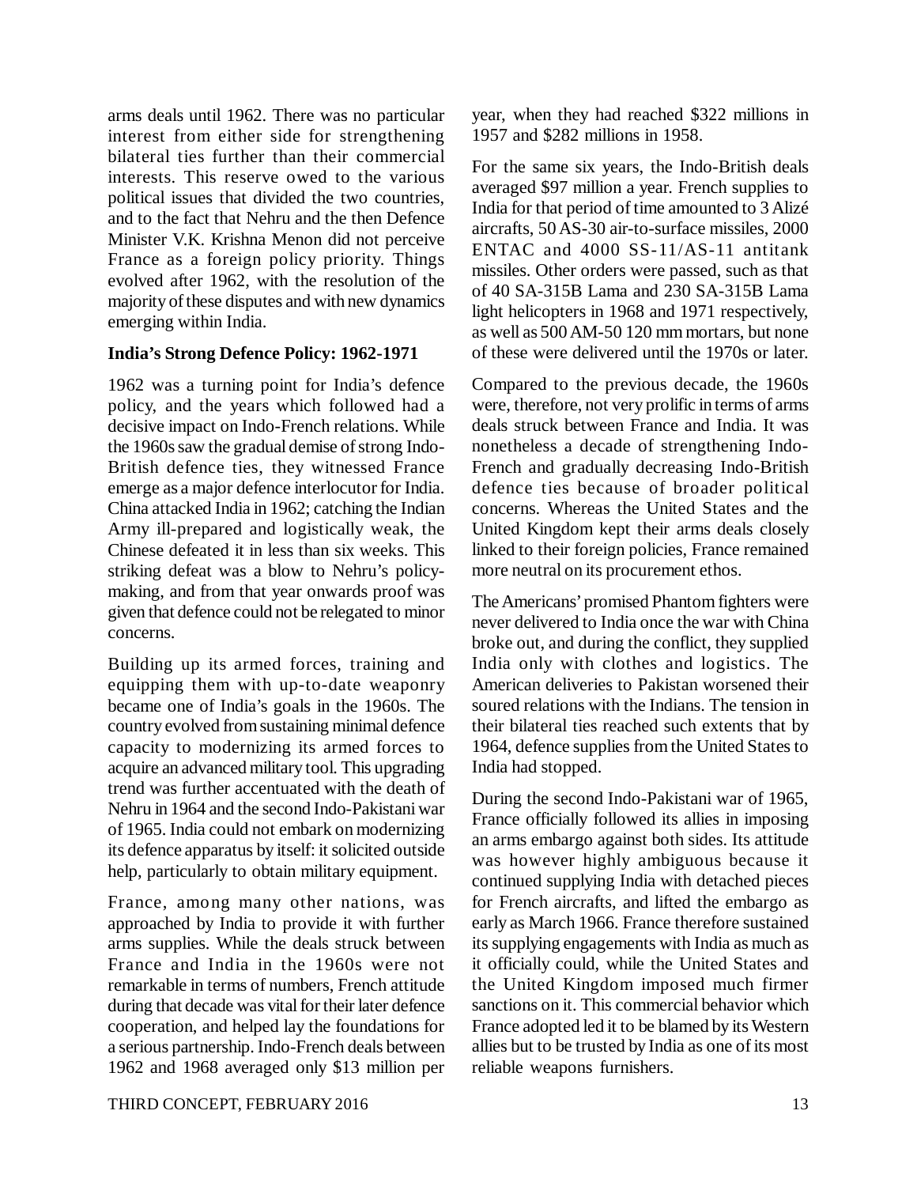arms deals until 1962. There was no particular interest from either side for strengthening bilateral ties further than their commercial interests. This reserve owed to the various political issues that divided the two countries, and to the fact that Nehru and the then Defence Minister V.K. Krishna Menon did not perceive France as a foreign policy priority. Things evolved after 1962, with the resolution of the majority of these disputes and with new dynamics emerging within India.

**India's Strong Defence Policy: 1962-1971**

1962 was a turning point for India's defence policy, and the years which followed had a decisive impact on Indo-French relations. While the 1960s saw the gradual demise of strong Indo-British defence ties, they witnessed France emerge as a major defence interlocutor for India. China attacked India in 1962; catching the Indian Army ill-prepared and logistically weak, the Chinese defeated it in less than six weeks. This striking defeat was a blow to Nehru's policy-making, and from that year onwards proof was given that defence could not be relegated to minor concerns.

Building up its armed forces, training and equipping them with up-to-date weaponry became one of India's goals in the 1960s. The country evolved from sustaining minimal defence capacity to modernizing its armed forces to acquire an advanced military tool. This upgrading trend was further accentuated with the death of Nehru in 1964 and the second Indo-Pakistani war of 1965. India could not embark on modernizing its defence apparatus by itself: it solicited outside help, particularly to obtain military equipment.

France, among many other nations, was approached by India to provide it with further arms supplies. While the deals struck between France and India in the 1960s were not remarkable in terms of numbers, French attitude during that decade was vital for their later defence cooperation, and helped lay the foundations for a serious partnership. Indo-French deals between 1962 and 1968 averaged only $13 million per year, when they had reached $322 millions in 1957 and $282 millions in 1958.

For the same six years, the Indo-British deals averaged $97 million a year. French supplies to India for that period of time amounted to 3 Alizé aircrafts, 50 AS-30 air-to-surface missiles, 2000 ENTAC and 4000 SS-11/AS-11 antitank missiles. Other orders were passed, such as that of 40 SA-315B Lama and 230 SA-315B Lama light helicopters in 1968 and 1971 respectively, as well as 500 AM-50 120 mm mortars, but none of these were delivered until the 1970s or later.

Compared to the previous decade, the 1960s were, therefore, not very prolific in terms of arms deals struck between France and India. It was nonetheless a decade of strengthening Indo-French and gradually decreasing Indo-British defence ties because of broader political concerns. Whereas the United States and the United Kingdom kept their arms deals closely linked to their foreign policies, France remained more neutral on its procurement ethos.

The Americans' promised Phantom fighters were never delivered to India once the war with China broke out, and during the conflict, they supplied India only with clothes and logistics. The American deliveries to Pakistan worsened their soured relations with the Indians. The tension in their bilateral ties reached such extents that by 1964, defence supplies from the United States to India had stopped.

During the second Indo-Pakistani war of 1965, France officially followed its allies in imposing an arms embargo against both sides. Its attitude was however highly ambiguous because it continued supplying India with detached pieces for French aircrafts, and lifted the embargo as early as March 1966. France therefore sustained its supplying engagements with India as much as it officially could, while the United States and the United Kingdom imposed much firmer sanctions on it. This commercial behavior which France adopted led it to be blamed by its Western allies but to be trusted by India as one of its most reliable weapons furnishers.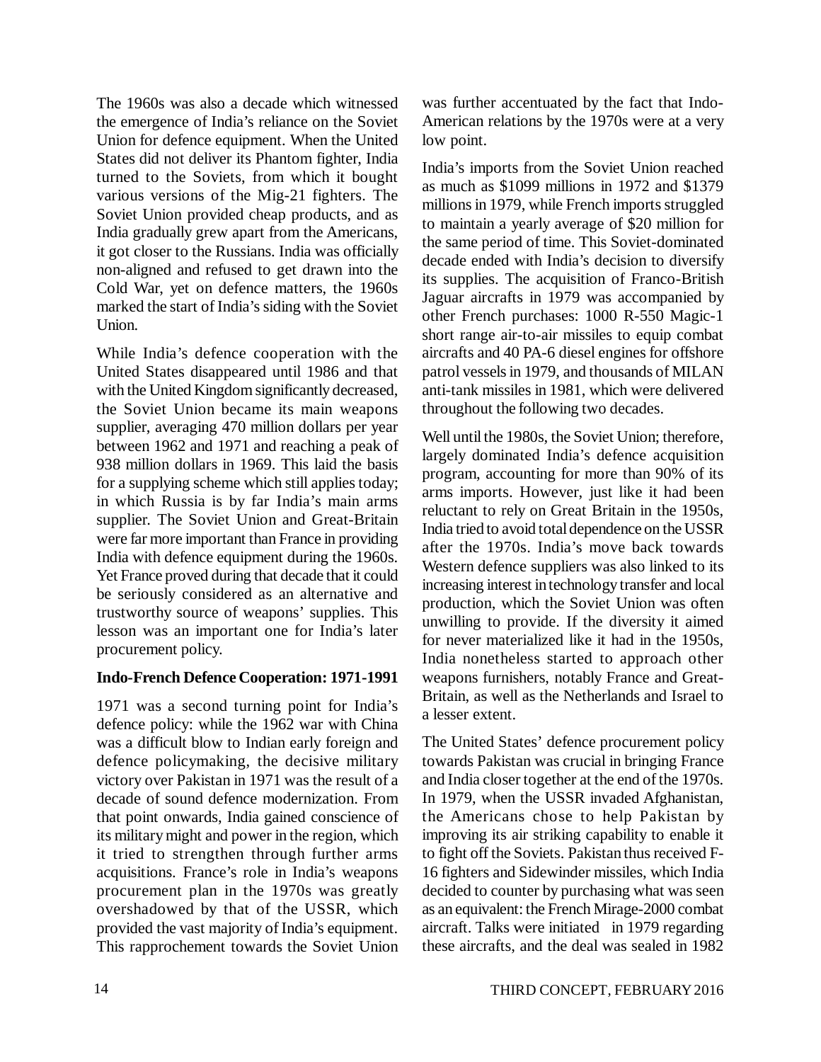The 1960s was also a decade which witnessed the emergence of India's reliance on the Soviet Union for defence equipment. When the United States did not deliver its Phantom fighter, India turned to the Soviets, from which it bought various versions of the Mig-21 fighters. The Soviet Union provided cheap products, and as India gradually grew apart from the Americans, it got closer to the Russians. India was officially non-aligned and refused to get drawn into the Cold War, yet on defence matters, the 1960s marked the start of India's siding with the Soviet Union.

While India's defence cooperation with the United States disappeared until 1986 and that with the United Kingdom significantly decreased, the Soviet Union became its main weapons supplier, averaging 470 million dollars per year between 1962 and 1971 and reaching a peak of 938 million dollars in 1969. This laid the basis for a supplying scheme which still applies today; in which Russia is by far India's main arms supplier. The Soviet Union and Great-Britain were far more important than France in providing India with defence equipment during the 1960s. Yet France proved during that decade that it could be seriously considered as an alternative and trustworthy source of weapons' supplies. This lesson was an important one for India's later procurement policy.

**Indo-French Defence Cooperation: 1971-1991**

1971 was a second turning point for India's defence policy: while the 1962 war with China was a difficult blow to Indian early foreign and defence policymaking, the decisive military victory over Pakistan in 1971 was the result of a decade of sound defence modernization. From that point onwards, India gained conscience of its military might and power in the region, which it tried to strengthen through further arms acquisitions. France's role in India's weapons procurement plan in the 1970s was greatly overshadowed by that of the USSR, which provided the vast majority of India's equipment. This rapprochement towards the Soviet Union was further accentuated by the fact that Indo-American relations by the 1970s were at a very low point.

India's imports from the Soviet Union reached as much as $1099 millions in 1972 and $1379 millions in 1979, while French imports struggled to maintain a yearly average of $20 million for the same period of time. This Soviet-dominated decade ended with India's decision to diversify its supplies. The acquisition of Franco-British Jaguar aircrafts in 1979 was accompanied by other French purchases: 1000 R-550 Magic-1 short range air-to-air missiles to equip combat aircrafts and 40 PA-6 diesel engines for offshore patrol vessels in 1979, and thousands of MILAN anti-tank missiles in 1981, which were delivered throughout the following two decades.

Well until the 1980s, the Soviet Union; therefore, largely dominated India's defence acquisition program, accounting for more than 90% of its arms imports. However, just like it had been reluctant to rely on Great Britain in the 1950s, India tried to avoid total dependence on the USSR after the 1970s. India's move back towards Western defence suppliers was also linked to its increasing interest in technology transfer and local production, which the Soviet Union was often unwilling to provide. If the diversity it aimed for never materialized like it had in the 1950s, India nonetheless started to approach other weapons furnishers, notably France and Great-Britain, as well as the Netherlands and Israel to a lesser extent.

The United States' defence procurement policy towards Pakistan was crucial in bringing France and India closer together at the end of the 1970s. In 1979, when the USSR invaded Afghanistan, the Americans chose to help Pakistan by improving its air striking capability to enable it to fight off the Soviets. Pakistan thus received F-16 fighters and Sidewinder missiles, which India decided to counter by purchasing what was seen as an equivalent: the French Mirage-2000 combat aircraft. Talks were initiated in 1979 regarding these aircrafts, and the deal was sealed in 1982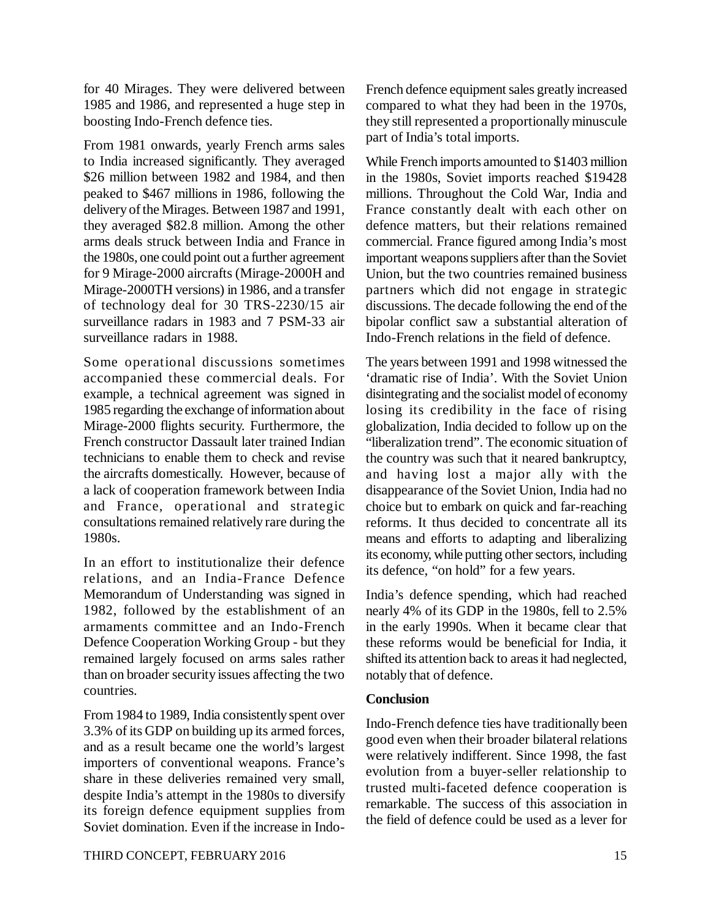for 40 Mirages. They were delivered between 1985 and 1986, and represented a huge step in boosting Indo-French defence ties.

From 1981 onwards, yearly French arms sales to India increased significantly. They averaged $26 million between 1982 and 1984, and then peaked to $467 millions in 1986, following the delivery of the Mirages. Between 1987 and 1991, they averaged $82.8 million. Among the other arms deals struck between India and France in the 1980s, one could point out a further agreement for 9 Mirage-2000 aircrafts (Mirage-2000H and Mirage-2000TH versions) in 1986, and a transfer of technology deal for 30 TRS-2230/15 air surveillance radars in 1983 and 7 PSM-33 air surveillance radars in 1988.

Some operational discussions sometimes accompanied these commercial deals. For example, a technical agreement was signed in 1985 regarding the exchange of information about Mirage-2000 flights security. Furthermore, the French constructor Dassault later trained Indian technicians to enable them to check and revise the aircrafts domestically. However, because of a lack of cooperation framework between India and France, operational and strategic consultations remained relatively rare during the 1980s.

In an effort to institutionalize their defence relations, and an India-France Defence Memorandum of Understanding was signed in 1982, followed by the establishment of an armaments committee and an Indo-French Defence Cooperation Working Group - but they remained largely focused on arms sales rather than on broader security issues affecting the two countries.

From 1984 to 1989, India consistently spent over 3.3% of its GDP on building up its armed forces, and as a result became one the world's largest importers of conventional weapons. France's share in these deliveries remained very small, despite India's attempt in the 1980s to diversify its foreign defence equipment supplies from Soviet domination. Even if the increase in Indo-French defence equipment sales greatly increased compared to what they had been in the 1970s, they still represented a proportionally minuscule part of India's total imports.

While French imports amounted to $1403 million in the 1980s, Soviet imports reached $19428 millions. Throughout the Cold War, India and France constantly dealt with each other on defence matters, but their relations remained commercial. France figured among India's most important weapons suppliers after than the Soviet Union, but the two countries remained business partners which did not engage in strategic discussions. The decade following the end of the bipolar conflict saw a substantial alteration of Indo-French relations in the field of defence.

The years between 1991 and 1998 witnessed the 'dramatic rise of India'. With the Soviet Union disintegrating and the socialist model of economy losing its credibility in the face of rising globalization, India decided to follow up on the "liberalization trend". The economic situation of the country was such that it neared bankruptcy, and having lost a major ally with the disappearance of the Soviet Union, India had no choice but to embark on quick and far-reaching reforms. It thus decided to concentrate all its means and efforts to adapting and liberalizing its economy, while putting other sectors, including its defence, "on hold" for a few years.

India's defence spending, which had reached nearly 4% of its GDP in the 1980s, fell to 2.5% in the early 1990s. When it became clear that these reforms would be beneficial for India, it shifted its attention back to areas it had neglected, notably that of defence.

**Conclusion**

Indo-French defence ties have traditionally been good even when their broader bilateral relations were relatively indifferent. Since 1998, the fast evolution from a buyer-seller relationship to trusted multi-faceted defence cooperation is remarkable. The success of this association in the field of defence could be used as a lever for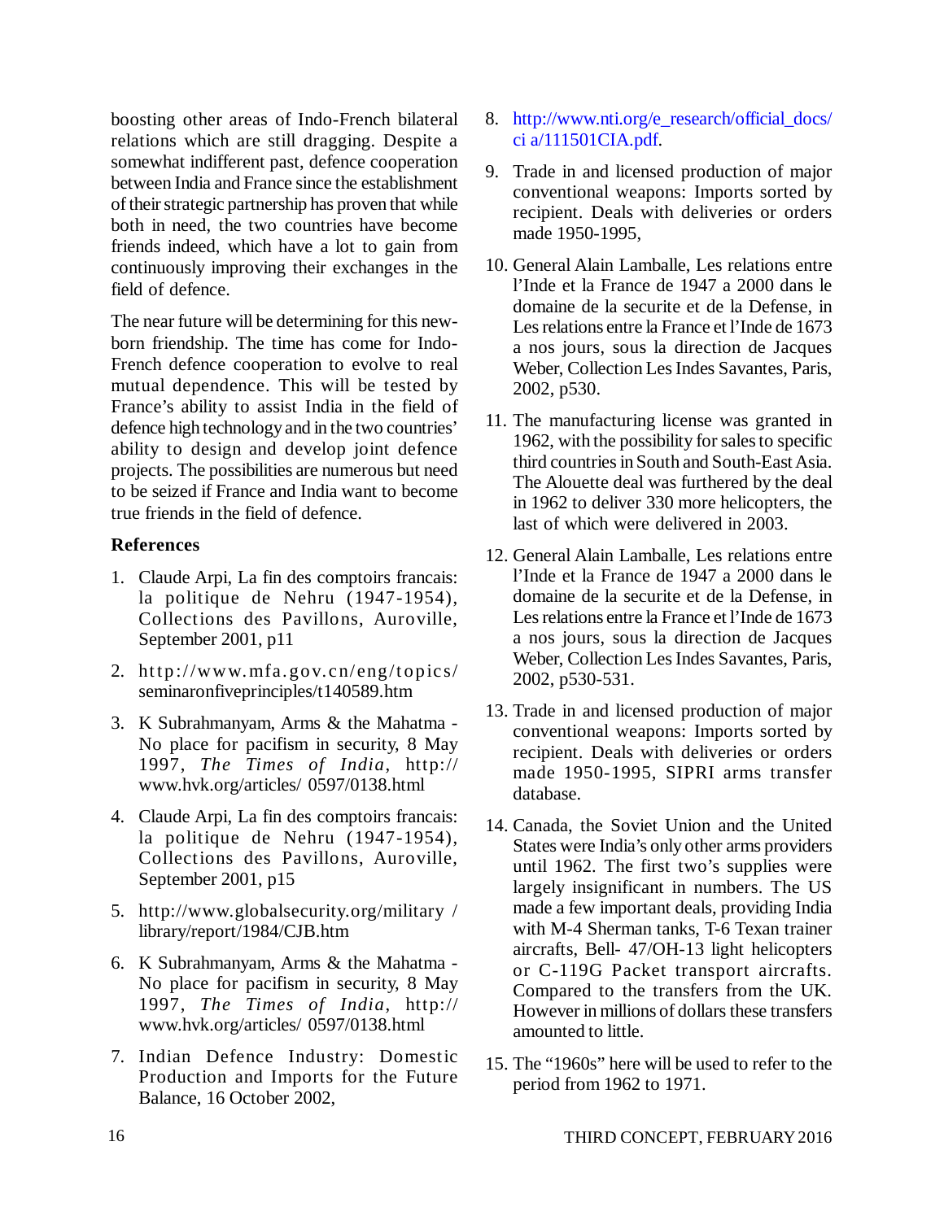boosting other areas of Indo-French bilateral relations which are still dragging. Despite a somewhat indifferent past, defence cooperation between India and France since the establishment of their strategic partnership has proven that while both in need, the two countries have become friends indeed, which have a lot to gain from continuously improving their exchanges in the field of defence.

The near future will be determining for this new-born friendship. The time has come for Indo-French defence cooperation to evolve to real mutual dependence. This will be tested by France's ability to assist India in the field of defence high technology and in the two countries' ability to design and develop joint defence projects. The possibilities are numerous but need to be seized if France and India want to become true friends in the field of defence.

### References

1. Claude Arpi, La fin des comptoirs francais: la politique de Nehru (1947-1954), Collections des Pavillons, Auroville, September 2001, p11
2. http://www.mfa.gov.cn/eng/topics/seminaronfiveprinciples/t140589.htm
3. K Subrahmanyam, Arms & the Mahatma - No place for pacifism in security, 8 May 1997, *The Times of India*, http://www.hvk.org/articles/ 0597/0138.html
4. Claude Arpi, La fin des comptoirs francais: la politique de Nehru (1947-1954), Collections des Pavillons, Auroville, September 2001, p15
5. http://www.globalsecurity.org/military / library/report/1984/CJB.htm
6. K Subrahmanyam, Arms & the Mahatma - No place for pacifism in security, 8 May 1997, *The Times of India*, http://www.hvk.org/articles/ 0597/0138.html
7. Indian Defence Industry: Domestic Production and Imports for the Future Balance, 16 October 2002,
8. http://www.nti.org/e_research/official_docs/ci a/111501CIA.pdf.
9. Trade in and licensed production of major conventional weapons: Imports sorted by recipient. Deals with deliveries or orders made 1950-1995,
10. General Alain Lamballe, Les relations entre l'Inde et la France de 1947 a 2000 dans le domaine de la securite et de la Defense, in Les relations entre la France et l'Inde de 1673 a nos jours, sous la direction de Jacques Weber, Collection Les Indes Savantes, Paris, 2002, p530.
11. The manufacturing license was granted in 1962, with the possibility for sales to specific third countries in South and South-East Asia. The Alouette deal was furthered by the deal in 1962 to deliver 330 more helicopters, the last of which were delivered in 2003.
12. General Alain Lamballe, Les relations entre l'Inde et la France de 1947 a 2000 dans le domaine de la securite et de la Defense, in Les relations entre la France et l'Inde de 1673 a nos jours, sous la direction de Jacques Weber, Collection Les Indes Savantes, Paris, 2002, p530-531.
13. Trade in and licensed production of major conventional weapons: Imports sorted by recipient. Deals with deliveries or orders made 1950-1995, SIPRI arms transfer database.
14. Canada, the Soviet Union and the United States were India's only other arms providers until 1962. The first two's supplies were largely insignificant in numbers. The US made a few important deals, providing India with M-4 Sherman tanks, T-6 Texan trainer aircrafts, Bell- 47/OH-13 light helicopters or C-119G Packet transport aircrafts. Compared to the transfers from the UK. However in millions of dollars these transfers amounted to little.
15. The "1960s" here will be used to refer to the period from 1962 to 1971.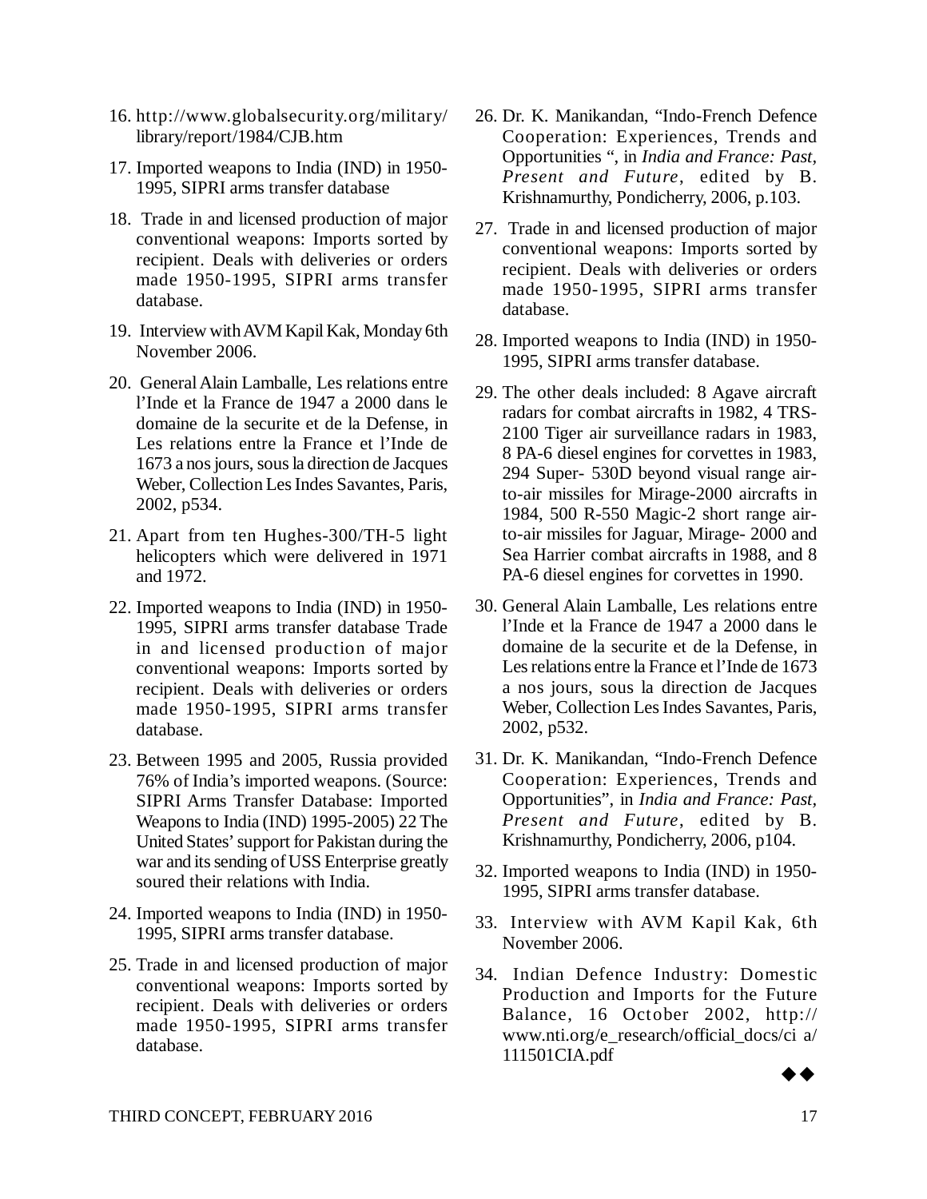16. http://www.globalsecurity.org/military/library/report/1984/CJB.htm

17. Imported weapons to India (IND) in 1950-1995, SIPRI arms transfer database

18. Trade in and licensed production of major conventional weapons: Imports sorted by recipient. Deals with deliveries or orders made 1950-1995, SIPRI arms transfer database.

19. Interview with AVM Kapil Kak, Monday 6th November 2006.

20. General Alain Lamballe, Les relations entre l'Inde et la France de 1947 a 2000 dans le domaine de la securite et de la Defense, in Les relations entre la France et l'Inde de 1673 a nos jours, sous la direction de Jacques Weber, Collection Les Indes Savantes, Paris, 2002, p534.

21. Apart from ten Hughes-300/TH-5 light helicopters which were delivered in 1971 and 1972.

22. Imported weapons to India (IND) in 1950-1995, SIPRI arms transfer database Trade in and licensed production of major conventional weapons: Imports sorted by recipient. Deals with deliveries or orders made 1950-1995, SIPRI arms transfer database.

23. Between 1995 and 2005, Russia provided 76% of India's imported weapons. (Source: SIPRI Arms Transfer Database: Imported Weapons to India (IND) 1995-2005) 22 The United States' support for Pakistan during the war and its sending of USS Enterprise greatly soured their relations with India.

24. Imported weapons to India (IND) in 1950-1995, SIPRI arms transfer database.

25. Trade in and licensed production of major conventional weapons: Imports sorted by recipient. Deals with deliveries or orders made 1950-1995, SIPRI arms transfer database.

26. Dr. K. Manikandan, "Indo-French Defence Cooperation: Experiences, Trends and Opportunities ", in *India and France: Past, Present and Future*, edited by B. Krishnamurthy, Pondicherry, 2006, p.103.

27. Trade in and licensed production of major conventional weapons: Imports sorted by recipient. Deals with deliveries or orders made 1950-1995, SIPRI arms transfer database.

28. Imported weapons to India (IND) in 1950-1995, SIPRI arms transfer database.

29. The other deals included: 8 Agave aircraft radars for combat aircrafts in 1982, 4 TRS-2100 Tiger air surveillance radars in 1983, 8 PA-6 diesel engines for corvettes in 1983, 294 Super- 530D beyond visual range air-to-air missiles for Mirage-2000 aircrafts in 1984, 500 R-550 Magic-2 short range air-to-air missiles for Jaguar, Mirage- 2000 and Sea Harrier combat aircrafts in 1988, and 8 PA-6 diesel engines for corvettes in 1990.

30. General Alain Lamballe, Les relations entre l'Inde et la France de 1947 a 2000 dans le domaine de la securite et de la Defense, in Les relations entre la France et l'Inde de 1673 a nos jours, sous la direction de Jacques Weber, Collection Les Indes Savantes, Paris, 2002, p532.

31. Dr. K. Manikandan, "Indo-French Defence Cooperation: Experiences, Trends and Opportunities", in *India and France: Past, Present and Future*, edited by B. Krishnamurthy, Pondicherry, 2006, p104.

32. Imported weapons to India (IND) in 1950-1995, SIPRI arms transfer database.

33. Interview with AVM Kapil Kak, 6th November 2006.

34. Indian Defence Industry: Domestic Production and Imports for the Future Balance, 16 October 2002, http://www.nti.org/e_research/official_docs/ci a/111501CIA.pdf

◆◆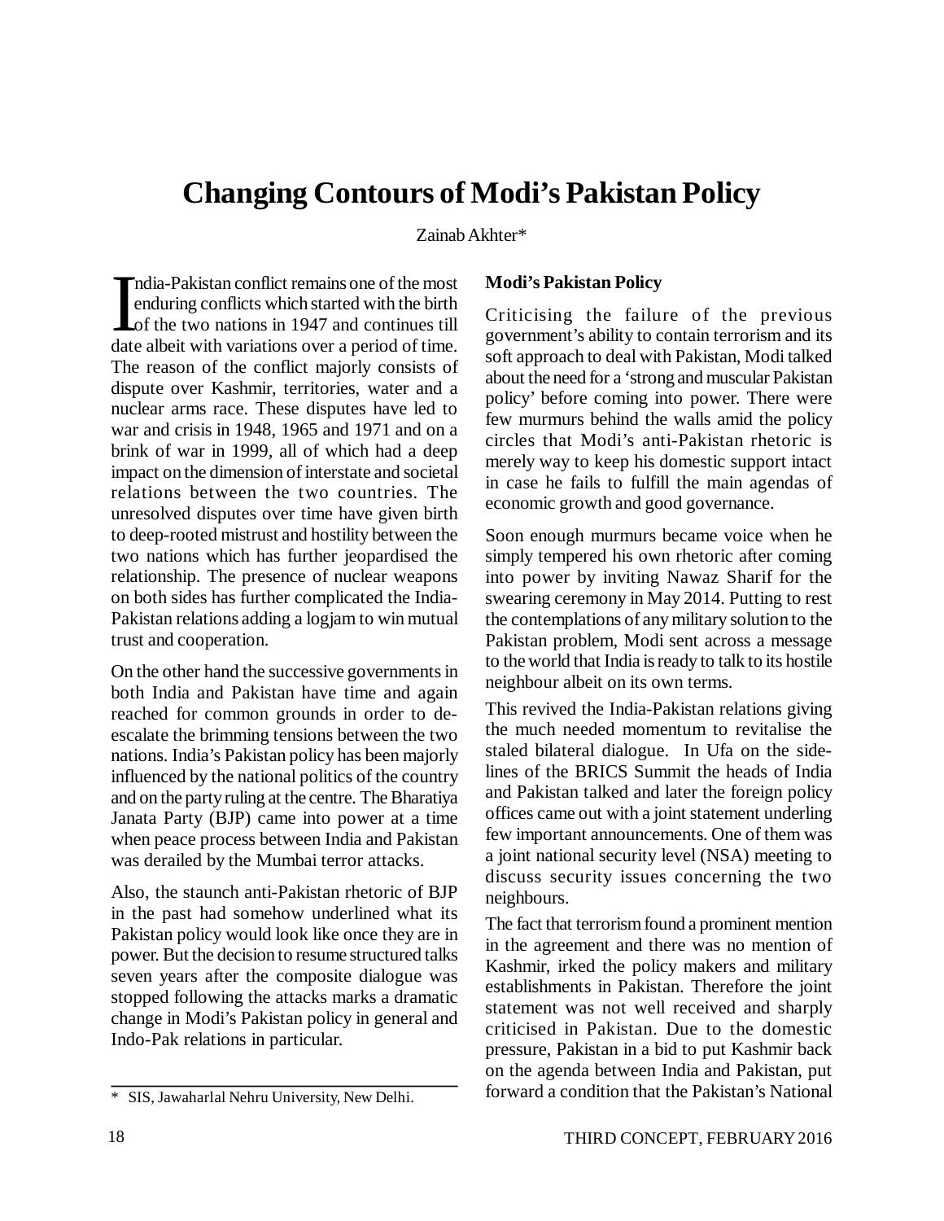# Changing Contours of Modi's Pakistan Policy

Zainab Akhter*

India-Pakistan conflict remains one of the most enduring conflicts which started with the birth of the two nations in 1947 and continues till date albeit with variations over a period of time. The reason of the conflict majorly consists of dispute over Kashmir, territories, water and a nuclear arms race. These disputes have led to war and crisis in 1948, 1965 and 1971 and on a brink of war in 1999, all of which had a deep impact on the dimension of interstate and societal relations between the two countries. The unresolved disputes over time have given birth to deep-rooted mistrust and hostility between the two nations which has further jeopardised the relationship. The presence of nuclear weapons on both sides has further complicated the India-Pakistan relations adding a logjam to win mutual trust and cooperation.

On the other hand the successive governments in both India and Pakistan have time and again reached for common grounds in order to de-escalate the brimming tensions between the two nations. India's Pakistan policy has been majorly influenced by the national politics of the country and on the party ruling at the centre. The Bharatiya Janata Party (BJP) came into power at a time when peace process between India and Pakistan was derailed by the Mumbai terror attacks.

Also, the staunch anti-Pakistan rhetoric of BJP in the past had somehow underlined what its Pakistan policy would look like once they are in power. But the decision to resume structured talks seven years after the composite dialogue was stopped following the attacks marks a dramatic change in Modi's Pakistan policy in general and Indo-Pak relations in particular.

\* SIS, Jawaharlal Nehru University, New Delhi.

### Modi's Pakistan Policy

Criticising the failure of the previous government's ability to contain terrorism and its soft approach to deal with Pakistan, Modi talked about the need for a 'strong and muscular Pakistan policy' before coming into power. There were few murmurs behind the walls amid the policy circles that Modi's anti-Pakistan rhetoric is merely way to keep his domestic support intact in case he fails to fulfill the main agendas of economic growth and good governance.

Soon enough murmurs became voice when he simply tempered his own rhetoric after coming into power by inviting Nawaz Sharif for the swearing ceremony in May 2014. Putting to rest the contemplations of any military solution to the Pakistan problem, Modi sent across a message to the world that India is ready to talk to its hostile neighbour albeit on its own terms.

This revived the India-Pakistan relations giving the much needed momentum to revitalise the staled bilateral dialogue. In Ufa on the side-lines of the BRICS Summit the heads of India and Pakistan talked and later the foreign policy offices came out with a joint statement underling few important announcements. One of them was a joint national security level (NSA) meeting to discuss security issues concerning the two neighbours.

The fact that terrorism found a prominent mention in the agreement and there was no mention of Kashmir, irked the policy makers and military establishments in Pakistan. Therefore the joint statement was not well received and sharply criticised in Pakistan. Due to the domestic pressure, Pakistan in a bid to put Kashmir back on the agenda between India and Pakistan, put forward a condition that the Pakistan's National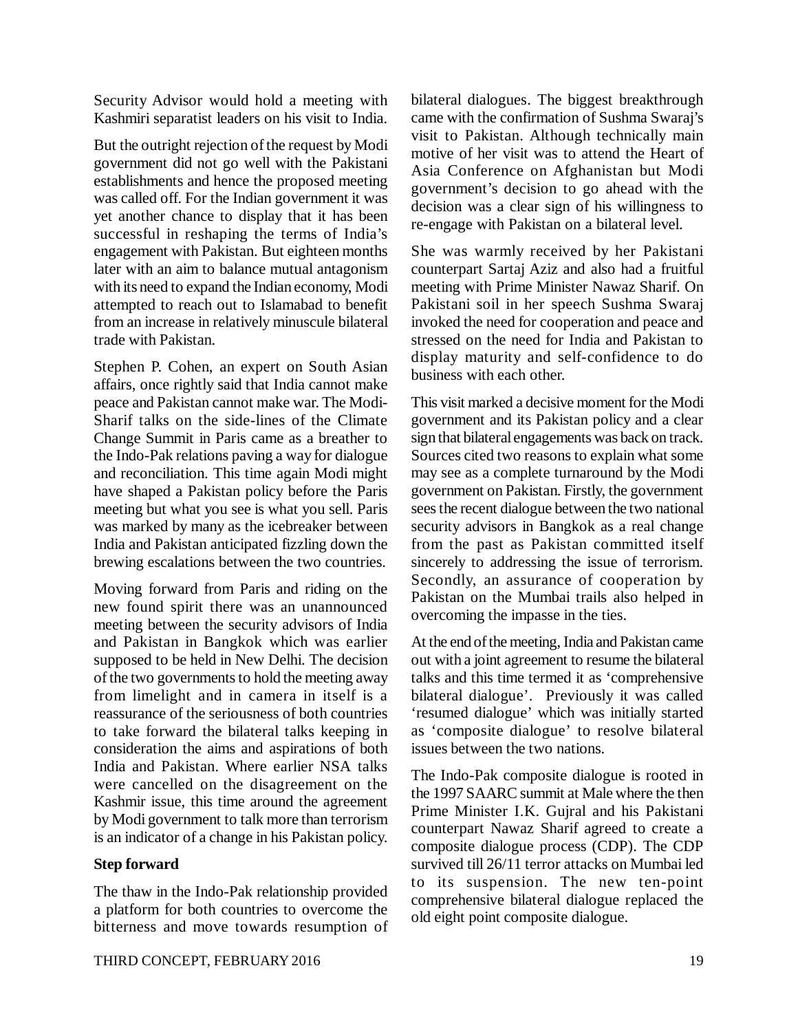Security Advisor would hold a meeting with Kashmiri separatist leaders on his visit to India.

But the outright rejection of the request by Modi government did not go well with the Pakistani establishments and hence the proposed meeting was called off. For the Indian government it was yet another chance to display that it has been successful in reshaping the terms of India's engagement with Pakistan. But eighteen months later with an aim to balance mutual antagonism with its need to expand the Indian economy, Modi attempted to reach out to Islamabad to benefit from an increase in relatively minuscule bilateral trade with Pakistan.

Stephen P. Cohen, an expert on South Asian affairs, once rightly said that India cannot make peace and Pakistan cannot make war. The Modi-Sharif talks on the side-lines of the Climate Change Summit in Paris came as a breather to the Indo-Pak relations paving a way for dialogue and reconciliation. This time again Modi might have shaped a Pakistan policy before the Paris meeting but what you see is what you sell. Paris was marked by many as the icebreaker between India and Pakistan anticipated fizzling down the brewing escalations between the two countries.

Moving forward from Paris and riding on the new found spirit there was an unannounced meeting between the security advisors of India and Pakistan in Bangkok which was earlier supposed to be held in New Delhi. The decision of the two governments to hold the meeting away from limelight and in camera in itself is a reassurance of the seriousness of both countries to take forward the bilateral talks keeping in consideration the aims and aspirations of both India and Pakistan. Where earlier NSA talks were cancelled on the disagreement on the Kashmir issue, this time around the agreement by Modi government to talk more than terrorism is an indicator of a change in his Pakistan policy.

**Step forward**

The thaw in the Indo-Pak relationship provided a platform for both countries to overcome the bitterness and move towards resumption of bilateral dialogues. The biggest breakthrough came with the confirmation of Sushma Swaraj's visit to Pakistan. Although technically main motive of her visit was to attend the Heart of Asia Conference on Afghanistan but Modi government's decision to go ahead with the decision was a clear sign of his willingness to re-engage with Pakistan on a bilateral level.

She was warmly received by her Pakistani counterpart Sartaj Aziz and also had a fruitful meeting with Prime Minister Nawaz Sharif. On Pakistani soil in her speech Sushma Swaraj invoked the need for cooperation and peace and stressed on the need for India and Pakistan to display maturity and self-confidence to do business with each other.

This visit marked a decisive moment for the Modi government and its Pakistan policy and a clear sign that bilateral engagements was back on track. Sources cited two reasons to explain what some may see as a complete turnaround by the Modi government on Pakistan. Firstly, the government sees the recent dialogue between the two national security advisors in Bangkok as a real change from the past as Pakistan committed itself sincerely to addressing the issue of terrorism. Secondly, an assurance of cooperation by Pakistan on the Mumbai trails also helped in overcoming the impasse in the ties.

At the end of the meeting, India and Pakistan came out with a joint agreement to resume the bilateral talks and this time termed it as 'comprehensive bilateral dialogue'. Previously it was called 'resumed dialogue' which was initially started as 'composite dialogue' to resolve bilateral issues between the two nations.

The Indo-Pak composite dialogue is rooted in the 1997 SAARC summit at Male where the then Prime Minister I.K. Gujral and his Pakistani counterpart Nawaz Sharif agreed to create a composite dialogue process (CDP). The CDP survived till 26/11 terror attacks on Mumbai led to its suspension. The new ten-point comprehensive bilateral dialogue replaced the old eight point composite dialogue.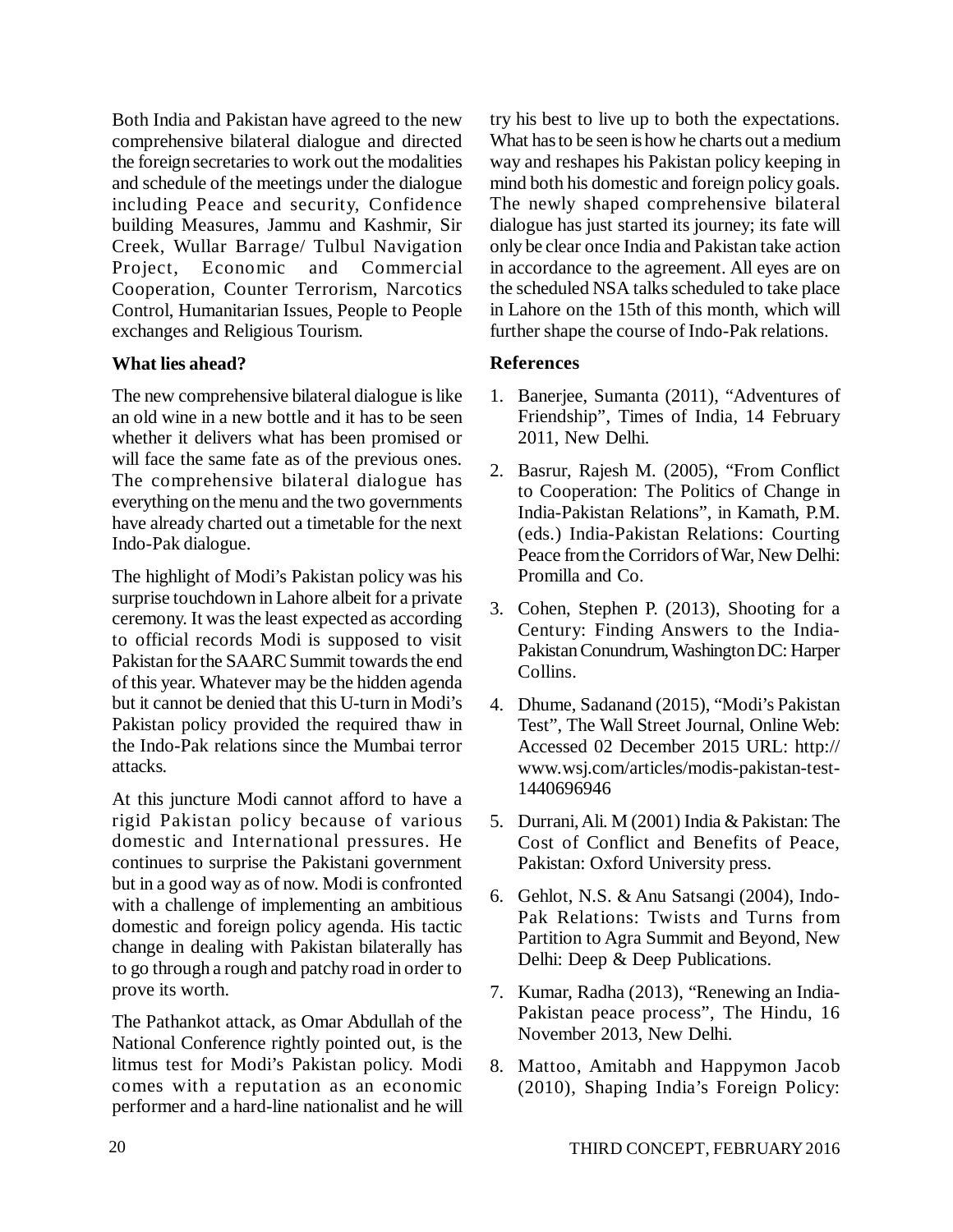Both India and Pakistan have agreed to the new comprehensive bilateral dialogue and directed the foreign secretaries to work out the modalities and schedule of the meetings under the dialogue including Peace and security, Confidence building Measures, Jammu and Kashmir, Sir Creek, Wullar Barrage/ Tulbul Navigation Project, Economic and Commercial Cooperation, Counter Terrorism, Narcotics Control, Humanitarian Issues, People to People exchanges and Religious Tourism.

**What lies ahead?**

The new comprehensive bilateral dialogue is like an old wine in a new bottle and it has to be seen whether it delivers what has been promised or will face the same fate as of the previous ones. The comprehensive bilateral dialogue has everything on the menu and the two governments have already charted out a timetable for the next Indo-Pak dialogue.

The highlight of Modi's Pakistan policy was his surprise touchdown in Lahore albeit for a private ceremony. It was the least expected as according to official records Modi is supposed to visit Pakistan for the SAARC Summit towards the end of this year. Whatever may be the hidden agenda but it cannot be denied that this U-turn in Modi's Pakistan policy provided the required thaw in the Indo-Pak relations since the Mumbai terror attacks.

At this juncture Modi cannot afford to have a rigid Pakistan policy because of various domestic and International pressures. He continues to surprise the Pakistani government but in a good way as of now. Modi is confronted with a challenge of implementing an ambitious domestic and foreign policy agenda. His tactic change in dealing with Pakistan bilaterally has to go through a rough and patchy road in order to prove its worth.

The Pathankot attack, as Omar Abdullah of the National Conference rightly pointed out, is the litmus test for Modi's Pakistan policy. Modi comes with a reputation as an economic performer and a hard-line nationalist and he will try his best to live up to both the expectations. What has to be seen is how he charts out a medium way and reshapes his Pakistan policy keeping in mind both his domestic and foreign policy goals. The newly shaped comprehensive bilateral dialogue has just started its journey; its fate will only be clear once India and Pakistan take action in accordance to the agreement. All eyes are on the scheduled NSA talks scheduled to take place in Lahore on the 15th of this month, which will further shape the course of Indo-Pak relations.

**References**

1. Banerjee, Sumanta (2011), "Adventures of Friendship", Times of India, 14 February 2011, New Delhi.
2. Basrur, Rajesh M. (2005), "From Conflict to Cooperation: The Politics of Change in India-Pakistan Relations", in Kamath, P.M. (eds.) India-Pakistan Relations: Courting Peace from the Corridors of War, New Delhi: Promilla and Co.
3. Cohen, Stephen P. (2013), Shooting for a Century: Finding Answers to the India-Pakistan Conundrum, Washington DC: Harper Collins.
4. Dhume, Sadanand (2015), "Modi's Pakistan Test", The Wall Street Journal, Online Web: Accessed 02 December 2015 URL: http://www.wsj.com/articles/modis-pakistan-test-1440696946
5. Durrani, Ali. M (2001) India & Pakistan: The Cost of Conflict and Benefits of Peace, Pakistan: Oxford University press.
6. Gehlot, N.S. & Anu Satsangi (2004), Indo-Pak Relations: Twists and Turns from Partition to Agra Summit and Beyond, New Delhi: Deep & Deep Publications.
7. Kumar, Radha (2013), "Renewing an India-Pakistan peace process", The Hindu, 16 November 2013, New Delhi.
8. Mattoo, Amitabh and Happymon Jacob (2010), Shaping India's Foreign Policy: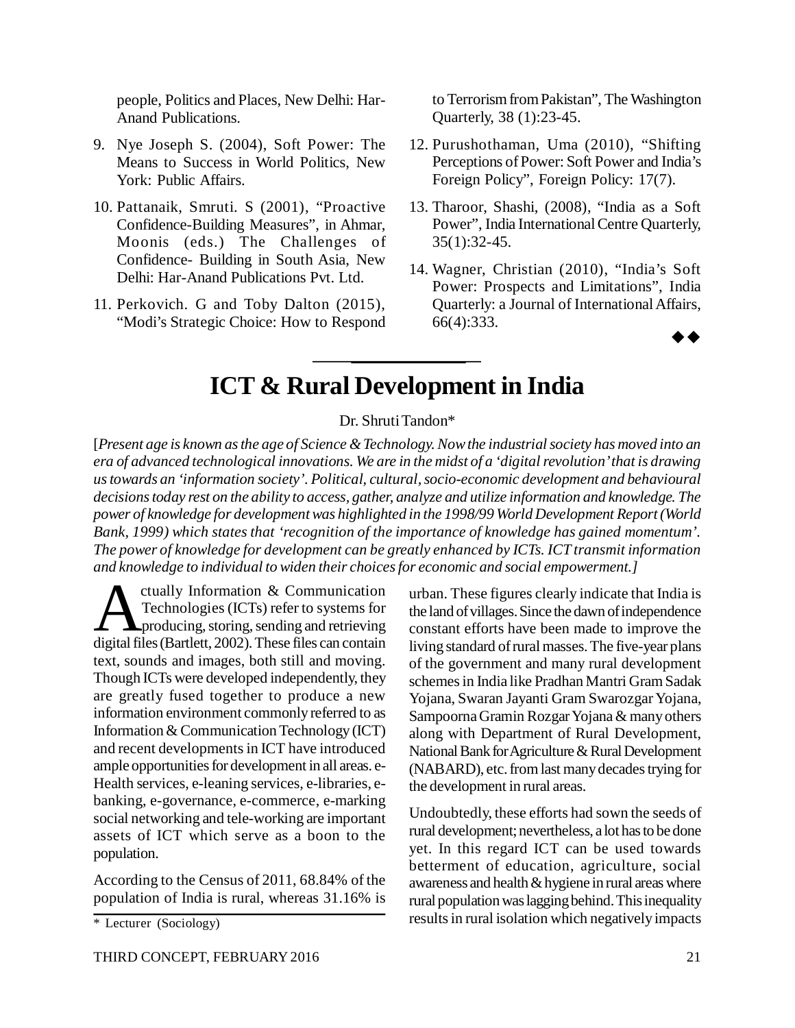people, Politics and Places, New Delhi: Har-Anand Publications.

9. Nye Joseph S. (2004), Soft Power: The Means to Success in World Politics, New York: Public Affairs.

10. Pattanaik, Smruti. S (2001), "Proactive Confidence-Building Measures", in Ahmar, Moonis (eds.) The Challenges of Confidence- Building in South Asia, New Delhi: Har-Anand Publications Pvt. Ltd.

11. Perkovich. G and Toby Dalton (2015), "Modi's Strategic Choice: How to Respond to Terrorism from Pakistan", The Washington Quarterly, 38 (1):23-45.

12. Purushothaman, Uma (2010), "Shifting Perceptions of Power: Soft Power and India's Foreign Policy", Foreign Policy: 17(7).

13. Tharoor, Shashi, (2008), "India as a Soft Power", India International Centre Quarterly, 35(1):32-45.

14. Wagner, Christian (2010), "India's Soft Power: Prospects and Limitations", India Quarterly: a Journal of International Affairs, 66(4):333.

◆◆

# ICT & Rural Development in India

Dr. Shruti Tandon*

[*Present age is known as the age of Science & Technology. Now the industrial society has moved into an era of advanced technological innovations. We are in the midst of a 'digital revolution' that is drawing us towards an 'information society'. Political, cultural, socio-economic development and behavioural decisions today rest on the ability to access, gather, analyze and utilize information and knowledge. The power of knowledge for development was highlighted in the 1998/99 World Development Report (World Bank, 1999) which states that 'recognition of the importance of knowledge has gained momentum'. The power of knowledge for development can be greatly enhanced by ICTs. ICT transmit information and knowledge to individual to widen their choices for economic and social empowerment.*]

Actually Information & Communication Technologies (ICTs) refer to systems for producing, storing, sending and retrieving digital files (Bartlett, 2002). These files can contain text, sounds and images, both still and moving. Though ICTs were developed independently, they are greatly fused together to produce a new information environment commonly referred to as Information & Communication Technology (ICT) and recent developments in ICT have introduced ample opportunities for development in all areas. e-Health services, e-leaning services, e-libraries, e-banking, e-governance, e-commerce, e-marking social networking and tele-working are important assets of ICT which serve as a boon to the population.

According to the Census of 2011, 68.84% of the population of India is rural, whereas 31.16% is urban. These figures clearly indicate that India is the land of villages. Since the dawn of independence constant efforts have been made to improve the living standard of rural masses. The five-year plans of the government and many rural development schemes in India like Pradhan Mantri Gram Sadak Yojana, Swaran Jayanti Gram Swarozgar Yojana, Sampoorna Gramin Rozgar Yojana & many others along with Department of Rural Development, National Bank for Agriculture & Rural Development (NABARD), etc. from last many decades trying for the development in rural areas.

Undoubtedly, these efforts had sown the seeds of rural development; nevertheless, a lot has to be done yet. In this regard ICT can be used towards betterment of education, agriculture, social awareness and health & hygiene in rural areas where rural population was lagging behind. This inequality results in rural isolation which negatively impacts

\* Lecturer (Sociology)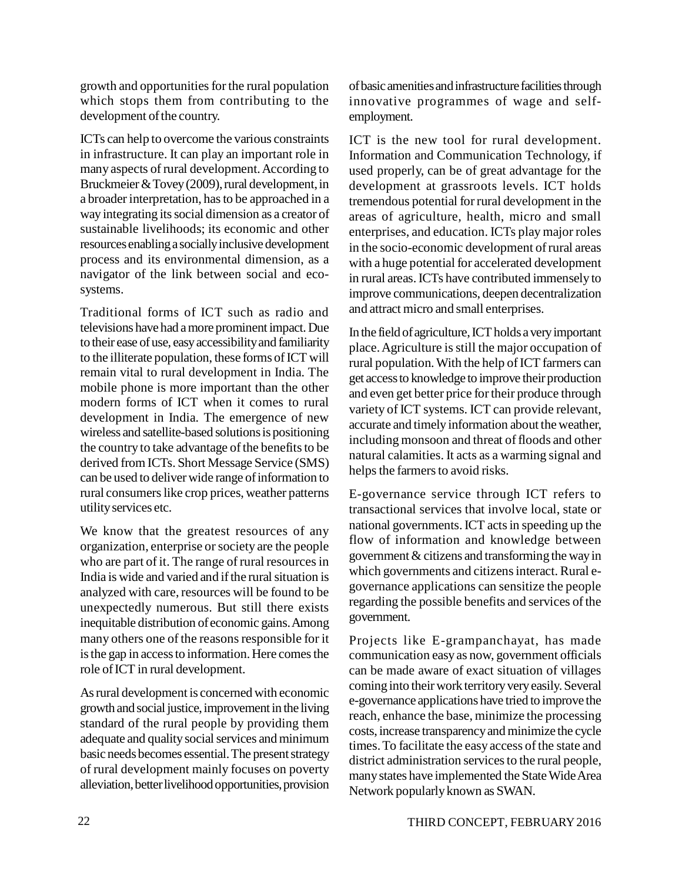growth and opportunities for the rural population which stops them from contributing to the development of the country.

ICTs can help to overcome the various constraints in infrastructure. It can play an important role in many aspects of rural development. According to Bruckmeier & Tovey (2009), rural development, in a broader interpretation, has to be approached in a way integrating its social dimension as a creator of sustainable livelihoods; its economic and other resources enabling a socially inclusive development process and its environmental dimension, as a navigator of the link between social and eco-systems.

Traditional forms of ICT such as radio and televisions have had a more prominent impact. Due to their ease of use, easy accessibility and familiarity to the illiterate population, these forms of ICT will remain vital to rural development in India. The mobile phone is more important than the other modern forms of ICT when it comes to rural development in India. The emergence of new wireless and satellite-based solutions is positioning the country to take advantage of the benefits to be derived from ICTs. Short Message Service (SMS) can be used to deliver wide range of information to rural consumers like crop prices, weather patterns utility services etc.

We know that the greatest resources of any organization, enterprise or society are the people who are part of it. The range of rural resources in India is wide and varied and if the rural situation is analyzed with care, resources will be found to be unexpectedly numerous. But still there exists inequitable distribution of economic gains. Among many others one of the reasons responsible for it is the gap in access to information. Here comes the role of ICT in rural development.

As rural development is concerned with economic growth and social justice, improvement in the living standard of the rural people by providing them adequate and quality social services and minimum basic needs becomes essential. The present strategy of rural development mainly focuses on poverty alleviation, better livelihood opportunities, provision of basic amenities and infrastructure facilities through innovative programmes of wage and self-employment.

ICT is the new tool for rural development. Information and Communication Technology, if used properly, can be of great advantage for the development at grassroots levels. ICT holds tremendous potential for rural development in the areas of agriculture, health, micro and small enterprises, and education. ICTs play major roles in the socio-economic development of rural areas with a huge potential for accelerated development in rural areas. ICTs have contributed immensely to improve communications, deepen decentralization and attract micro and small enterprises.

In the field of agriculture, ICT holds a very important place. Agriculture is still the major occupation of rural population. With the help of ICT farmers can get access to knowledge to improve their production and even get better price for their produce through variety of ICT systems. ICT can provide relevant, accurate and timely information about the weather, including monsoon and threat of floods and other natural calamities. It acts as a warming signal and helps the farmers to avoid risks.

E-governance service through ICT refers to transactional services that involve local, state or national governments. ICT acts in speeding up the flow of information and knowledge between government & citizens and transforming the way in which governments and citizens interact. Rural e-governance applications can sensitize the people regarding the possible benefits and services of the government.

Projects like E-grampanchayat, has made communication easy as now, government officials can be made aware of exact situation of villages coming into their work territory very easily. Several e-governance applications have tried to improve the reach, enhance the base, minimize the processing costs, increase transparency and minimize the cycle times. To facilitate the easy access of the state and district administration services to the rural people, many states have implemented the State Wide Area Network popularly known as SWAN.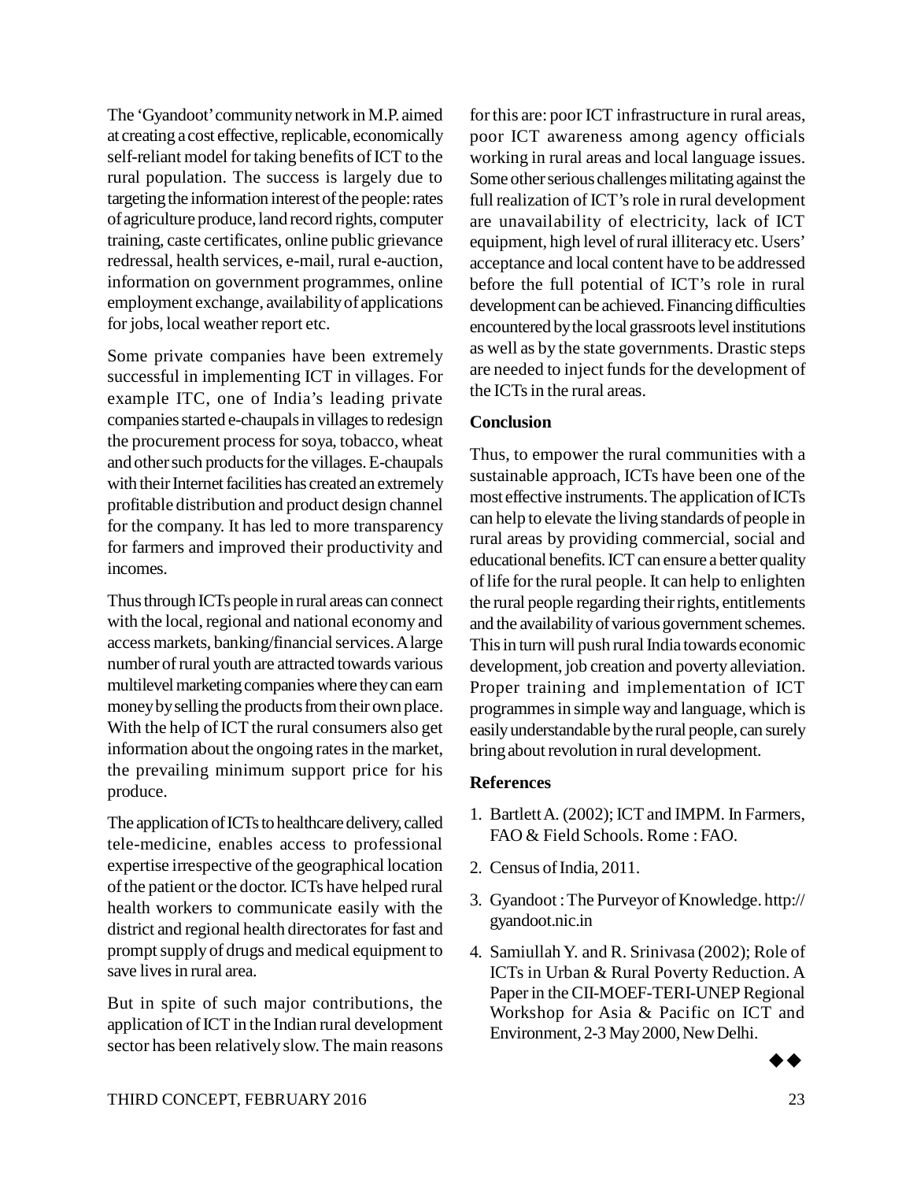The 'Gyandoot' community network in M.P. aimed at creating a cost effective, replicable, economically self-reliant model for taking benefits of ICT to the rural population. The success is largely due to targeting the information interest of the people: rates of agriculture produce, land record rights, computer training, caste certificates, online public grievance redressal, health services, e-mail, rural e-auction, information on government programmes, online employment exchange, availability of applications for jobs, local weather report etc.

Some private companies have been extremely successful in implementing ICT in villages. For example ITC, one of India's leading private companies started e-chaupals in villages to redesign the procurement process for soya, tobacco, wheat and other such products for the villages. E-chaupals with their Internet facilities has created an extremely profitable distribution and product design channel for the company. It has led to more transparency for farmers and improved their productivity and incomes.

Thus through ICTs people in rural areas can connect with the local, regional and national economy and access markets, banking/financial services. A large number of rural youth are attracted towards various multilevel marketing companies where they can earn money by selling the products from their own place. With the help of ICT the rural consumers also get information about the ongoing rates in the market, the prevailing minimum support price for his produce.

The application of ICTs to healthcare delivery, called tele-medicine, enables access to professional expertise irrespective of the geographical location of the patient or the doctor. ICTs have helped rural health workers to communicate easily with the district and regional health directorates for fast and prompt supply of drugs and medical equipment to save lives in rural area.

But in spite of such major contributions, the application of ICT in the Indian rural development sector has been relatively slow. The main reasons for this are: poor ICT infrastructure in rural areas, poor ICT awareness among agency officials working in rural areas and local language issues. Some other serious challenges militating against the full realization of ICT's role in rural development are unavailability of electricity, lack of ICT equipment, high level of rural illiteracy etc. Users' acceptance and local content have to be addressed before the full potential of ICT's role in rural development can be achieved. Financing difficulties encountered by the local grassroots level institutions as well as by the state governments. Drastic steps are needed to inject funds for the development of the ICTs in the rural areas.

## Conclusion

Thus, to empower the rural communities with a sustainable approach, ICTs have been one of the most effective instruments. The application of ICTs can help to elevate the living standards of people in rural areas by providing commercial, social and educational benefits. ICT can ensure a better quality of life for the rural people. It can help to enlighten the rural people regarding their rights, entitlements and the availability of various government schemes. This in turn will push rural India towards economic development, job creation and poverty alleviation. Proper training and implementation of ICT programmes in simple way and language, which is easily understandable by the rural people, can surely bring about revolution in rural development.

## References

1. Bartlett A. (2002); ICT and IMPM. In Farmers, FAO & Field Schools. Rome : FAO.
2. Census of India, 2011.
3. Gyandoot : The Purveyor of Knowledge. http://gyandoot.nic.in
4. Samiullah Y. and R. Srinivasa (2002); Role of ICTs in Urban & Rural Poverty Reduction. A Paper in the CII-MOEF-TERI-UNEP Regional Workshop for Asia & Pacific on ICT and Environment, 2-3 May 2000, New Delhi.

◆◆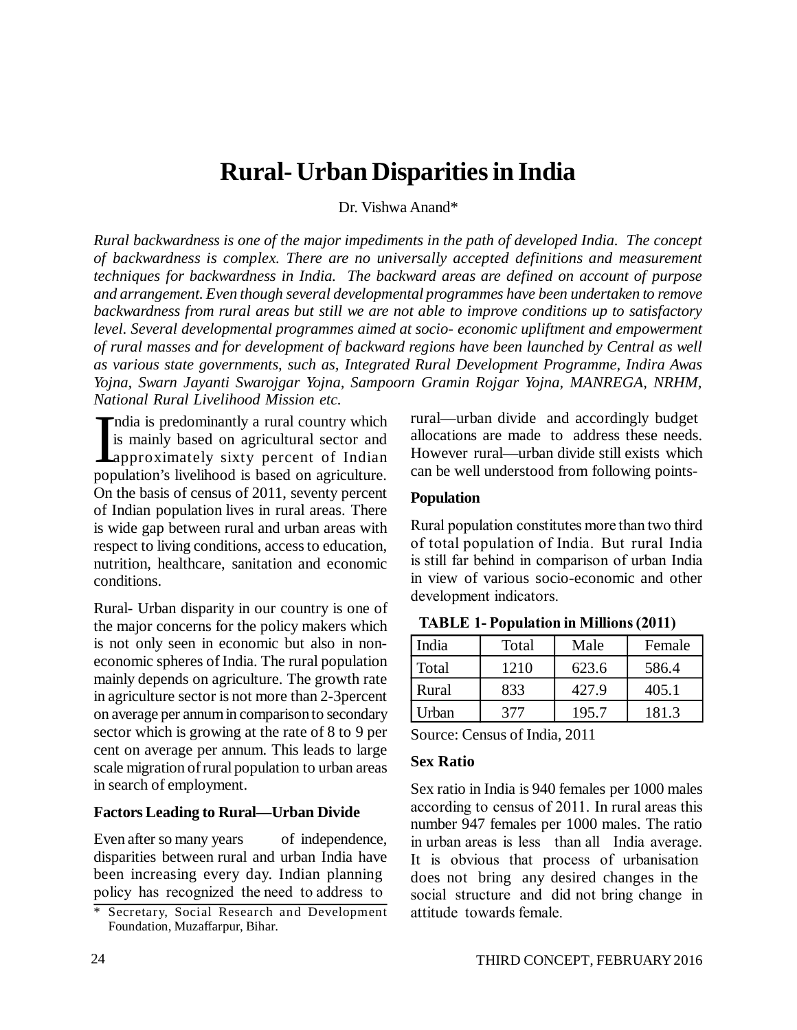# Rural- Urban Disparities in India

Dr. Vishwa Anand*

*Rural backwardness is one of the major impediments in the path of developed India. The concept of backwardness is complex. There are no universally accepted definitions and measurement techniques for backwardness in India. The backward areas are defined on account of purpose and arrangement. Even though several developmental programmes have been undertaken to remove backwardness from rural areas but still we are not able to improve conditions up to satisfactory level. Several developmental programmes aimed at socio- economic upliftment and empowerment of rural masses and for development of backward regions have been launched by Central as well as various state governments, such as, Integrated Rural Development Programme, Indira Awas Yojna, Swarn Jayanti Swarojgar Yojna, Sampoorn Gramin Rojgar Yojna, MANREGA, NRHM, National Rural Livelihood Mission etc.*

India is predominantly a rural country which is mainly based on agricultural sector and approximately sixty percent of Indian population's livelihood is based on agriculture. On the basis of census of 2011, seventy percent of Indian population lives in rural areas. There is wide gap between rural and urban areas with respect to living conditions, access to education, nutrition, healthcare, sanitation and economic conditions.

Rural- Urban disparity in our country is one of the major concerns for the policy makers which is not only seen in economic but also in non-economic spheres of India. The rural population mainly depends on agriculture. The growth rate in agriculture sector is not more than 2-3percent on average per annum in comparison to secondary sector which is growing at the rate of 8 to 9 per cent on average per annum. This leads to large scale migration of rural population to urban areas in search of employment.

### Factors Leading to Rural—Urban Divide

Even after so many years of independence, disparities between rural and urban India have been increasing every day. Indian planning policy has recognized the need to address to rural—urban divide and accordingly budget allocations are made to address these needs. However rural—urban divide still exists which can be well understood from following points-

### Population

Rural population constitutes more than two third of total population of India. But rural India is still far behind in comparison of urban India in view of various socio-economic and other development indicators.

**TABLE 1- Population in Millions (2011)**

| India | Total | Male | Female |
|---|---|---|---|
| Total | 1210 | 623.6 | 586.4 |
| Rural | 833 | 427.9 | 405.1 |
| Urban | 377 | 195.7 | 181.3 |

Source: Census of India, 2011

### Sex Ratio

Sex ratio in India is 940 females per 1000 males according to census of 2011. In rural areas this number 947 females per 1000 males. The ratio in urban areas is less than all India average. It is obvious that process of urbanisation does not bring any desired changes in the social structure and did not bring change in attitude towards female.

* Secretary, Social Research and Development Foundation, Muzaffarpur, Bihar.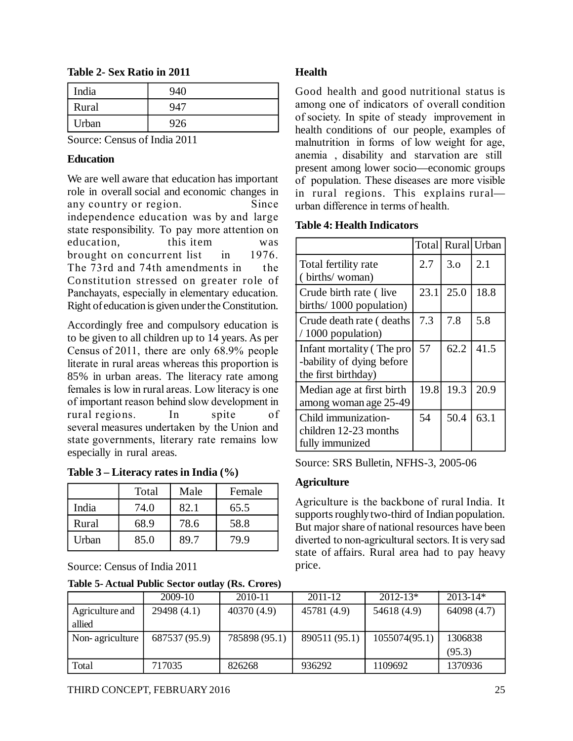**Table 2- Sex Ratio in 2011**

| India | 940 |
|---|---|
| Rural | 947 |
| Urban | 926 |

Source: Census of India 2011

### Education

We are well aware that education has important role in overall social and economic changes in any country or region. Since independence education was by and large state responsibility. To pay more attention on education, this item was brought on concurrent list in 1976. The 73rd and 74th amendments in the Constitution stressed on greater role of Panchayats, especially in elementary education. Right of education is given under the Constitution.

Accordingly free and compulsory education is to be given to all children up to 14 years. As per Census of 2011, there are only 68.9% people literate in rural areas whereas this proportion is 85% in urban areas. The literacy rate among females is low in rural areas. Low literacy is one of important reason behind slow development in rural regions. In spite of several measures undertaken by the Union and state governments, literary rate remains low especially in rural areas.

**Table 3 – Literacy rates in India (%)**

| | Total | Male | Female |
|---|---|---|---|
| India | 74.0 | 82.1 | 65.5 |
| Rural | 68.9 | 78.6 | 58.8 |
| Urban | 85.0 | 89.7 | 79.9 |

Source: Census of India 2011

### Health

Good health and good nutritional status is among one of indicators of overall condition of society. In spite of steady improvement in health conditions of our people, examples of malnutrition in forms of low weight for age, anemia , disability and starvation are still present among lower socio—economic groups of population. These diseases are more visible in rural regions. This explains rural—urban difference in terms of health.

**Table 4: Health Indicators**

| | Total | Rural | Urban |
|---|---|---|---|
| Total fertility rate ( births/ woman) | 2.7 | 3.o | 2.1 |
| Crude birth rate ( live births/ 1000 population) | 23.1 | 25.0 | 18.8 |
| Crude death rate ( deaths / 1000 population) | 7.3 | 7.8 | 5.8 |
| Infant mortality ( The pro -bability of dying before the first birthday) | 57 | 62.2 | 41.5 |
| Median age at first birth among woman age 25-49 | 19.8 | 19.3 | 20.9 |
| Child immunization- children 12-23 months fully immunized | 54 | 50.4 | 63.1 |

Source: SRS Bulletin, NFHS-3, 2005-06

### Agriculture

Agriculture is the backbone of rural India. It supports roughly two-third of Indian population. But major share of national resources have been diverted to non-agricultural sectors. It is very sad state of affairs. Rural area had to pay heavy price.

**Table 5- Actual Public Sector outlay (Rs. Crores)**

| | 2009-10 | 2010-11 | 2011-12 | 2012-13* | 2013-14* |
|---|---|---|---|---|---|
| Agriculture and allied | 29498 (4.1) | 40370 (4.9) | 45781 (4.9) | 54618 (4.9) | 64098 (4.7) |
| Non- agriculture | 687537 (95.9) | 785898 (95.1) | 890511 (95.1) | 1055074(95.1) | 1306838 (95.3) |
| Total | 717035 | 826268 | 936292 | 1109692 | 1370936 |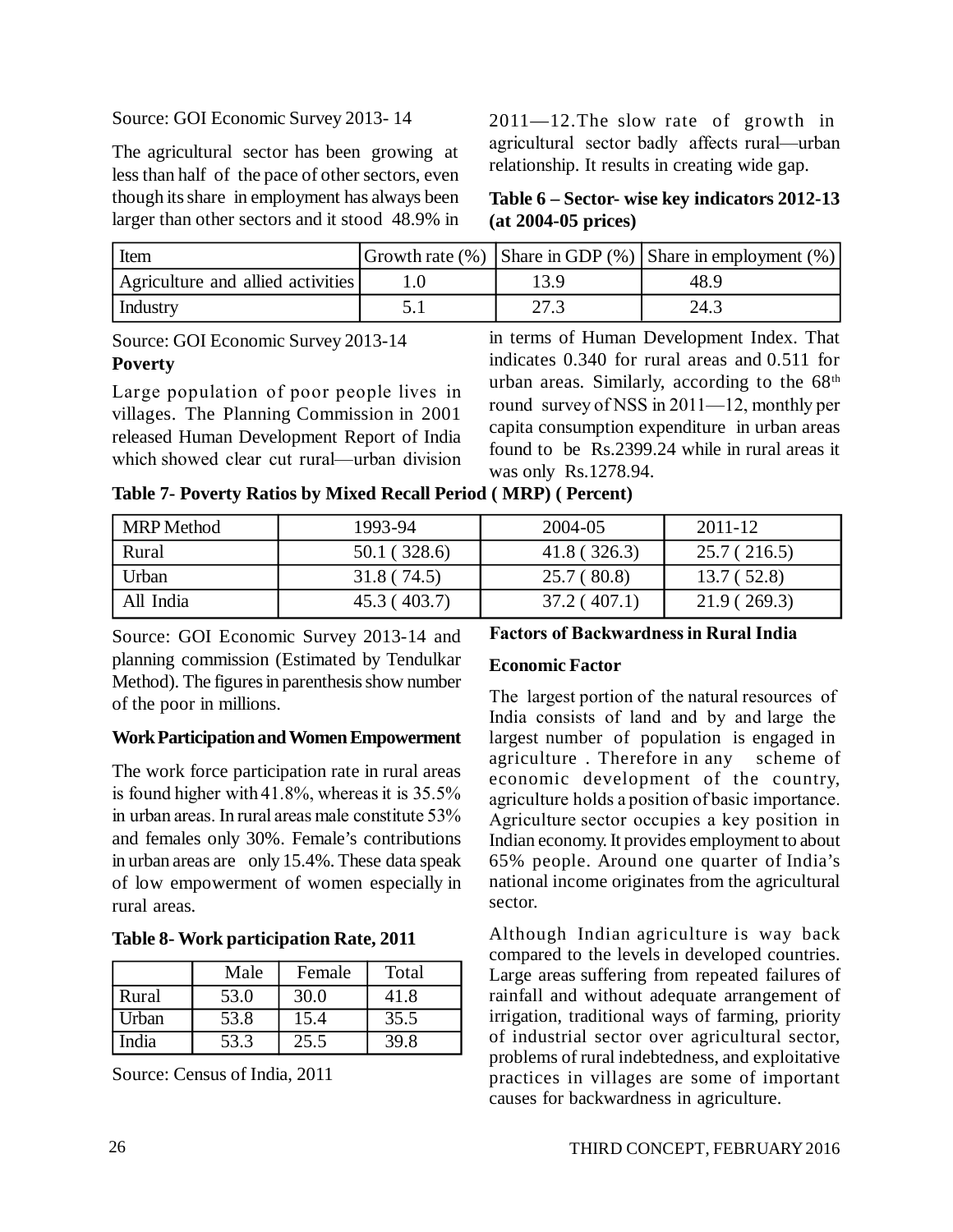Source: GOI Economic Survey 2013- 14

The agricultural sector has been growing at less than half of the pace of other sectors, even though its share in employment has always been larger than other sectors and it stood 48.9% in 2011—12.The slow rate of growth in agricultural sector badly affects rural—urban relationship. It results in creating wide gap.

**Table 6 – Sector- wise key indicators 2012-13 (at 2004-05 prices)**

| Item | Growth rate (%) | Share in GDP (%) | Share in employment (%) |
|---|---|---|---|
| Agriculture and allied activities | 1.0 | 13.9 | 48.9 |
| Industry | 5.1 | 27.3 | 24.3 |

Source: GOI Economic Survey 2013-14

**Poverty**

Large population of poor people lives in villages. The Planning Commission in 2001 released Human Development Report of India which showed clear cut rural—urban division in terms of Human Development Index. That indicates 0.340 for rural areas and 0.511 for urban areas. Similarly, according to the 68th round survey of NSS in 2011—12, monthly per capita consumption expenditure in urban areas found to be Rs.2399.24 while in rural areas it was only Rs.1278.94.

**Table 7- Poverty Ratios by Mixed Recall Period ( MRP) ( Percent)**

| MRP Method | 1993-94 | 2004-05 | 2011-12 |
|---|---|---|---|
| Rural | 50.1 ( 328.6) | 41.8 ( 326.3) | 25.7 ( 216.5) |
| Urban | 31.8 ( 74.5) | 25.7 ( 80.8) | 13.7 ( 52.8) |
| All India | 45.3 ( 403.7) | 37.2 ( 407.1) | 21.9 ( 269.3) |

Source: GOI Economic Survey 2013-14 and planning commission (Estimated by Tendulkar Method). The figures in parenthesis show number of the poor in millions.

**Work Participation and Women Empowerment**

The work force participation rate in rural areas is found higher with 41.8%, whereas it is 35.5% in urban areas. In rural areas male constitute 53% and females only 30%. Female's contributions in urban areas are only 15.4%. These data speak of low empowerment of women especially in rural areas.

**Table 8- Work participation Rate, 2011**

| | Male | Female | Total |
|---|---|---|---|
| Rural | 53.0 | 30.0 | 41.8 |
| Urban | 53.8 | 15.4 | 35.5 |
| India | 53.3 | 25.5 | 39.8 |

Source: Census of India, 2011

**Factors of Backwardness in Rural India**

**Economic Factor**

The largest portion of the natural resources of India consists of land and by and large the largest number of population is engaged in agriculture . Therefore in any scheme of economic development of the country, agriculture holds a position of basic importance. Agriculture sector occupies a key position in Indian economy. It provides employment to about 65% people. Around one quarter of India's national income originates from the agricultural sector.

Although Indian agriculture is way back compared to the levels in developed countries. Large areas suffering from repeated failures of rainfall and without adequate arrangement of irrigation, traditional ways of farming, priority of industrial sector over agricultural sector, problems of rural indebtedness, and exploitative practices in villages are some of important causes for backwardness in agriculture.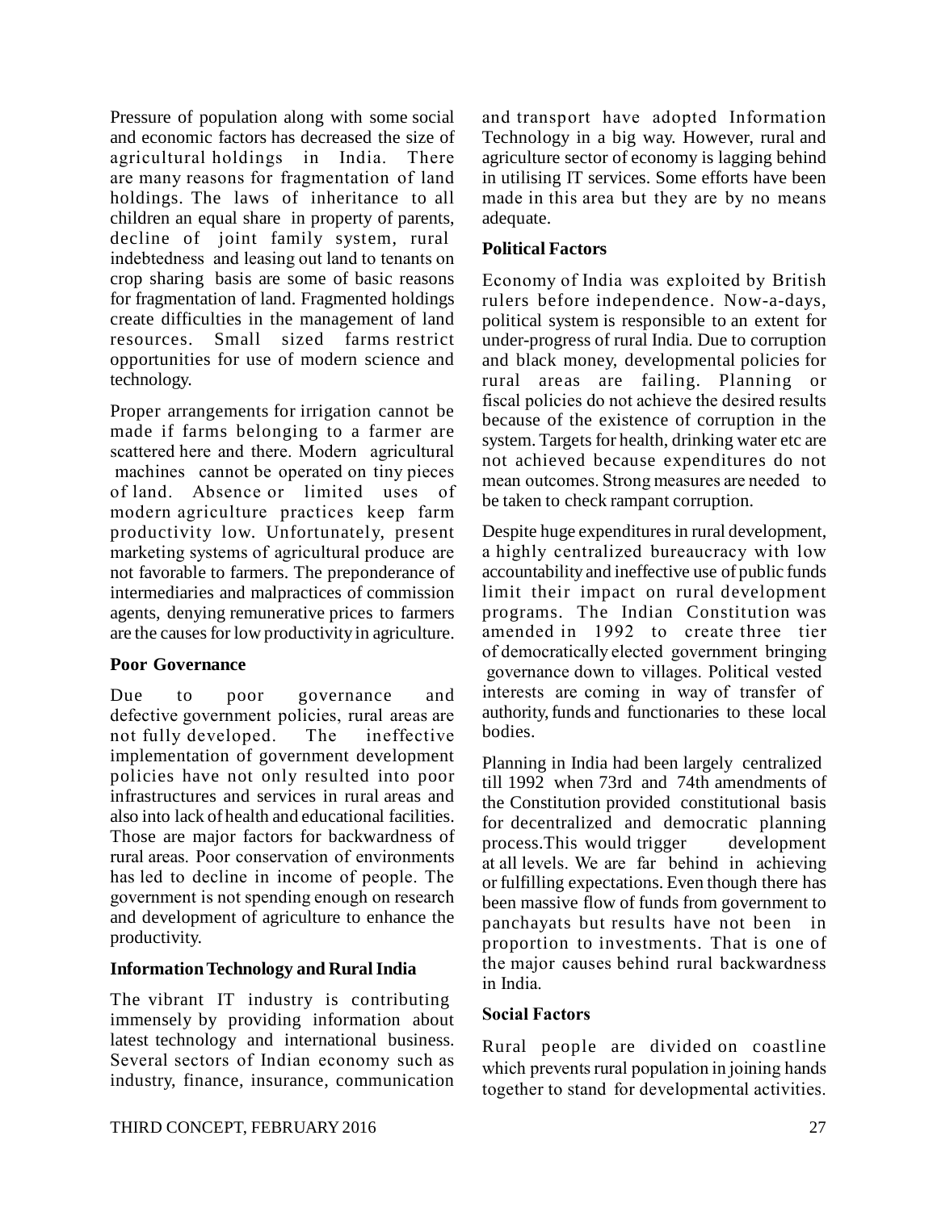Pressure of population along with some social and economic factors has decreased the size of agricultural holdings in India. There are many reasons for fragmentation of land holdings. The laws of inheritance to all children an equal share in property of parents, decline of joint family system, rural indebtedness and leasing out land to tenants on crop sharing basis are some of basic reasons for fragmentation of land. Fragmented holdings create difficulties in the management of land resources. Small sized farms restrict opportunities for use of modern science and technology.

Proper arrangements for irrigation cannot be made if farms belonging to a farmer are scattered here and there. Modern agricultural machines cannot be operated on tiny pieces of land. Absence or limited uses of modern agriculture practices keep farm productivity low. Unfortunately, present marketing systems of agricultural produce are not favorable to farmers. The preponderance of intermediaries and malpractices of commission agents, denying remunerative prices to farmers are the causes for low productivity in agriculture.

**Poor Governance**

Due to poor governance and defective government policies, rural areas are not fully developed. The ineffective implementation of government development policies have not only resulted into poor infrastructures and services in rural areas and also into lack of health and educational facilities. Those are major factors for backwardness of rural areas. Poor conservation of environments has led to decline in income of people. The government is not spending enough on research and development of agriculture to enhance the productivity.

**Information Technology and Rural India**

The vibrant IT industry is contributing immensely by providing information about latest technology and international business. Several sectors of Indian economy such as industry, finance, insurance, communication and transport have adopted Information Technology in a big way. However, rural and agriculture sector of economy is lagging behind in utilising IT services. Some efforts have been made in this area but they are by no means adequate.

**Political Factors**

Economy of India was exploited by British rulers before independence. Now-a-days, political system is responsible to an extent for under-progress of rural India. Due to corruption and black money, developmental policies for rural areas are failing. Planning or fiscal policies do not achieve the desired results because of the existence of corruption in the system. Targets for health, drinking water etc are not achieved because expenditures do not mean outcomes. Strong measures are needed to be taken to check rampant corruption.

Despite huge expenditures in rural development, a highly centralized bureaucracy with low accountability and ineffective use of public funds limit their impact on rural development programs. The Indian Constitution was amended in 1992 to create three tier of democratically elected government bringing governance down to villages. Political vested interests are coming in way of transfer of authority, funds and functionaries to these local bodies.

Planning in India had been largely centralized till 1992 when 73rd and 74th amendments of the Constitution provided constitutional basis for decentralized and democratic planning process.This would trigger development at all levels. We are far behind in achieving or fulfilling expectations. Even though there has been massive flow of funds from government to panchayats but results have not been in proportion to investments. That is one of the major causes behind rural backwardness in India.

**Social Factors**

Rural people are divided on coastline which prevents rural population in joining hands together to stand for developmental activities.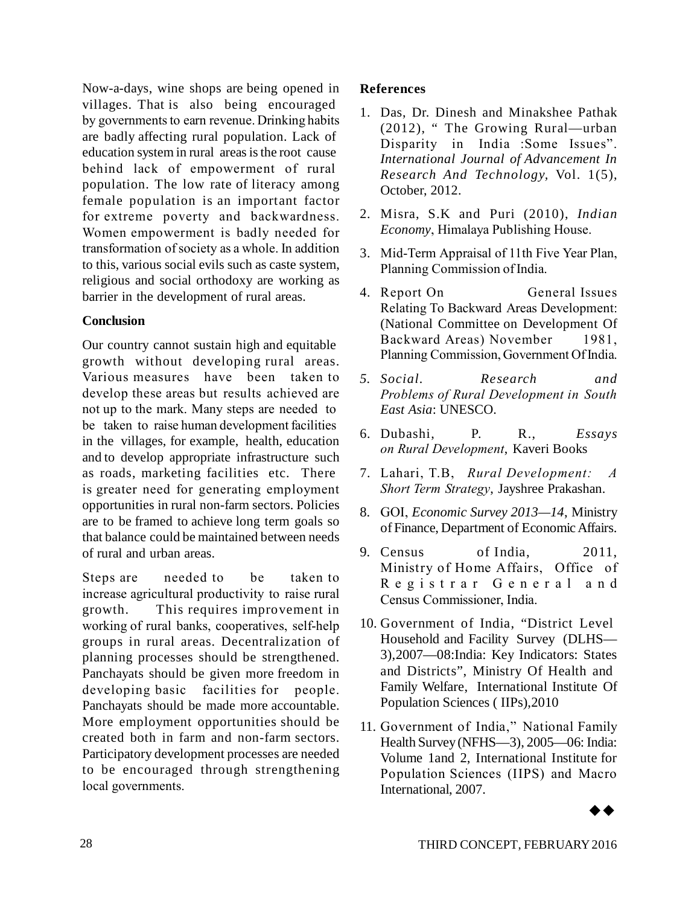Now-a-days, wine shops are being opened in villages. That is also being encouraged by governments to earn revenue. Drinking habits are badly affecting rural population. Lack of education system in rural areas is the root cause behind lack of empowerment of rural population. The low rate of literacy among female population is an important factor for extreme poverty and backwardness. Women empowerment is badly needed for transformation of society as a whole. In addition to this, various social evils such as caste system, religious and social orthodoxy are working as barrier in the development of rural areas.

## Conclusion

Our country cannot sustain high and equitable growth without developing rural areas. Various measures have been taken to develop these areas but results achieved are not up to the mark. Many steps are needed to be taken to raise human development facilities in the villages, for example, health, education and to develop appropriate infrastructure such as roads, marketing facilities etc. There is greater need for generating employment opportunities in rural non-farm sectors. Policies are to be framed to achieve long term goals so that balance could be maintained between needs of rural and urban areas.

Steps are needed to be taken to increase agricultural productivity to raise rural growth. This requires improvement in working of rural banks, cooperatives, self-help groups in rural areas. Decentralization of planning processes should be strengthened. Panchayats should be given more freedom in developing basic facilities for people. Panchayats should be made more accountable. More employment opportunities should be created both in farm and non-farm sectors. Participatory development processes are needed to be encouraged through strengthening local governments.

## References

1. Das, Dr. Dinesh and Minakshee Pathak (2012), " The Growing Rural—urban Disparity in India :Some Issues". *International Journal of Advancement In Research And Technology,* Vol. 1(5), October, 2012.
2. Misra, S.K and Puri (2010), *Indian Economy*, Himalaya Publishing House.
3. Mid-Term Appraisal of 11th Five Year Plan, Planning Commission of India.
4. Report On General Issues Relating To Backward Areas Development: (National Committee on Development Of Backward Areas) November 1981, Planning Commission, Government Of India.
5. *Social. Research and Problems of Rural Development in South East Asia*: UNESCO.
6. Dubashi, P. R., *Essays on Rural Development*, Kaveri Books
7. Lahari, T.B, *Rural Development: A Short Term Strategy*, Jayshree Prakashan.
8. GOI, *Economic Survey 2013—14*, Ministry of Finance, Department of Economic Affairs.
9. Census of India, 2011, Ministry of Home Affairs, Office of Registrar General and Census Commissioner, India.
10. Government of India, "District Level Household and Facility Survey (DLHS—3),2007—08:India: Key Indicators: States and Districts", Ministry Of Health and Family Welfare, International Institute Of Population Sciences ( IIPs),2010
11. Government of India," National Family Health Survey (NFHS—3), 2005—06: India: Volume 1and 2, International Institute for Population Sciences (IIPS) and Macro International, 2007.

◆◆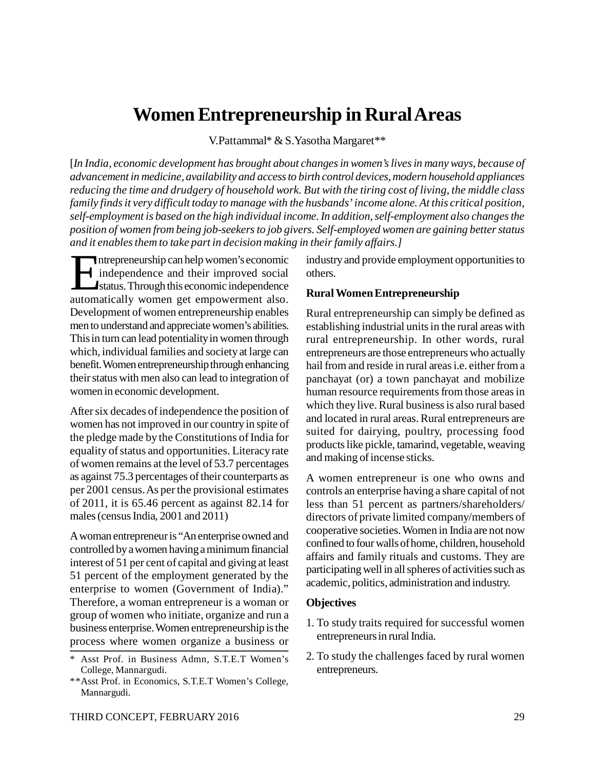# Women Entrepreneurship in Rural Areas

V.Pattammal* & S.Yasotha Margaret**

[*In India, economic development has brought about changes in women's lives in many ways, because of advancement in medicine, availability and access to birth control devices, modern household appliances reducing the time and drudgery of household work. But with the tiring cost of living, the middle class family finds it very difficult today to manage with the husbands' income alone. At this critical position, self-employment is based on the high individual income. In addition, self-employment also changes the position of women from being job-seekers to job givers. Self-employed women are gaining better status and it enables them to take part in decision making in their family affairs.*]

Entrepreneurship can help women's economic independence and their improved social status. Through this economic independence automatically women get empowerment also. Development of women entrepreneurship enables men to understand and appreciate women's abilities. This in turn can lead potentiality in women through which, individual families and society at large can benefit. Women entrepreneurship through enhancing their status with men also can lead to integration of women in economic development.

After six decades of independence the position of women has not improved in our country in spite of the pledge made by the Constitutions of India for equality of status and opportunities. Literacy rate of women remains at the level of 53.7 percentages as against 75.3 percentages of their counterparts as per 2001 census. As per the provisional estimates of 2011, it is 65.46 percent as against 82.14 for males (census India, 2001 and 2011)

A woman entrepreneur is "An enterprise owned and controlled by a women having a minimum financial interest of 51 per cent of capital and giving at least 51 percent of the employment generated by the enterprise to women (Government of India)." Therefore, a woman entrepreneur is a woman or group of women who initiate, organize and run a business enterprise. Women entrepreneurship is the process where women organize a business or industry and provide employment opportunities to others.

* Asst Prof. in Business Admn, S.T.E.T Women's College, Mannargudi.

** Asst Prof. in Economics, S.T.E.T Women's College, Mannargudi.

### Rural Women Entrepreneurship

Rural entrepreneurship can simply be defined as establishing industrial units in the rural areas with rural entrepreneurship. In other words, rural entrepreneurs are those entrepreneurs who actually hail from and reside in rural areas i.e. either from a panchayat (or) a town panchayat and mobilize human resource requirements from those areas in which they live. Rural business is also rural based and located in rural areas. Rural entrepreneurs are suited for dairying, poultry, processing food products like pickle, tamarind, vegetable, weaving and making of incense sticks.

A women entrepreneur is one who owns and controls an enterprise having a share capital of not less than 51 percent as partners/shareholders/ directors of private limited company/members of cooperative societies. Women in India are not now confined to four walls of home, children, household affairs and family rituals and customs. They are participating well in all spheres of activities such as academic, politics, administration and industry.

### Objectives

1. To study traits required for successful women entrepreneurs in rural India.
2. To study the challenges faced by rural women entrepreneurs.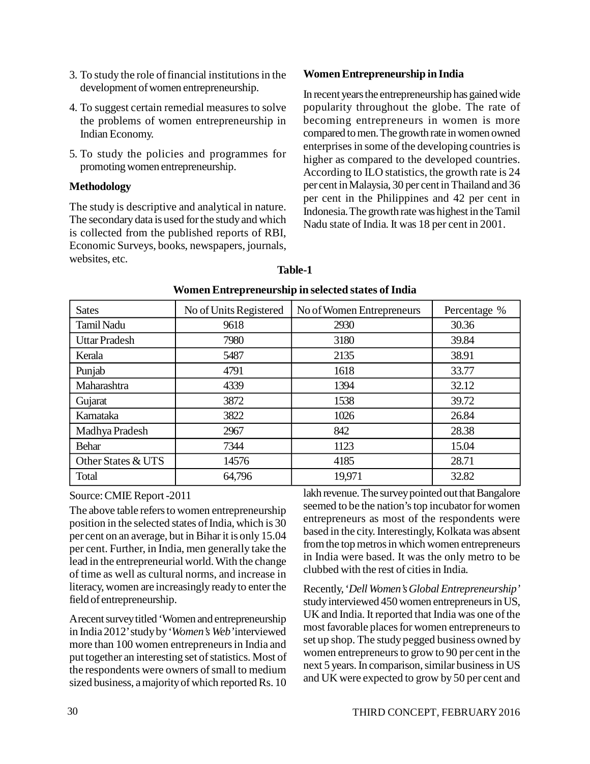3. To study the role of financial institutions in the development of women entrepreneurship.
4. To suggest certain remedial measures to solve the problems of women entrepreneurship in Indian Economy.
5. To study the policies and programmes for promoting women entrepreneurship.

**Methodology**

The study is descriptive and analytical in nature. The secondary data is used for the study and which is collected from the published reports of RBI, Economic Surveys, books, newspapers, journals, websites, etc.

**Women Entrepreneurship in India**

In recent years the entrepreneurship has gained wide popularity throughout the globe. The rate of becoming entrepreneurs in women is more compared to men. The growth rate in women owned enterprises in some of the developing countries is higher as compared to the developed countries. According to ILO statistics, the growth rate is 24 per cent in Malaysia, 30 per cent in Thailand and 36 per cent in the Philippines and 42 per cent in Indonesia. The growth rate was highest in the Tamil Nadu state of India. It was 18 per cent in 2001.

**Table-1**

**Women Entrepreneurship in selected states of India**

| Sates | No of Units Registered | No of Women Entrepreneurs | Percentage % |
|---|---|---|---|
| Tamil Nadu | 9618 | 2930 | 30.36 |
| Uttar Pradesh | 7980 | 3180 | 39.84 |
| Kerala | 5487 | 2135 | 38.91 |
| Punjab | 4791 | 1618 | 33.77 |
| Maharashtra | 4339 | 1394 | 32.12 |
| Gujarat | 3872 | 1538 | 39.72 |
| Karnataka | 3822 | 1026 | 26.84 |
| Madhya Pradesh | 2967 | 842 | 28.38 |
| Behar | 7344 | 1123 | 15.04 |
| Other States & UTS | 14576 | 4185 | 28.71 |
| Total | 64,796 | 19,971 | 32.82 |

Source: CMIE Report -2011

The above table refers to women entrepreneurship position in the selected states of India, which is 30 per cent on an average, but in Bihar it is only 15.04 per cent. Further, in India, men generally take the lead in the entrepreneurial world. With the change of time as well as cultural norms, and increase in literacy, women are increasingly ready to enter the field of entrepreneurship.

A recent survey titled 'Women and entrepreneurship in India 2012' study by '*Women's Web*' interviewed more than 100 women entrepreneurs in India and put together an interesting set of statistics. Most of the respondents were owners of small to medium sized business, a majority of which reported Rs. 10 lakh revenue. The survey pointed out that Bangalore seemed to be the nation's top incubator for women entrepreneurs as most of the respondents were based in the city. Interestingly, Kolkata was absent from the top metros in which women entrepreneurs in India were based. It was the only metro to be clubbed with the rest of cities in India.

Recently, '*Dell Women's Global Entrepreneurship*' study interviewed 450 women entrepreneurs in US, UK and India. It reported that India was one of the most favorable places for women entrepreneurs to set up shop. The study pegged business owned by women entrepreneurs to grow to 90 per cent in the next 5 years. In comparison, similar business in US and UK were expected to grow by 50 per cent and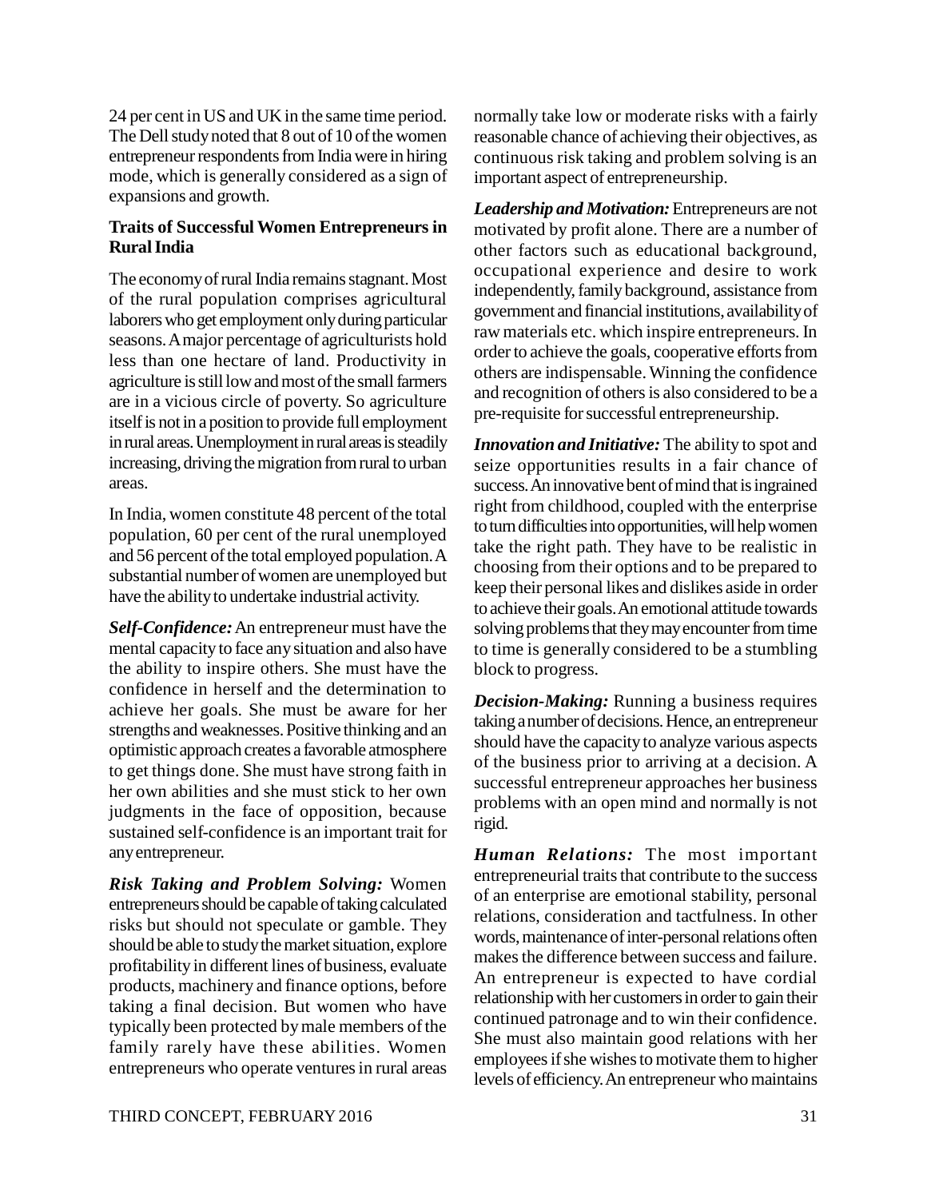24 per cent in US and UK in the same time period. The Dell study noted that 8 out of 10 of the women entrepreneur respondents from India were in hiring mode, which is generally considered as a sign of expansions and growth.

**Traits of Successful Women Entrepreneurs in Rural India**

The economy of rural India remains stagnant. Most of the rural population comprises agricultural laborers who get employment only during particular seasons. A major percentage of agriculturists hold less than one hectare of land. Productivity in agriculture is still low and most of the small farmers are in a vicious circle of poverty. So agriculture itself is not in a position to provide full employment in rural areas. Unemployment in rural areas is steadily increasing, driving the migration from rural to urban areas.

In India, women constitute 48 percent of the total population, 60 per cent of the rural unemployed and 56 percent of the total employed population. A substantial number of women are unemployed but have the ability to undertake industrial activity.

***Self-Confidence:*** An entrepreneur must have the mental capacity to face any situation and also have the ability to inspire others. She must have the confidence in herself and the determination to achieve her goals. She must be aware for her strengths and weaknesses. Positive thinking and an optimistic approach creates a favorable atmosphere to get things done. She must have strong faith in her own abilities and she must stick to her own judgments in the face of opposition, because sustained self-confidence is an important trait for any entrepreneur.

***Risk Taking and Problem Solving:*** Women entrepreneurs should be capable of taking calculated risks but should not speculate or gamble. They should be able to study the market situation, explore profitability in different lines of business, evaluate products, machinery and finance options, before taking a final decision. But women who have typically been protected by male members of the family rarely have these abilities. Women entrepreneurs who operate ventures in rural areas normally take low or moderate risks with a fairly reasonable chance of achieving their objectives, as continuous risk taking and problem solving is an important aspect of entrepreneurship.

***Leadership and Motivation:*** Entrepreneurs are not motivated by profit alone. There are a number of other factors such as educational background, occupational experience and desire to work independently, family background, assistance from government and financial institutions, availability of raw materials etc. which inspire entrepreneurs. In order to achieve the goals, cooperative efforts from others are indispensable. Winning the confidence and recognition of others is also considered to be a pre-requisite for successful entrepreneurship.

***Innovation and Initiative:*** The ability to spot and seize opportunities results in a fair chance of success. An innovative bent of mind that is ingrained right from childhood, coupled with the enterprise to turn difficulties into opportunities, will help women take the right path. They have to be realistic in choosing from their options and to be prepared to keep their personal likes and dislikes aside in order to achieve their goals. An emotional attitude towards solving problems that they may encounter from time to time is generally considered to be a stumbling block to progress.

***Decision-Making:*** Running a business requires taking a number of decisions. Hence, an entrepreneur should have the capacity to analyze various aspects of the business prior to arriving at a decision. A successful entrepreneur approaches her business problems with an open mind and normally is not rigid.

***Human Relations:*** The most important entrepreneurial traits that contribute to the success of an enterprise are emotional stability, personal relations, consideration and tactfulness. In other words, maintenance of inter-personal relations often makes the difference between success and failure. An entrepreneur is expected to have cordial relationship with her customers in order to gain their continued patronage and to win their confidence. She must also maintain good relations with her employees if she wishes to motivate them to higher levels of efficiency. An entrepreneur who maintains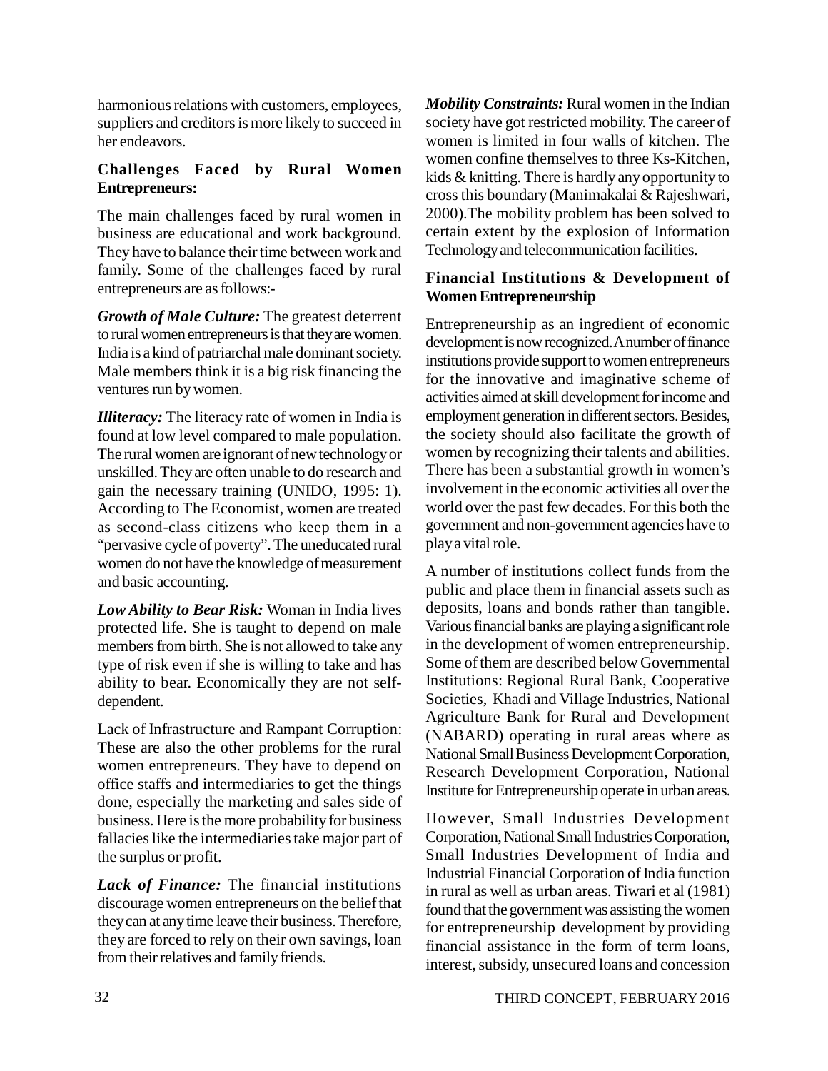harmonious relations with customers, employees, suppliers and creditors is more likely to succeed in her endeavors.

### Challenges Faced by Rural Women Entrepreneurs:

The main challenges faced by rural women in business are educational and work background. They have to balance their time between work and family. Some of the challenges faced by rural entrepreneurs are as follows:-

***Growth of Male Culture:*** The greatest deterrent to rural women entrepreneurs is that they are women. India is a kind of patriarchal male dominant society. Male members think it is a big risk financing the ventures run by women.

***Illiteracy:*** The literacy rate of women in India is found at low level compared to male population. The rural women are ignorant of new technology or unskilled. They are often unable to do research and gain the necessary training (UNIDO, 1995: 1). According to The Economist, women are treated as second-class citizens who keep them in a "pervasive cycle of poverty". The uneducated rural women do not have the knowledge of measurement and basic accounting.

***Low Ability to Bear Risk:*** Woman in India lives protected life. She is taught to depend on male members from birth. She is not allowed to take any type of risk even if she is willing to take and has ability to bear. Economically they are not self-dependent.

Lack of Infrastructure and Rampant Corruption: These are also the other problems for the rural women entrepreneurs. They have to depend on office staffs and intermediaries to get the things done, especially the marketing and sales side of business. Here is the more probability for business fallacies like the intermediaries take major part of the surplus or profit.

***Lack of Finance:*** The financial institutions discourage women entrepreneurs on the belief that they can at any time leave their business. Therefore, they are forced to rely on their own savings, loan from their relatives and family friends.

***Mobility Constraints:*** Rural women in the Indian society have got restricted mobility. The career of women is limited in four walls of kitchen. The women confine themselves to three Ks-Kitchen, kids & knitting. There is hardly any opportunity to cross this boundary (Manimakalai & Rajeshwari, 2000).The mobility problem has been solved to certain extent by the explosion of Information Technology and telecommunication facilities.

### Financial Institutions & Development of Women Entrepreneurship

Entrepreneurship as an ingredient of economic development is now recognized. A number of finance institutions provide support to women entrepreneurs for the innovative and imaginative scheme of activities aimed at skill development for income and employment generation in different sectors. Besides, the society should also facilitate the growth of women by recognizing their talents and abilities. There has been a substantial growth in women's involvement in the economic activities all over the world over the past few decades. For this both the government and non-government agencies have to play a vital role.

A number of institutions collect funds from the public and place them in financial assets such as deposits, loans and bonds rather than tangible. Various financial banks are playing a significant role in the development of women entrepreneurship. Some of them are described below Governmental Institutions: Regional Rural Bank, Cooperative Societies, Khadi and Village Industries, National Agriculture Bank for Rural and Development (NABARD) operating in rural areas where as National Small Business Development Corporation, Research Development Corporation, National Institute for Entrepreneurship operate in urban areas.

However, Small Industries Development Corporation, National Small Industries Corporation, Small Industries Development of India and Industrial Financial Corporation of India function in rural as well as urban areas. Tiwari et al (1981) found that the government was assisting the women for entrepreneurship development by providing financial assistance in the form of term loans, interest, subsidy, unsecured loans and concession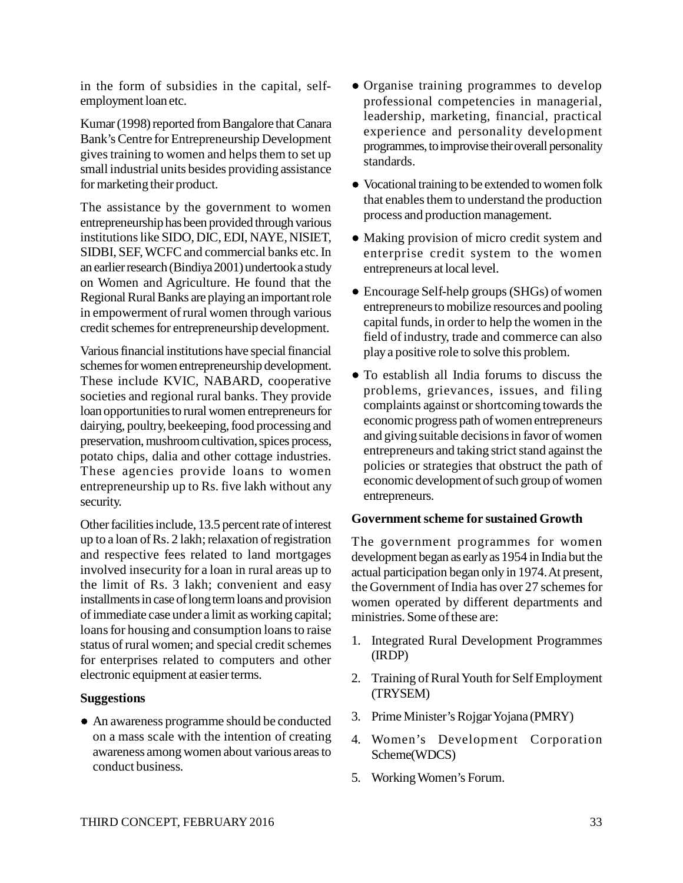in the form of subsidies in the capital, self-employment loan etc.

Kumar (1998) reported from Bangalore that Canara Bank's Centre for Entrepreneurship Development gives training to women and helps them to set up small industrial units besides providing assistance for marketing their product.

The assistance by the government to women entrepreneurship has been provided through various institutions like SIDO, DIC, EDI, NAYE, NISIET, SIDBI, SEF, WCFC and commercial banks etc. In an earlier research (Bindiya 2001) undertook a study on Women and Agriculture. He found that the Regional Rural Banks are playing an important role in empowerment of rural women through various credit schemes for entrepreneurship development.

Various financial institutions have special financial schemes for women entrepreneurship development. These include KVIC, NABARD, cooperative societies and regional rural banks. They provide loan opportunities to rural women entrepreneurs for dairying, poultry, beekeeping, food processing and preservation, mushroom cultivation, spices process, potato chips, dalia and other cottage industries. These agencies provide loans to women entrepreneurship up to Rs. five lakh without any security.

Other facilities include, 13.5 percent rate of interest up to a loan of Rs. 2 lakh; relaxation of registration and respective fees related to land mortgages involved insecurity for a loan in rural areas up to the limit of Rs. 3 lakh; convenient and easy installments in case of long term loans and provision of immediate case under a limit as working capital; loans for housing and consumption loans to raise status of rural women; and special credit schemes for enterprises related to computers and other electronic equipment at easier terms.

**Suggestions**

- An awareness programme should be conducted on a mass scale with the intention of creating awareness among women about various areas to conduct business.
- Organise training programmes to develop professional competencies in managerial, leadership, marketing, financial, practical experience and personality development programmes, to improvise their overall personality standards.
- Vocational training to be extended to women folk that enables them to understand the production process and production management.
- Making provision of micro credit system and enterprise credit system to the women entrepreneurs at local level.
- Encourage Self-help groups (SHGs) of women entrepreneurs to mobilize resources and pooling capital funds, in order to help the women in the field of industry, trade and commerce can also play a positive role to solve this problem.
- To establish all India forums to discuss the problems, grievances, issues, and filing complaints against or shortcoming towards the economic progress path of women entrepreneurs and giving suitable decisions in favor of women entrepreneurs and taking strict stand against the policies or strategies that obstruct the path of economic development of such group of women entrepreneurs.

**Government scheme for sustained Growth**

The government programmes for women development began as early as 1954 in India but the actual participation began only in 1974. At present, the Government of India has over 27 schemes for women operated by different departments and ministries. Some of these are:

1. Integrated Rural Development Programmes (IRDP)
2. Training of Rural Youth for Self Employment (TRYSEM)
3. Prime Minister's Rojgar Yojana (PMRY)
4. Women's Development Corporation Scheme(WDCS)
5. Working Women's Forum.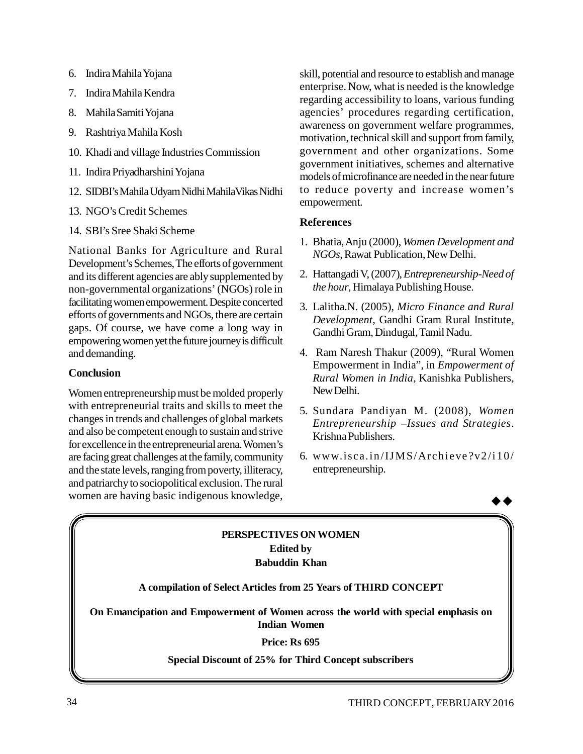6. Indira Mahila Yojana
7. Indira Mahila Kendra
8. Mahila Samiti Yojana
9. Rashtriya Mahila Kosh
10. Khadi and village Industries Commission
11. Indira Priyadharshini Yojana
12. SIDBI's Mahila Udyam Nidhi Mahila Vikas Nidhi
13. NGO's Credit Schemes
14. SBI's Sree Shaki Scheme

National Banks for Agriculture and Rural Development's Schemes, The efforts of government and its different agencies are ably supplemented by non-governmental organizations' (NGOs) role in facilitating women empowerment. Despite concerted efforts of governments and NGOs, there are certain gaps. Of course, we have come a long way in empowering women yet the future journey is difficult and demanding.

**Conclusion**

Women entrepreneurship must be molded properly with entrepreneurial traits and skills to meet the changes in trends and challenges of global markets and also be competent enough to sustain and strive for excellence in the entrepreneurial arena. Women's are facing great challenges at the family, community and the state levels, ranging from poverty, illiteracy, and patriarchy to sociopolitical exclusion. The rural women are having basic indigenous knowledge, skill, potential and resource to establish and manage enterprise. Now, what is needed is the knowledge regarding accessibility to loans, various funding agencies' procedures regarding certification, awareness on government welfare programmes, motivation, technical skill and support from family, government and other organizations. Some government initiatives, schemes and alternative models of microfinance are needed in the near future to reduce poverty and increase women's empowerment.

**References**

1. Bhatia, Anju (2000), *Women Development and NGOs*, Rawat Publication, New Delhi.
2. Hattangadi V, (2007), *Entrepreneurship-Need of the hour*, Himalaya Publishing House.
3. Lalitha.N. (2005), *Micro Finance and Rural Development*, Gandhi Gram Rural Institute, Gandhi Gram, Dindugal, Tamil Nadu.
4. Ram Naresh Thakur (2009), "Rural Women Empowerment in India", in *Empowerment of Rural Women in India*, Kanishka Publishers, New Delhi.
5. Sundara Pandiyan M. (2008), *Women Entrepreneurship –Issues and Strategies*. Krishna Publishers.
6. www.isca.in/IJMS/Archieve?v2/i10/entrepreneurship.

◆◆

**PERSPECTIVES ON WOMEN**
**Edited by**
**Babuddin Khan**

**A compilation of Select Articles from 25 Years of THIRD CONCEPT**

**On Emancipation and Empowerment of Women across the world with special emphasis on Indian Women**

**Price: Rs 695**

**Special Discount of 25% for Third Concept subscribers**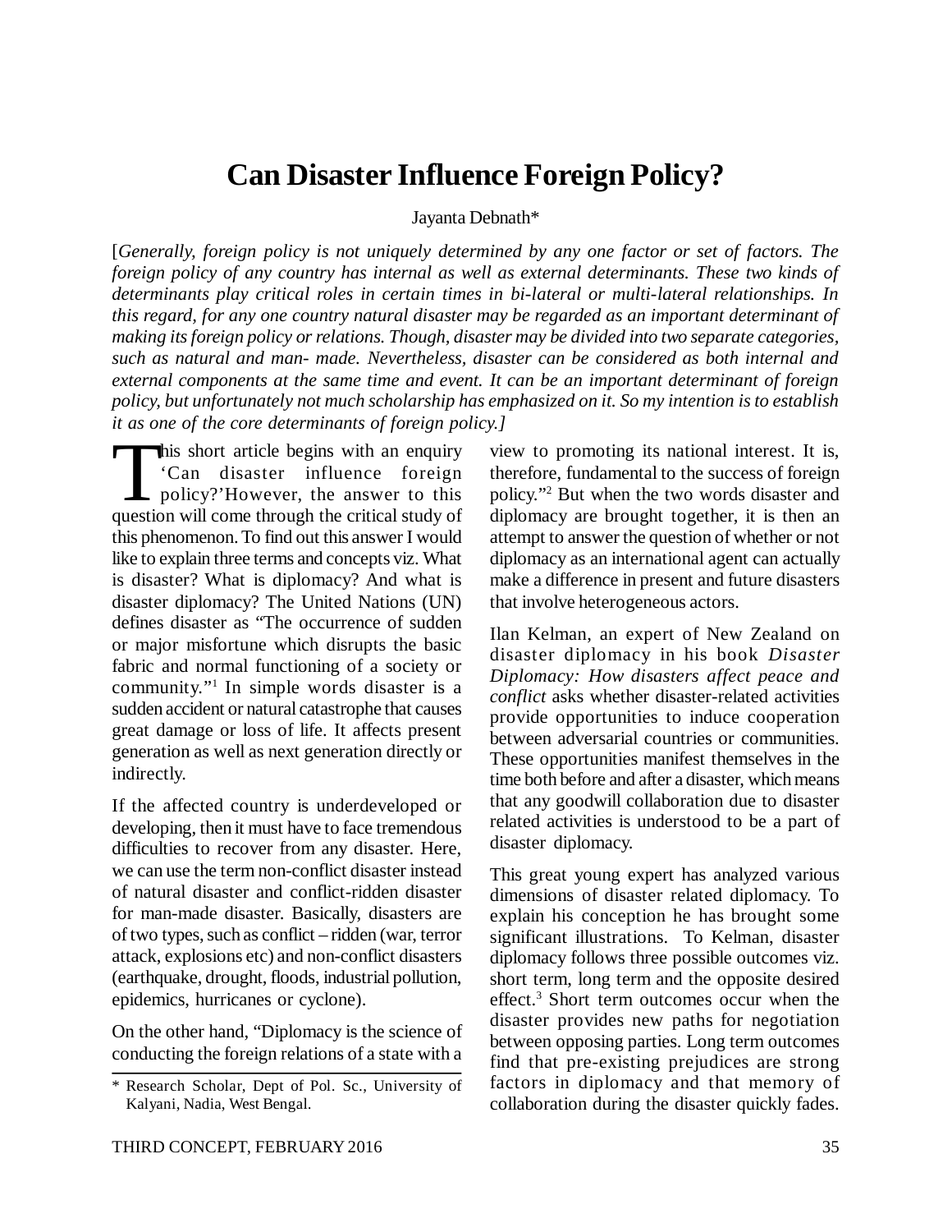# Can Disaster Influence Foreign Policy?

Jayanta Debnath*

[*Generally, foreign policy is not uniquely determined by any one factor or set of factors. The foreign policy of any country has internal as well as external determinants. These two kinds of determinants play critical roles in certain times in bi-lateral or multi-lateral relationships. In this regard, for any one country natural disaster may be regarded as an important determinant of making its foreign policy or relations. Though, disaster may be divided into two separate categories, such as natural and man- made. Nevertheless, disaster can be considered as both internal and external components at the same time and event. It can be an important determinant of foreign policy, but unfortunately not much scholarship has emphasized on it. So my intention is to establish it as one of the core determinants of foreign policy.*]

This short article begins with an enquiry 'Can disaster influence foreign policy?'However, the answer to this question will come through the critical study of this phenomenon. To find out this answer I would like to explain three terms and concepts viz. What is disaster? What is diplomacy? And what is disaster diplomacy? The United Nations (UN) defines disaster as "The occurrence of sudden or major misfortune which disrupts the basic fabric and normal functioning of a society or community."[1] In simple words disaster is a sudden accident or natural catastrophe that causes great damage or loss of life. It affects present generation as well as next generation directly or indirectly.

If the affected country is underdeveloped or developing, then it must have to face tremendous difficulties to recover from any disaster. Here, we can use the term non-conflict disaster instead of natural disaster and conflict-ridden disaster for man-made disaster. Basically, disasters are of two types, such as conflict – ridden (war, terror attack, explosions etc) and non-conflict disasters (earthquake, drought, floods, industrial pollution, epidemics, hurricanes or cyclone).

On the other hand, "Diplomacy is the science of conducting the foreign relations of a state with a view to promoting its national interest. It is, therefore, fundamental to the success of foreign policy."[2] But when the two words disaster and diplomacy are brought together, it is then an attempt to answer the question of whether or not diplomacy as an international agent can actually make a difference in present and future disasters that involve heterogeneous actors.

Ilan Kelman, an expert of New Zealand on disaster diplomacy in his book *Disaster Diplomacy: How disasters affect peace and conflict* asks whether disaster-related activities provide opportunities to induce cooperation between adversarial countries or communities. These opportunities manifest themselves in the time both before and after a disaster, which means that any goodwill collaboration due to disaster related activities is understood to be a part of disaster diplomacy.

This great young expert has analyzed various dimensions of disaster related diplomacy. To explain his conception he has brought some significant illustrations. To Kelman, disaster diplomacy follows three possible outcomes viz. short term, long term and the opposite desired effect.[3] Short term outcomes occur when the disaster provides new paths for negotiation between opposing parties. Long term outcomes find that pre-existing prejudices are strong factors in diplomacy and that memory of collaboration during the disaster quickly fades.

* Research Scholar, Dept of Pol. Sc., University of Kalyani, Nadia, West Bengal.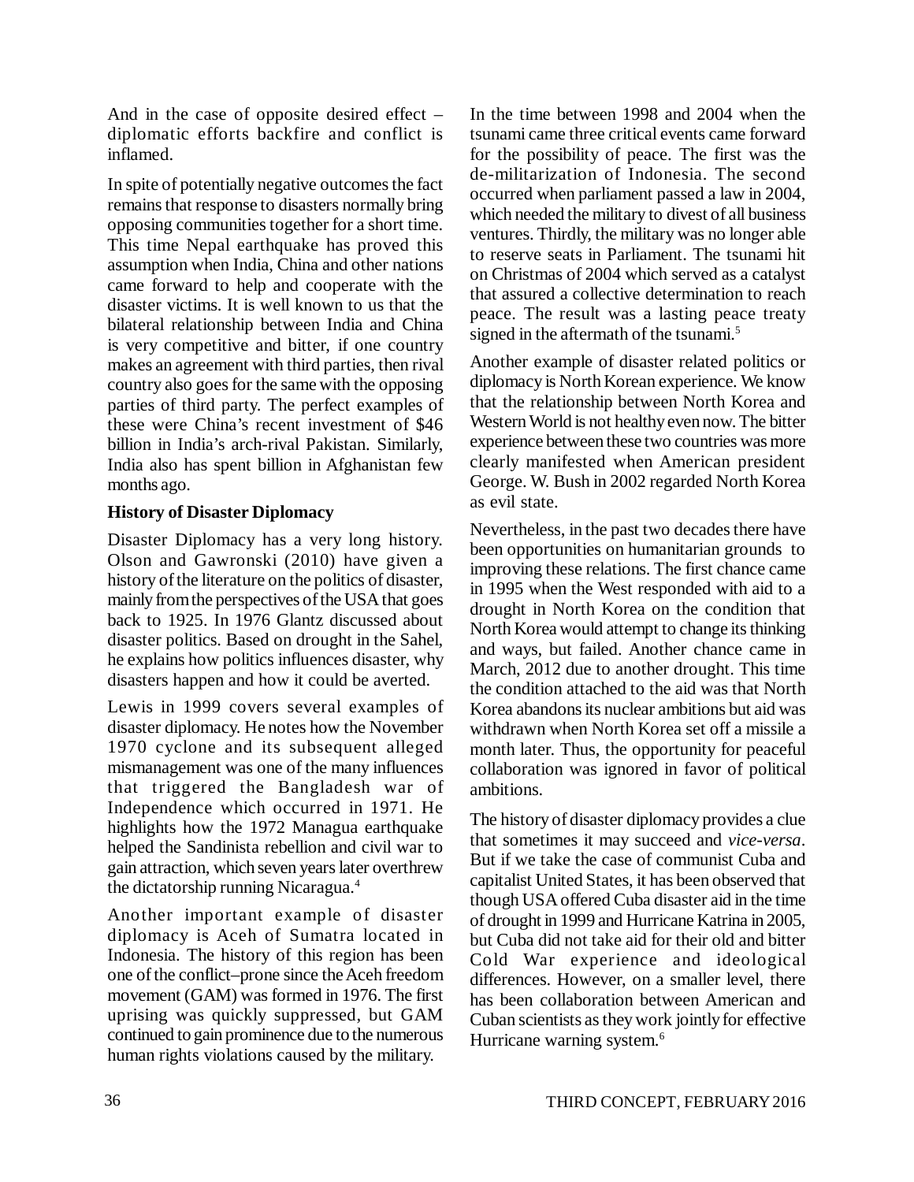And in the case of opposite desired effect – diplomatic efforts backfire and conflict is inflamed.

In spite of potentially negative outcomes the fact remains that response to disasters normally bring opposing communities together for a short time. This time Nepal earthquake has proved this assumption when India, China and other nations came forward to help and cooperate with the disaster victims. It is well known to us that the bilateral relationship between India and China is very competitive and bitter, if one country makes an agreement with third parties, then rival country also goes for the same with the opposing parties of third party. The perfect examples of these were China's recent investment of $46 billion in India's arch-rival Pakistan. Similarly, India also has spent billion in Afghanistan few months ago.

**History of Disaster Diplomacy**

Disaster Diplomacy has a very long history. Olson and Gawronski (2010) have given a history of the literature on the politics of disaster, mainly from the perspectives of the USA that goes back to 1925. In 1976 Glantz discussed about disaster politics. Based on drought in the Sahel, he explains how politics influences disaster, why disasters happen and how it could be averted.

Lewis in 1999 covers several examples of disaster diplomacy. He notes how the November 1970 cyclone and its subsequent alleged mismanagement was one of the many influences that triggered the Bangladesh war of Independence which occurred in 1971. He highlights how the 1972 Managua earthquake helped the Sandinista rebellion and civil war to gain attraction, which seven years later overthrew the dictatorship running Nicaragua.[4]

Another important example of disaster diplomacy is Aceh of Sumatra located in Indonesia. The history of this region has been one of the conflict–prone since the Aceh freedom movement (GAM) was formed in 1976. The first uprising was quickly suppressed, but GAM continued to gain prominence due to the numerous human rights violations caused by the military.

In the time between 1998 and 2004 when the tsunami came three critical events came forward for the possibility of peace. The first was the de-militarization of Indonesia. The second occurred when parliament passed a law in 2004, which needed the military to divest of all business ventures. Thirdly, the military was no longer able to reserve seats in Parliament. The tsunami hit on Christmas of 2004 which served as a catalyst that assured a collective determination to reach peace. The result was a lasting peace treaty signed in the aftermath of the tsunami.[5]

Another example of disaster related politics or diplomacy is North Korean experience. We know that the relationship between North Korea and Western World is not healthy even now. The bitter experience between these two countries was more clearly manifested when American president George. W. Bush in 2002 regarded North Korea as evil state.

Nevertheless, in the past two decades there have been opportunities on humanitarian grounds to improving these relations. The first chance came in 1995 when the West responded with aid to a drought in North Korea on the condition that North Korea would attempt to change its thinking and ways, but failed. Another chance came in March, 2012 due to another drought. This time the condition attached to the aid was that North Korea abandons its nuclear ambitions but aid was withdrawn when North Korea set off a missile a month later. Thus, the opportunity for peaceful collaboration was ignored in favor of political ambitions.

The history of disaster diplomacy provides a clue that sometimes it may succeed and *vice-versa*. But if we take the case of communist Cuba and capitalist United States, it has been observed that though USA offered Cuba disaster aid in the time of drought in 1999 and Hurricane Katrina in 2005, but Cuba did not take aid for their old and bitter Cold War experience and ideological differences. However, on a smaller level, there has been collaboration between American and Cuban scientists as they work jointly for effective Hurricane warning system.[6]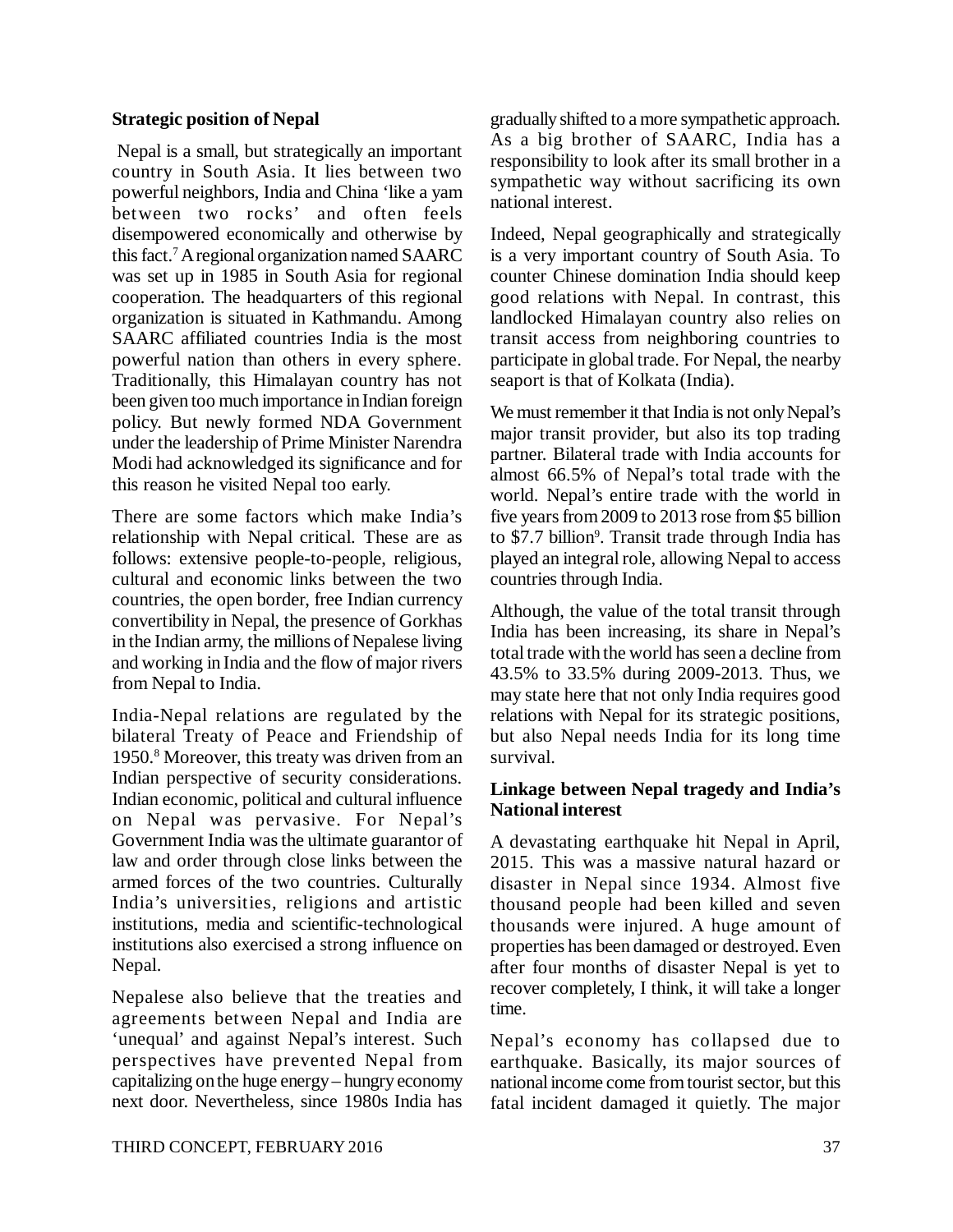**Strategic position of Nepal**

Nepal is a small, but strategically an important country in South Asia. It lies between two powerful neighbors, India and China 'like a yam between two rocks' and often feels disempowered economically and otherwise by this fact.[7] A regional organization named SAARC was set up in 1985 in South Asia for regional cooperation. The headquarters of this regional organization is situated in Kathmandu. Among SAARC affiliated countries India is the most powerful nation than others in every sphere. Traditionally, this Himalayan country has not been given too much importance in Indian foreign policy. But newly formed NDA Government under the leadership of Prime Minister Narendra Modi had acknowledged its significance and for this reason he visited Nepal too early.

There are some factors which make India's relationship with Nepal critical. These are as follows: extensive people-to-people, religious, cultural and economic links between the two countries, the open border, free Indian currency convertibility in Nepal, the presence of Gorkhas in the Indian army, the millions of Nepalese living and working in India and the flow of major rivers from Nepal to India.

India-Nepal relations are regulated by the bilateral Treaty of Peace and Friendship of 1950.[8] Moreover, this treaty was driven from an Indian perspective of security considerations. Indian economic, political and cultural influence on Nepal was pervasive. For Nepal's Government India was the ultimate guarantor of law and order through close links between the armed forces of the two countries. Culturally India's universities, religions and artistic institutions, media and scientific-technological institutions also exercised a strong influence on Nepal.

Nepalese also believe that the treaties and agreements between Nepal and India are 'unequal' and against Nepal's interest. Such perspectives have prevented Nepal from capitalizing on the huge energy – hungry economy next door. Nevertheless, since 1980s India has gradually shifted to a more sympathetic approach. As a big brother of SAARC, India has a responsibility to look after its small brother in a sympathetic way without sacrificing its own national interest.

Indeed, Nepal geographically and strategically is a very important country of South Asia. To counter Chinese domination India should keep good relations with Nepal. In contrast, this landlocked Himalayan country also relies on transit access from neighboring countries to participate in global trade. For Nepal, the nearby seaport is that of Kolkata (India).

We must remember it that India is not only Nepal's major transit provider, but also its top trading partner. Bilateral trade with India accounts for almost 66.5% of Nepal's total trade with the world. Nepal's entire trade with the world in five years from 2009 to 2013 rose from $5 billion to $7.7 billion[9]. Transit trade through India has played an integral role, allowing Nepal to access countries through India.

Although, the value of the total transit through India has been increasing, its share in Nepal's total trade with the world has seen a decline from 43.5% to 33.5% during 2009-2013. Thus, we may state here that not only India requires good relations with Nepal for its strategic positions, but also Nepal needs India for its long time survival.

**Linkage between Nepal tragedy and India's National interest**

A devastating earthquake hit Nepal in April, 2015. This was a massive natural hazard or disaster in Nepal since 1934. Almost five thousand people had been killed and seven thousands were injured. A huge amount of properties has been damaged or destroyed. Even after four months of disaster Nepal is yet to recover completely, I think, it will take a longer time.

Nepal's economy has collapsed due to earthquake. Basically, its major sources of national income come from tourist sector, but this fatal incident damaged it quietly. The major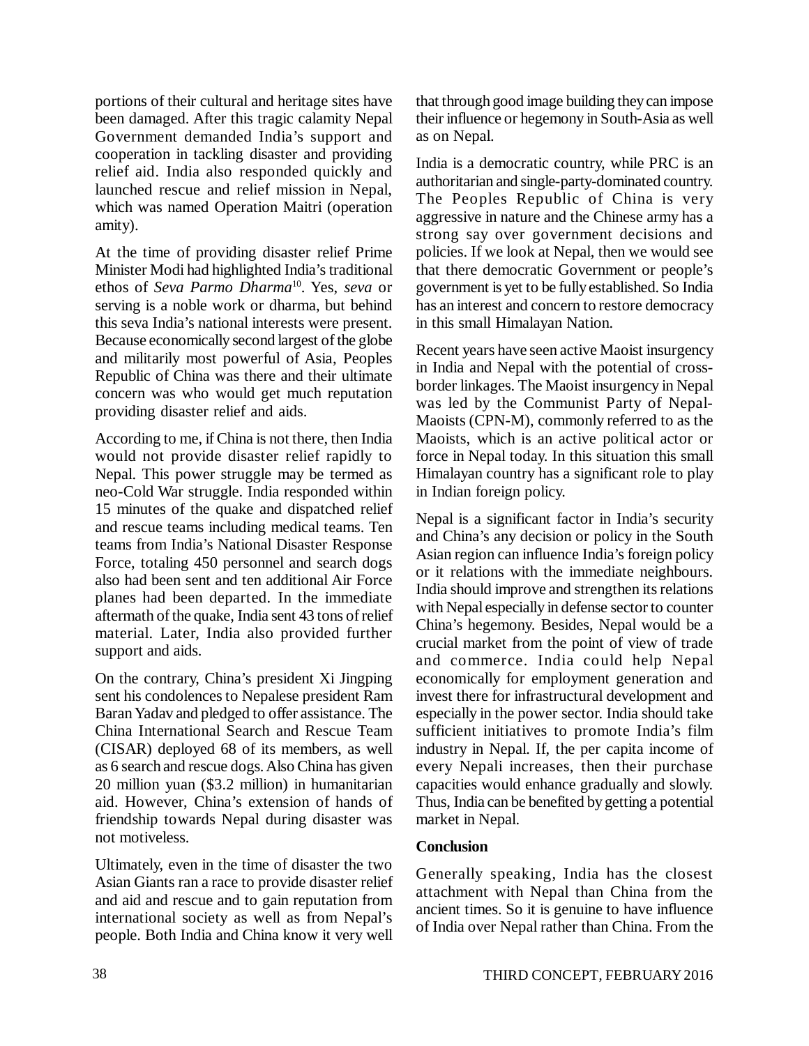portions of their cultural and heritage sites have been damaged. After this tragic calamity Nepal Government demanded India's support and cooperation in tackling disaster and providing relief aid. India also responded quickly and launched rescue and relief mission in Nepal, which was named Operation Maitri (operation amity).

At the time of providing disaster relief Prime Minister Modi had highlighted India's traditional ethos of *Seva Parmo Dharma*[10]. Yes, *seva* or serving is a noble work or dharma, but behind this seva India's national interests were present. Because economically second largest of the globe and militarily most powerful of Asia, Peoples Republic of China was there and their ultimate concern was who would get much reputation providing disaster relief and aids.

According to me, if China is not there, then India would not provide disaster relief rapidly to Nepal. This power struggle may be termed as neo-Cold War struggle. India responded within 15 minutes of the quake and dispatched relief and rescue teams including medical teams. Ten teams from India's National Disaster Response Force, totaling 450 personnel and search dogs also had been sent and ten additional Air Force planes had been departed. In the immediate aftermath of the quake, India sent 43 tons of relief material. Later, India also provided further support and aids.

On the contrary, China's president Xi Jingping sent his condolences to Nepalese president Ram Baran Yadav and pledged to offer assistance. The China International Search and Rescue Team (CISAR) deployed 68 of its members, as well as 6 search and rescue dogs. Also China has given 20 million yuan ($3.2 million) in humanitarian aid. However, China's extension of hands of friendship towards Nepal during disaster was not motiveless.

Ultimately, even in the time of disaster the two Asian Giants ran a race to provide disaster relief and aid and rescue and to gain reputation from international society as well as from Nepal's people. Both India and China know it very well that through good image building they can impose their influence or hegemony in South-Asia as well as on Nepal.

India is a democratic country, while PRC is an authoritarian and single-party-dominated country. The Peoples Republic of China is very aggressive in nature and the Chinese army has a strong say over government decisions and policies. If we look at Nepal, then we would see that there democratic Government or people's government is yet to be fully established. So India has an interest and concern to restore democracy in this small Himalayan Nation.

Recent years have seen active Maoist insurgency in India and Nepal with the potential of cross-border linkages. The Maoist insurgency in Nepal was led by the Communist Party of Nepal-Maoists (CPN-M), commonly referred to as the Maoists, which is an active political actor or force in Nepal today. In this situation this small Himalayan country has a significant role to play in Indian foreign policy.

Nepal is a significant factor in India's security and China's any decision or policy in the South Asian region can influence India's foreign policy or it relations with the immediate neighbours. India should improve and strengthen its relations with Nepal especially in defense sector to counter China's hegemony. Besides, Nepal would be a crucial market from the point of view of trade and commerce. India could help Nepal economically for employment generation and invest there for infrastructural development and especially in the power sector. India should take sufficient initiatives to promote India's film industry in Nepal. If, the per capita income of every Nepali increases, then their purchase capacities would enhance gradually and slowly. Thus, India can be benefited by getting a potential market in Nepal.

**Conclusion**

Generally speaking, India has the closest attachment with Nepal than China from the ancient times. So it is genuine to have influence of India over Nepal rather than China. From the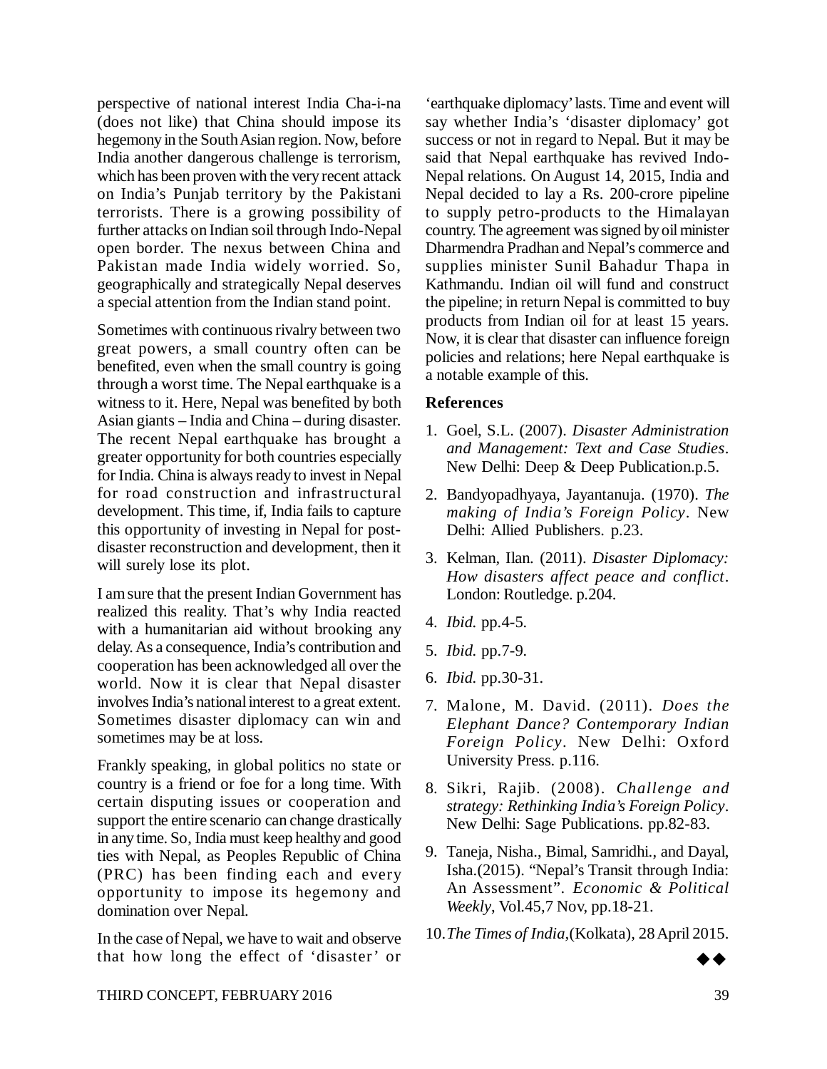perspective of national interest India Cha-i-na (does not like) that China should impose its hegemony in the South Asian region. Now, before India another dangerous challenge is terrorism, which has been proven with the very recent attack on India's Punjab territory by the Pakistani terrorists. There is a growing possibility of further attacks on Indian soil through Indo-Nepal open border. The nexus between China and Pakistan made India widely worried. So, geographically and strategically Nepal deserves a special attention from the Indian stand point.

Sometimes with continuous rivalry between two great powers, a small country often can be benefited, even when the small country is going through a worst time. The Nepal earthquake is a witness to it. Here, Nepal was benefited by both Asian giants – India and China – during disaster. The recent Nepal earthquake has brought a greater opportunity for both countries especially for India. China is always ready to invest in Nepal for road construction and infrastructural development. This time, if, India fails to capture this opportunity of investing in Nepal for post-disaster reconstruction and development, then it will surely lose its plot.

I am sure that the present Indian Government has realized this reality. That's why India reacted with a humanitarian aid without brooking any delay. As a consequence, India's contribution and cooperation has been acknowledged all over the world. Now it is clear that Nepal disaster involves India's national interest to a great extent. Sometimes disaster diplomacy can win and sometimes may be at loss.

Frankly speaking, in global politics no state or country is a friend or foe for a long time. With certain disputing issues or cooperation and support the entire scenario can change drastically in any time. So, India must keep healthy and good ties with Nepal, as Peoples Republic of China (PRC) has been finding each and every opportunity to impose its hegemony and domination over Nepal.

In the case of Nepal, we have to wait and observe that how long the effect of 'disaster' or 'earthquake diplomacy' lasts. Time and event will say whether India's 'disaster diplomacy' got success or not in regard to Nepal. But it may be said that Nepal earthquake has revived Indo-Nepal relations. On August 14, 2015, India and Nepal decided to lay a Rs. 200-crore pipeline to supply petro-products to the Himalayan country. The agreement was signed by oil minister Dharmendra Pradhan and Nepal's commerce and supplies minister Sunil Bahadur Thapa in Kathmandu. Indian oil will fund and construct the pipeline; in return Nepal is committed to buy products from Indian oil for at least 15 years. Now, it is clear that disaster can influence foreign policies and relations; here Nepal earthquake is a notable example of this.

### References

1. Goel, S.L. (2007). *Disaster Administration and Management: Text and Case Studies*. New Delhi: Deep & Deep Publication.p.5.
2. Bandyopadhyaya, Jayantanuja. (1970). *The making of India's Foreign Policy*. New Delhi: Allied Publishers. p.23.
3. Kelman, Ilan. (2011). *Disaster Diplomacy: How disasters affect peace and conflict*. London: Routledge. p.204.
4. *Ibid.* pp.4-5.
5. *Ibid.* pp.7-9.
6. *Ibid.* pp.30-31.
7. Malone, M. David. (2011). *Does the Elephant Dance? Contemporary Indian Foreign Policy*. New Delhi: Oxford University Press. p.116.
8. Sikri, Rajib. (2008). *Challenge and strategy: Rethinking India's Foreign Policy*. New Delhi: Sage Publications. pp.82-83.
9. Taneja, Nisha., Bimal, Samridhi., and Dayal, Isha.(2015). "Nepal's Transit through India: An Assessment". *Economic & Political Weekly*, Vol.45,7 Nov, pp.18-21.
10. *The Times of India*,(Kolkata), 28 April 2015.

◆◆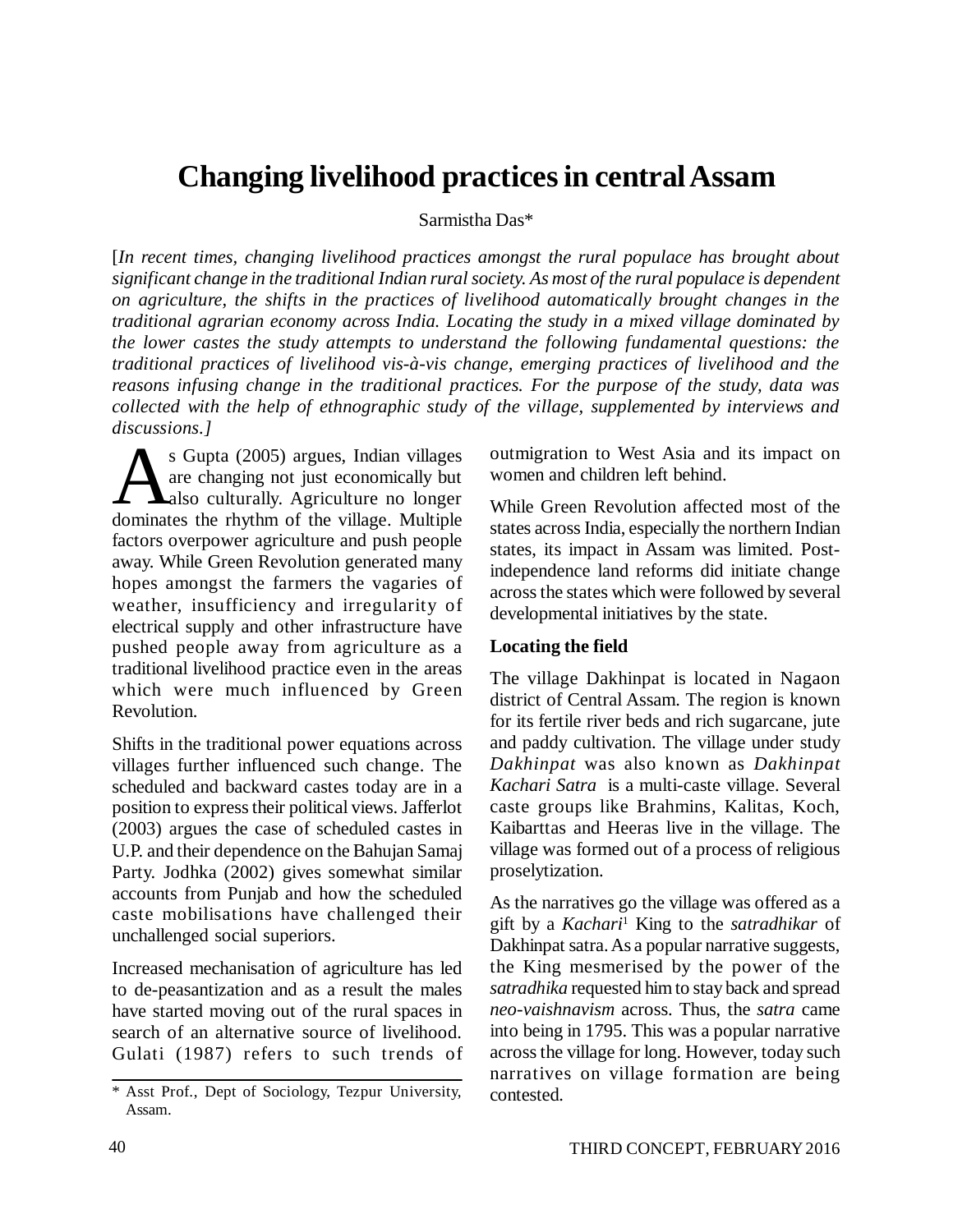# Changing livelihood practices in central Assam

Sarmistha Das*

[*In recent times, changing livelihood practices amongst the rural populace has brought about significant change in the traditional Indian rural society. As most of the rural populace is dependent on agriculture, the shifts in the practices of livelihood automatically brought changes in the traditional agrarian economy across India. Locating the study in a mixed village dominated by the lower castes the study attempts to understand the following fundamental questions: the traditional practices of livelihood vis-à-vis change, emerging practices of livelihood and the reasons infusing change in the traditional practices. For the purpose of the study, data was collected with the help of ethnographic study of the village, supplemented by interviews and discussions.*]

As Gupta (2005) argues, Indian villages are changing not just economically but also culturally. Agriculture no longer dominates the rhythm of the village. Multiple factors overpower agriculture and push people away. While Green Revolution generated many hopes amongst the farmers the vagaries of weather, insufficiency and irregularity of electrical supply and other infrastructure have pushed people away from agriculture as a traditional livelihood practice even in the areas which were much influenced by Green Revolution.

Shifts in the traditional power equations across villages further influenced such change. The scheduled and backward castes today are in a position to express their political views. Jafferlot (2003) argues the case of scheduled castes in U.P. and their dependence on the Bahujan Samaj Party. Jodhka (2002) gives somewhat similar accounts from Punjab and how the scheduled caste mobilisations have challenged their unchallenged social superiors.

Increased mechanisation of agriculture has led to de-peasantization and as a result the males have started moving out of the rural spaces in search of an alternative source of livelihood. Gulati (1987) refers to such trends of outmigration to West Asia and its impact on women and children left behind.

While Green Revolution affected most of the states across India, especially the northern Indian states, its impact in Assam was limited. Post-independence land reforms did initiate change across the states which were followed by several developmental initiatives by the state.

**Locating the field**

The village Dakhinpat is located in Nagaon district of Central Assam. The region is known for its fertile river beds and rich sugarcane, jute and paddy cultivation. The village under study *Dakhinpat* was also known as *Dakhinpat Kachari Satra* is a multi-caste village. Several caste groups like Brahmins, Kalitas, Koch, Kaibarttas and Heeras live in the village. The village was formed out of a process of religious proselytization.

As the narratives go the village was offered as a gift by a *Kachari*[1] King to the *satradhikar* of Dakhinpat satra. As a popular narrative suggests, the King mesmerised by the power of the *satradhika* requested him to stay back and spread *neo-vaishnavism* across. Thus, the *satra* came into being in 1795. This was a popular narrative across the village for long. However, today such narratives on village formation are being contested.

---

* Asst Prof., Dept of Sociology, Tezpur University, Assam.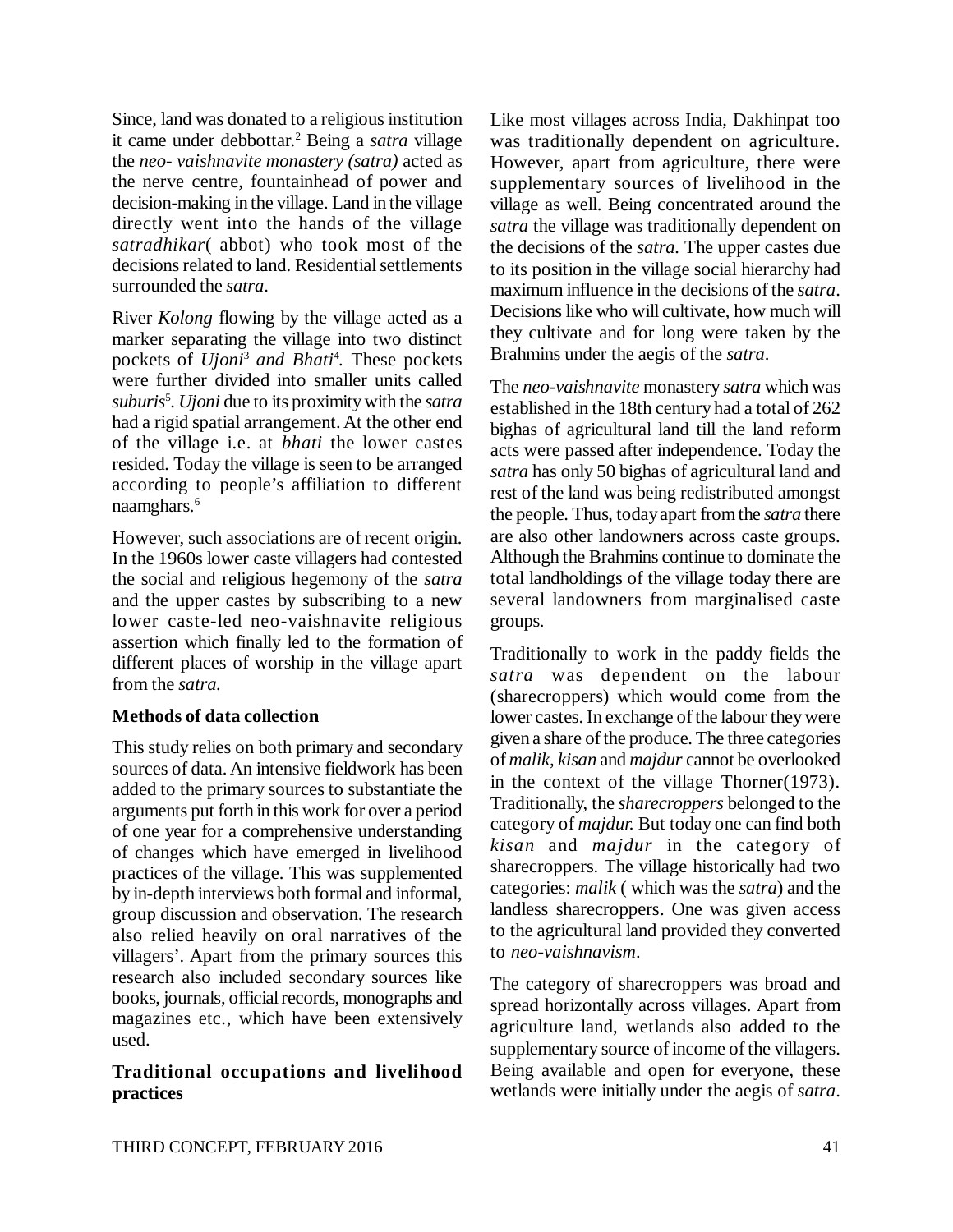Since, land was donated to a religious institution it came under debbottar.[2] Being a *satra* village the *neo- vaishnavite monastery (satra)* acted as the nerve centre, fountainhead of power and decision-making in the village. Land in the village directly went into the hands of the village *satradhikar*( abbot) who took most of the decisions related to land. Residential settlements surrounded the *satra*.

River *Kolong* flowing by the village acted as a marker separating the village into two distinct pockets of *Ujoni*[3] *and Bhati*[4]. These pockets were further divided into smaller units called *suburis*[5]. *Ujoni* due to its proximity with the *satra* had a rigid spatial arrangement. At the other end of the village i.e. at *bhati* the lower castes resided. Today the village is seen to be arranged according to people's affiliation to different naamghars.[6]

However, such associations are of recent origin. In the 1960s lower caste villagers had contested the social and religious hegemony of the *satra* and the upper castes by subscribing to a new lower caste-led neo-vaishnavite religious assertion which finally led to the formation of different places of worship in the village apart from the *satra.*

**Methods of data collection**

This study relies on both primary and secondary sources of data. An intensive fieldwork has been added to the primary sources to substantiate the arguments put forth in this work for over a period of one year for a comprehensive understanding of changes which have emerged in livelihood practices of the village. This was supplemented by in-depth interviews both formal and informal, group discussion and observation. The research also relied heavily on oral narratives of the villagers'. Apart from the primary sources this research also included secondary sources like books, journals, official records, monographs and magazines etc., which have been extensively used.

**Traditional occupations and livelihood practices**

Like most villages across India, Dakhinpat too was traditionally dependent on agriculture. However, apart from agriculture, there were supplementary sources of livelihood in the village as well. Being concentrated around the *satra* the village was traditionally dependent on the decisions of the *satra.* The upper castes due to its position in the village social hierarchy had maximum influence in the decisions of the *satra*. Decisions like who will cultivate, how much will they cultivate and for long were taken by the Brahmins under the aegis of the *satra*.

The *neo-vaishnavite* monastery *satra* which was established in the 18th century had a total of 262 bighas of agricultural land till the land reform acts were passed after independence. Today the *satra* has only 50 bighas of agricultural land and rest of the land was being redistributed amongst the people. Thus, today apart from the *satra* there are also other landowners across caste groups. Although the Brahmins continue to dominate the total landholdings of the village today there are several landowners from marginalised caste groups.

Traditionally to work in the paddy fields the *satra* was dependent on the labour (sharecroppers) which would come from the lower castes. In exchange of the labour they were given a share of the produce. The three categories of *malik, kisan* and *majdur* cannot be overlooked in the context of the village Thorner(1973). Traditionally, the *sharecroppers* belonged to the category of *majdur.* But today one can find both *kisan* and *majdur* in the category of sharecroppers. The village historically had two categories: *malik* ( which was the *satra*) and the landless sharecroppers. One was given access to the agricultural land provided they converted to *neo-vaishnavism*.

The category of sharecroppers was broad and spread horizontally across villages. Apart from agriculture land, wetlands also added to the supplementary source of income of the villagers. Being available and open for everyone, these wetlands were initially under the aegis of *satra*.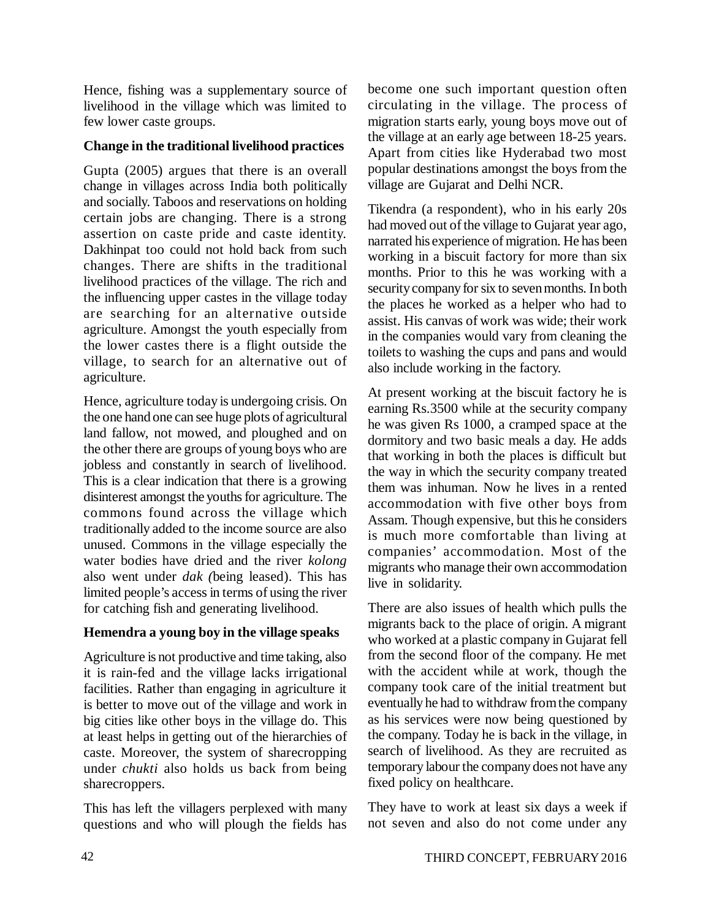Hence, fishing was a supplementary source of livelihood in the village which was limited to few lower caste groups.

**Change in the traditional livelihood practices**

Gupta (2005) argues that there is an overall change in villages across India both politically and socially. Taboos and reservations on holding certain jobs are changing. There is a strong assertion on caste pride and caste identity. Dakhinpat too could not hold back from such changes. There are shifts in the traditional livelihood practices of the village. The rich and the influencing upper castes in the village today are searching for an alternative outside agriculture. Amongst the youth especially from the lower castes there is a flight outside the village, to search for an alternative out of agriculture.

Hence, agriculture today is undergoing crisis. On the one hand one can see huge plots of agricultural land fallow, not mowed, and ploughed and on the other there are groups of young boys who are jobless and constantly in search of livelihood. This is a clear indication that there is a growing disinterest amongst the youths for agriculture. The commons found across the village which traditionally added to the income source are also unused. Commons in the village especially the water bodies have dried and the river *kolong* also went under *dak (*being leased). This has limited people's access in terms of using the river for catching fish and generating livelihood.

**Hemendra a young boy in the village speaks**

Agriculture is not productive and time taking, also it is rain-fed and the village lacks irrigational facilities. Rather than engaging in agriculture it is better to move out of the village and work in big cities like other boys in the village do. This at least helps in getting out of the hierarchies of caste. Moreover, the system of sharecropping under *chukti* also holds us back from being sharecroppers.

This has left the villagers perplexed with many questions and who will plough the fields has become one such important question often circulating in the village. The process of migration starts early, young boys move out of the village at an early age between 18-25 years. Apart from cities like Hyderabad two most popular destinations amongst the boys from the village are Gujarat and Delhi NCR.

Tikendra (a respondent), who in his early 20s had moved out of the village to Gujarat year ago, narrated his experience of migration. He has been working in a biscuit factory for more than six months. Prior to this he was working with a security company for six to seven months. In both the places he worked as a helper who had to assist. His canvas of work was wide; their work in the companies would vary from cleaning the toilets to washing the cups and pans and would also include working in the factory.

At present working at the biscuit factory he is earning Rs.3500 while at the security company he was given Rs 1000, a cramped space at the dormitory and two basic meals a day. He adds that working in both the places is difficult but the way in which the security company treated them was inhuman. Now he lives in a rented accommodation with five other boys from Assam. Though expensive, but this he considers is much more comfortable than living at companies' accommodation. Most of the migrants who manage their own accommodation live in solidarity.

There are also issues of health which pulls the migrants back to the place of origin. A migrant who worked at a plastic company in Gujarat fell from the second floor of the company. He met with the accident while at work, though the company took care of the initial treatment but eventually he had to withdraw from the company as his services were now being questioned by the company. Today he is back in the village, in search of livelihood. As they are recruited as temporary labour the company does not have any fixed policy on healthcare.

They have to work at least six days a week if not seven and also do not come under any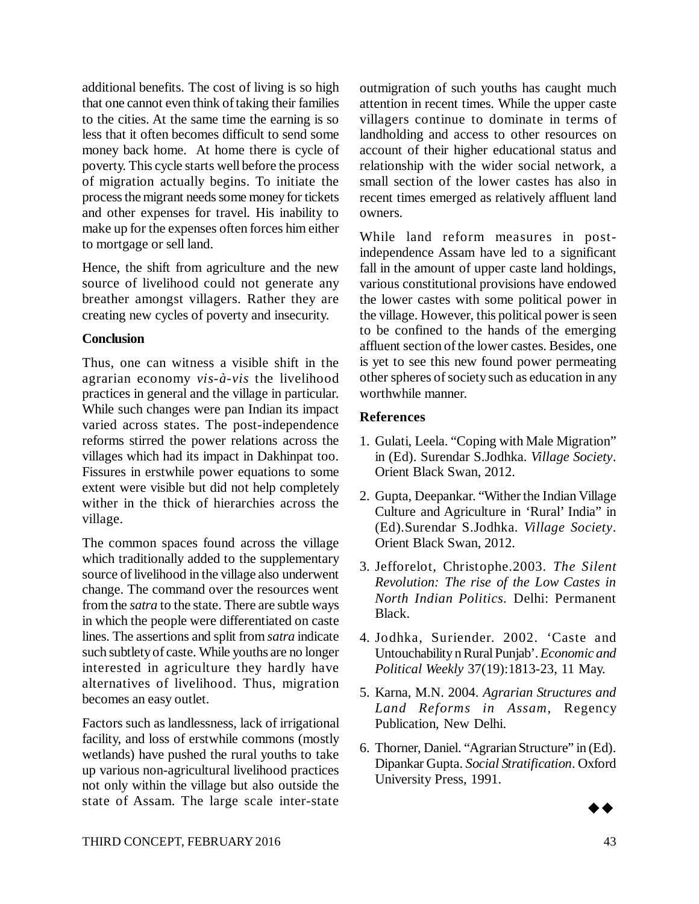additional benefits. The cost of living is so high that one cannot even think of taking their families to the cities. At the same time the earning is so less that it often becomes difficult to send some money back home. At home there is cycle of poverty. This cycle starts well before the process of migration actually begins. To initiate the process the migrant needs some money for tickets and other expenses for travel. His inability to make up for the expenses often forces him either to mortgage or sell land.

Hence, the shift from agriculture and the new source of livelihood could not generate any breather amongst villagers. Rather they are creating new cycles of poverty and insecurity.

**Conclusion**

Thus, one can witness a visible shift in the agrarian economy *vis-à-vis* the livelihood practices in general and the village in particular. While such changes were pan Indian its impact varied across states. The post-independence reforms stirred the power relations across the villages which had its impact in Dakhinpat too. Fissures in erstwhile power equations to some extent were visible but did not help completely wither in the thick of hierarchies across the village.

The common spaces found across the village which traditionally added to the supplementary source of livelihood in the village also underwent change. The command over the resources went from the *satra* to the state. There are subtle ways in which the people were differentiated on caste lines. The assertions and split from *satra* indicate such subtlety of caste. While youths are no longer interested in agriculture they hardly have alternatives of livelihood. Thus, migration becomes an easy outlet.

Factors such as landlessness, lack of irrigational facility, and loss of erstwhile commons (mostly wetlands) have pushed the rural youths to take up various non-agricultural livelihood practices not only within the village but also outside the state of Assam. The large scale inter-state outmigration of such youths has caught much attention in recent times. While the upper caste villagers continue to dominate in terms of landholding and access to other resources on account of their higher educational status and relationship with the wider social network, a small section of the lower castes has also in recent times emerged as relatively affluent land owners.

While land reform measures in post-independence Assam have led to a significant fall in the amount of upper caste land holdings, various constitutional provisions have endowed the lower castes with some political power in the village. However, this political power is seen to be confined to the hands of the emerging affluent section of the lower castes. Besides, one is yet to see this new found power permeating other spheres of society such as education in any worthwhile manner.

**References**

1. Gulati, Leela. "Coping with Male Migration" in (Ed). Surendar S.Jodhka. *Village Society*. Orient Black Swan, 2012.
2. Gupta, Deepankar. "Wither the Indian Village Culture and Agriculture in 'Rural' India" in (Ed).Surendar S.Jodhka. *Village Society*. Orient Black Swan, 2012.
3. Jefforelot, Christophe.2003. *The Silent Revolution: The rise of the Low Castes in North Indian Politics*. Delhi: Permanent Black.
4. Jodhka, Suriender. 2002. 'Caste and Untouchability n Rural Punjab'. *Economic and Political Weekly* 37(19):1813-23, 11 May.
5. Karna, M.N. 2004. *Agrarian Structures and Land Reforms in Assam*, Regency Publication, New Delhi.
6. Thorner, Daniel. "Agrarian Structure" in (Ed). Dipankar Gupta. *Social Stratification*. Oxford University Press, 1991.

◆◆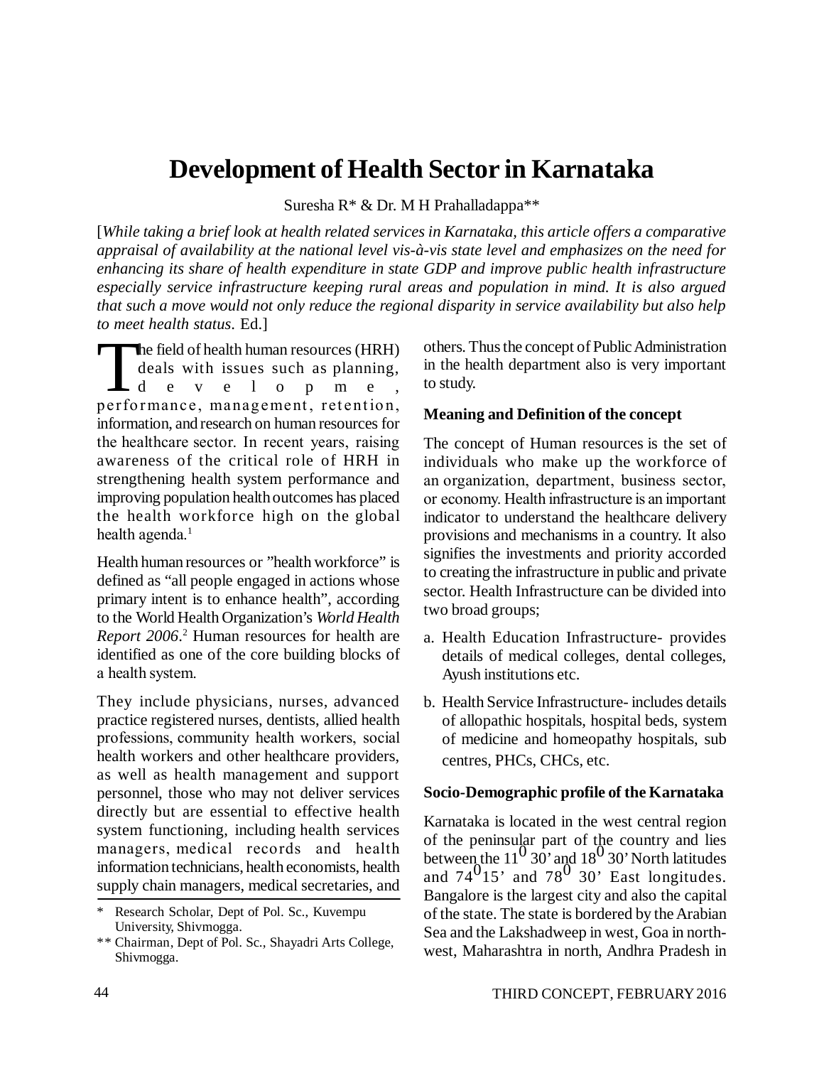# Development of Health Sector in Karnataka

Suresha R* & Dr. M H Prahalladappa**

[*While taking a brief look at health related services in Karnataka, this article offers a comparative appraisal of availability at the national level vis-à-vis state level and emphasizes on the need for enhancing its share of health expenditure in state GDP and improve public health infrastructure especially service infrastructure keeping rural areas and population in mind. It is also argued that such a move would not only reduce the regional disparity in service availability but also help to meet health status.* Ed.]

The field of health human resources (HRH) deals with issues such as planning, development, performance, management, retention, information, and research on human resources for the healthcare sector. In recent years, raising awareness of the critical role of HRH in strengthening health system performance and improving population health outcomes has placed the health workforce high on the global health agenda.[1]

Health human resources or "health workforce" is defined as "all people engaged in actions whose primary intent is to enhance health", according to the World Health Organization's *World Health Report 2006*.[2] Human resources for health are identified as one of the core building blocks of a health system.

They include physicians, nurses, advanced practice registered nurses, dentists, allied health professions, community health workers, social health workers and other healthcare providers, as well as health management and support personnel, those who may not deliver services directly but are essential to effective health system functioning, including health services managers, medical records and health information technicians, health economists, health supply chain managers, medical secretaries, and others. Thus the concept of Public Administration in the health department also is very important to study.

### Meaning and Definition of the concept

The concept of Human resources is the set of individuals who make up the workforce of an organization, department, business sector, or economy. Health infrastructure is an important indicator to understand the healthcare delivery provisions and mechanisms in a country. It also signifies the investments and priority accorded to creating the infrastructure in public and private sector. Health Infrastructure can be divided into two broad groups;

a. Health Education Infrastructure- provides details of medical colleges, dental colleges, Ayush institutions etc.

b. Health Service Infrastructure- includes details of allopathic hospitals, hospital beds, system of medicine and homeopathy hospitals, sub centres, PHCs, CHCs, etc.

### Socio-Demographic profile of the Karnataka

Karnataka is located in the west central region of the peninsular part of the country and lies between the $11^0$ 30' and $18^0$ 30' North latitudes and $74^0$15' and $78^0$ 30' East longitudes. Bangalore is the largest city and also the capital of the state. The state is bordered by the Arabian Sea and the Lakshadweep in west, Goa in north-west, Maharashtra in north, Andhra Pradesh in

---

\* Research Scholar, Dept of Pol. Sc., Kuvempu University, Shivmogga.

\*\* Chairman, Dept of Pol. Sc., Shayadri Arts College, Shivmogga.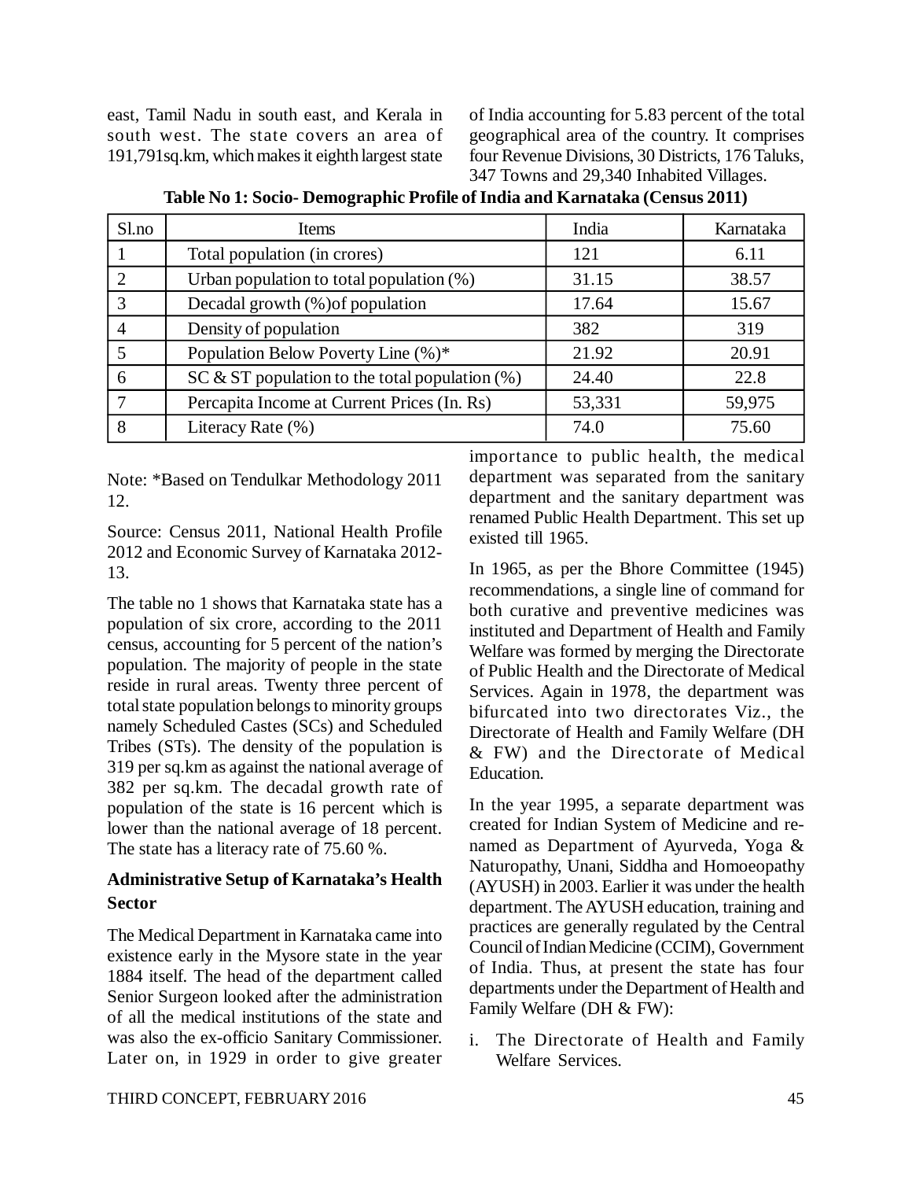east, Tamil Nadu in south east, and Kerala in south west. The state covers an area of 191,791sq.km, which makes it eighth largest state of India accounting for 5.83 percent of the total geographical area of the country. It comprises four Revenue Divisions, 30 Districts, 176 Taluks, 347 Towns and 29,340 Inhabited Villages.

**Table No 1: Socio- Demographic Profile of India and Karnataka (Census 2011)**

| Sl.no | Items | India | Karnataka |
|---|---|---|---|
| 1 | Total population (in crores) | 121 | 6.11 |
| 2 | Urban population to total population (%) | 31.15 | 38.57 |
| 3 | Decadal growth (%)of population | 17.64 | 15.67 |
| 4 | Density of population | 382 | 319 |
| 5 | Population Below Poverty Line (%)* | 21.92 | 20.91 |
| 6 | SC & ST population to the total population (%) | 24.40 | 22.8 |
| 7 | Percapita Income at Current Prices (In. Rs) | 53,331 | 59,975 |
| 8 | Literacy Rate (%) | 74.0 | 75.60 |

Note: *Based on Tendulkar Methodology 2011 12.

Source: Census 2011, National Health Profile 2012 and Economic Survey of Karnataka 2012-13.

The table no 1 shows that Karnataka state has a population of six crore, according to the 2011 census, accounting for 5 percent of the nation's population. The majority of people in the state reside in rural areas. Twenty three percent of total state population belongs to minority groups namely Scheduled Castes (SCs) and Scheduled Tribes (STs). The density of the population is 319 per sq.km as against the national average of 382 per sq.km. The decadal growth rate of population of the state is 16 percent which is lower than the national average of 18 percent. The state has a literacy rate of 75.60 %.

## Administrative Setup of Karnataka's Health Sector

The Medical Department in Karnataka came into existence early in the Mysore state in the year 1884 itself. The head of the department called Senior Surgeon looked after the administration of all the medical institutions of the state and was also the ex-officio Sanitary Commissioner. Later on, in 1929 in order to give greater importance to public health, the medical department was separated from the sanitary department and the sanitary department was renamed Public Health Department. This set up existed till 1965.

In 1965, as per the Bhore Committee (1945) recommendations, a single line of command for both curative and preventive medicines was instituted and Department of Health and Family Welfare was formed by merging the Directorate of Public Health and the Directorate of Medical Services. Again in 1978, the department was bifurcated into two directorates Viz., the Directorate of Health and Family Welfare (DH & FW) and the Directorate of Medical Education.

In the year 1995, a separate department was created for Indian System of Medicine and renamed as Department of Ayurveda, Yoga & Naturopathy, Unani, Siddha and Homoeopathy (AYUSH) in 2003. Earlier it was under the health department. The AYUSH education, training and practices are generally regulated by the Central Council of Indian Medicine (CCIM), Government of India. Thus, at present the state has four departments under the Department of Health and Family Welfare (DH & FW):

i. The Directorate of Health and Family Welfare Services.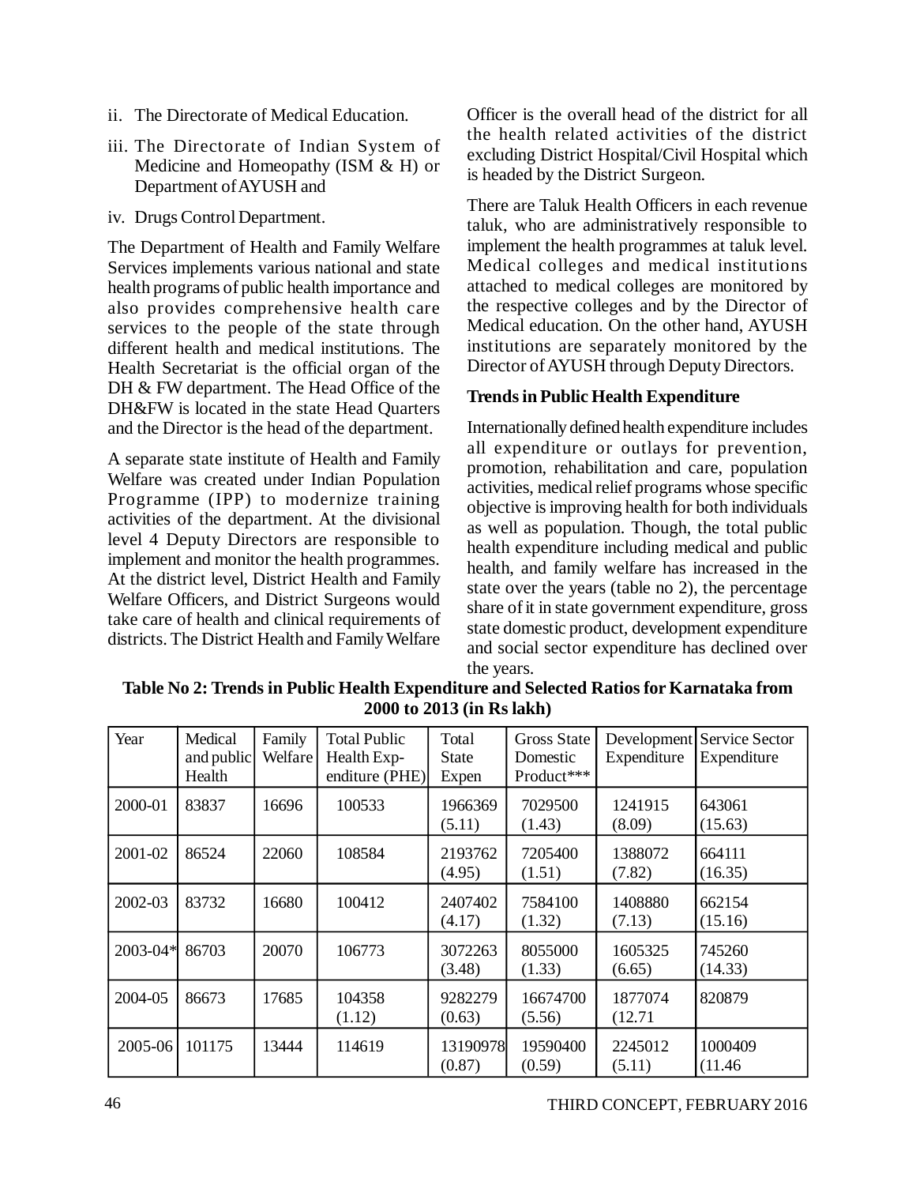ii. The Directorate of Medical Education.

iii. The Directorate of Indian System of Medicine and Homeopathy (ISM & H) or Department of AYUSH and

iv. Drugs Control Department.

The Department of Health and Family Welfare Services implements various national and state health programs of public health importance and also provides comprehensive health care services to the people of the state through different health and medical institutions. The Health Secretariat is the official organ of the DH & FW department. The Head Office of the DH&FW is located in the state Head Quarters and the Director is the head of the department.

A separate state institute of Health and Family Welfare was created under Indian Population Programme (IPP) to modernize training activities of the department. At the divisional level 4 Deputy Directors are responsible to implement and monitor the health programmes. At the district level, District Health and Family Welfare Officers, and District Surgeons would take care of health and clinical requirements of districts. The District Health and Family Welfare Officer is the overall head of the district for all the health related activities of the district excluding District Hospital/Civil Hospital which is headed by the District Surgeon.

There are Taluk Health Officers in each revenue taluk, who are administratively responsible to implement the health programmes at taluk level. Medical colleges and medical institutions attached to medical colleges are monitored by the respective colleges and by the Director of Medical education. On the other hand, AYUSH institutions are separately monitored by the Director of AYUSH through Deputy Directors.

**Trends in Public Health Expenditure**

Internationally defined health expenditure includes all expenditure or outlays for prevention, promotion, rehabilitation and care, population activities, medical relief programs whose specific objective is improving health for both individuals as well as population. Though, the total public health expenditure including medical and public health, and family welfare has increased in the state over the years (table no 2), the percentage share of it in state government expenditure, gross state domestic product, development expenditure and social sector expenditure has declined over the years.

**Table No 2: Trends in Public Health Expenditure and Selected Ratios for Karnataka from 2000 to 2013 (in Rs lakh)**

| Year | Medical and public Health | Family Welfare | Total Public Health Exp-enditure (PHE) | Total State Expen | Gross State Domestic Product*** | Development Expenditure | Service Sector Expenditure |
|---|---|---|---|---|---|---|---|
| 2000-01 | 83837 | 16696 | 100533 | 1966369 (5.11) | 7029500 (1.43) | 1241915 (8.09) | 643061 (15.63) |
| 2001-02 | 86524 | 22060 | 108584 | 2193762 (4.95) | 7205400 (1.51) | 1388072 (7.82) | 664111 (16.35) |
| 2002-03 | 83732 | 16680 | 100412 | 2407402 (4.17) | 7584100 (1.32) | 1408880 (7.13) | 662154 (15.16) |
| 2003-04* | 86703 | 20070 | 106773 | 3072263 (3.48) | 8055000 (1.33) | 1605325 (6.65) | 745260 (14.33) |
| 2004-05 | 86673 | 17685 | 104358 (1.12) | 9282279 (0.63) | 16674700 (5.56) | 1877074 (12.71 | 820879 |
| 2005-06 | 101175 | 13444 | 114619 | 13190978 (0.87) | 19590400 (0.59) | 2245012 (5.11) | 1000409 (11.46 |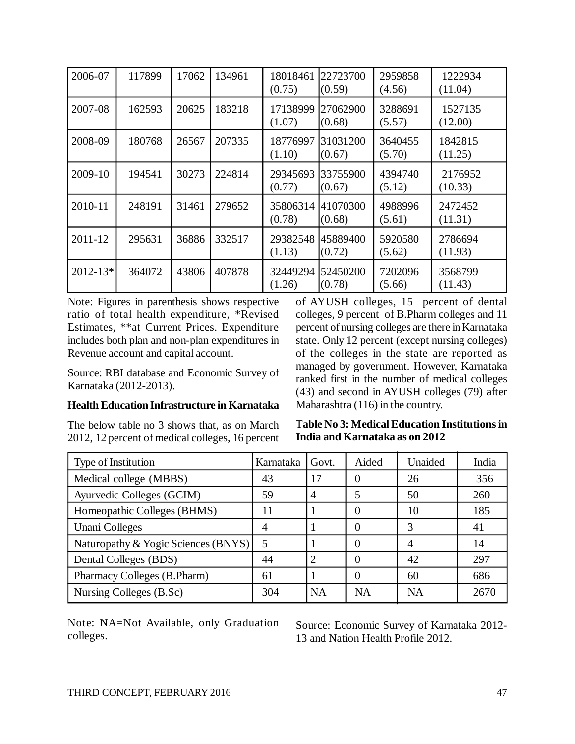| 2006-07 | 117899 | 17062 | 134961 | 18018461 (0.75) | 22723700 (0.59) | 2959858 (4.56) | 1222934 (11.04) |
|---|---|---|---|---|---|---|---|
| 2007-08 | 162593 | 20625 | 183218 | 17138999 (1.07) | 27062900 (0.68) | 3288691 (5.57) | 1527135 (12.00) |
| 2008-09 | 180768 | 26567 | 207335 | 18776997 (1.10) | 31031200 (0.67) | 3640455 (5.70) | 1842815 (11.25) |
| 2009-10 | 194541 | 30273 | 224814 | 29345693 (0.77) | 33755900 (0.67) | 4394740 (5.12) | 2176952 (10.33) |
| 2010-11 | 248191 | 31461 | 279652 | 35806314 (0.78) | 41070300 (0.68) | 4988996 (5.61) | 2472452 (11.31) |
| 2011-12 | 295631 | 36886 | 332517 | 29382548 (1.13) | 45889400 (0.72) | 5920580 (5.62) | 2786694 (11.93) |
| 2012-13* | 364072 | 43806 | 407878 | 32449294 (1.26) | 52450200 (0.78) | 7202096 (5.66) | 3568799 (11.43) |

Note: Figures in parenthesis shows respective ratio of total health expenditure, *Revised Estimates, **at Current Prices. Expenditure includes both plan and non-plan expenditures in Revenue account and capital account.

Source: RBI database and Economic Survey of Karnataka (2012-2013).

**Health Education Infrastructure in Karnataka**

The below table no 3 shows that, as on March 2012, 12 percent of medical colleges, 16 percent of AYUSH colleges, 15 percent of dental colleges, 9 percent of B.Pharm colleges and 11 percent of nursing colleges are there in Karnataka state. Only 12 percent (except nursing colleges) of the colleges in the state are reported as managed by government. However, Karnataka ranked first in the number of medical colleges (43) and second in AYUSH colleges (79) after Maharashtra (116) in the country.

**Table No 3: Medical Education Institutions in India and Karnataka as on 2012**

| Type of Institution | Karnataka | Govt. | Aided | Unaided | India |
|---|---|---|---|---|---|
| Medical college (MBBS) | 43 | 17 | 0 | 26 | 356 |
| Ayurvedic Colleges (GCIM) | 59 | 4 | 5 | 50 | 260 |
| Homeopathic Colleges (BHMS) | 11 | 1 | 0 | 10 | 185 |
| Unani Colleges | 4 | 1 | 0 | 3 | 41 |
| Naturopathy & Yogic Sciences (BNYS) | 5 | 1 | 0 | 4 | 14 |
| Dental Colleges (BDS) | 44 | 2 | 0 | 42 | 297 |
| Pharmacy Colleges (B.Pharm) | 61 | 1 | 0 | 60 | 686 |
| Nursing Colleges (B.Sc) | 304 | NA | NA | NA | 2670 |

Note: NA=Not Available, only Graduation colleges.

Source: Economic Survey of Karnataka 2012-13 and Nation Health Profile 2012.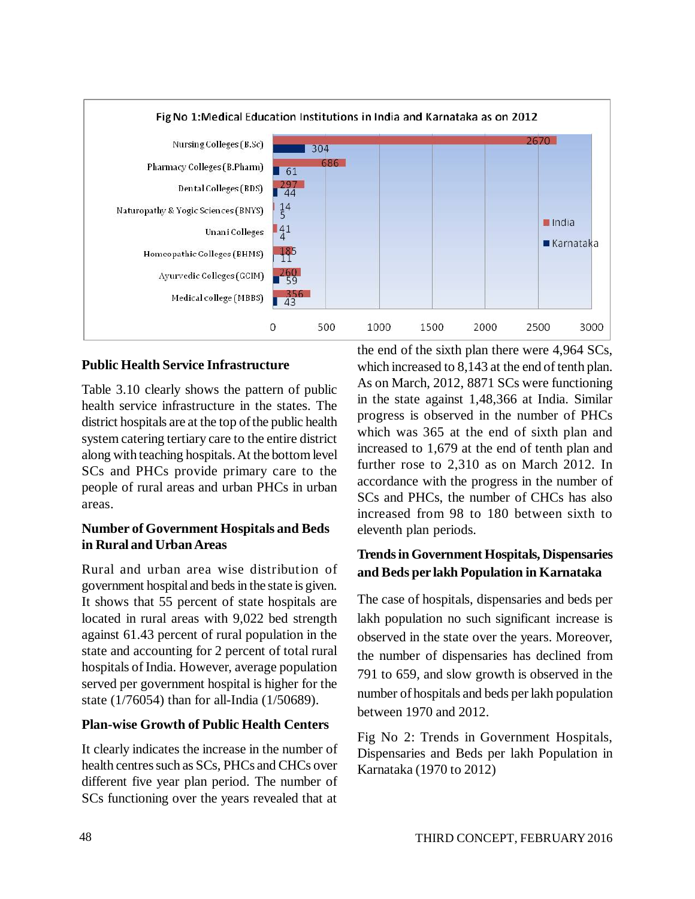**Fig No 1: Medical Education Institutions in India and Karnataka as on 2012**

| Institution | India | Karnataka |
|---|---|---|
| Nursing Colleges (B.Sc) | 2670 | 304 |
| Pharmacy Colleges (B.Pharm) | 686 | 61 |
| Dental Colleges (BDS) | 297 | 44 |
| Naturopathy & Yogic Sciences (BNYS) | 14 | 5 |
| Unani Colleges | 41 | 4 |
| Homeopathic Colleges (BHMS) | 185 | 11 |
| Ayurvedic Colleges (GCIM) | 260 | 59 |
| Medical college (MBBS) | 356 | 43 |

## Public Health Service Infrastructure

Table 3.10 clearly shows the pattern of public health service infrastructure in the states. The district hospitals are at the top of the public health system catering tertiary care to the entire district along with teaching hospitals. At the bottom level SCs and PHCs provide primary care to the people of rural areas and urban PHCs in urban areas.

## Number of Government Hospitals and Beds in Rural and Urban Areas

Rural and urban area wise distribution of government hospital and beds in the state is given. It shows that 55 percent of state hospitals are located in rural areas with 9,022 bed strength against 61.43 percent of rural population in the state and accounting for 2 percent of total rural hospitals of India. However, average population served per government hospital is higher for the state (1/76054) than for all-India (1/50689).

## Plan-wise Growth of Public Health Centers

It clearly indicates the increase in the number of health centres such as SCs, PHCs and CHCs over different five year plan period. The number of SCs functioning over the years revealed that at the end of the sixth plan there were 4,964 SCs, which increased to 8,143 at the end of tenth plan. As on March, 2012, 8871 SCs were functioning in the state against 1,48,366 at India. Similar progress is observed in the number of PHCs which was 365 at the end of sixth plan and increased to 1,679 at the end of tenth plan and further rose to 2,310 as on March 2012. In accordance with the progress in the number of SCs and PHCs, the number of CHCs has also increased from 98 to 180 between sixth to eleventh plan periods.

## Trends in Government Hospitals, Dispensaries and Beds per lakh Population in Karnataka

The case of hospitals, dispensaries and beds per lakh population no such significant increase is observed in the state over the years. Moreover, the number of dispensaries has declined from 791 to 659, and slow growth is observed in the number of hospitals and beds per lakh population between 1970 and 2012.

Fig No 2: Trends in Government Hospitals, Dispensaries and Beds per lakh Population in Karnataka (1970 to 2012)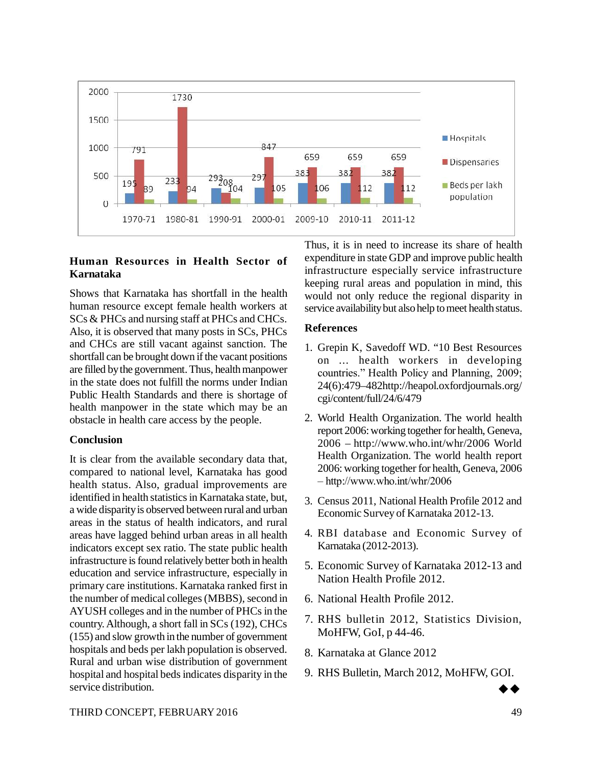| Year | Hospitals | Dispensaries | Beds per lakh population |
|---|---|---|---|
| 1970-71 | 195 | 791 | 89 |
| 1980-81 | 233 | 1730 | 94 |
| 1990-91 | 293 | 208 | 104 |
| 2000-01 | 297 | 847 | 105 |
| 2009-10 | 383 | 659 | 106 |
| 2010-11 | 382 | 659 | 112 |
| 2011-12 | 382 | 659 | 112 |

### Human Resources in Health Sector of Karnataka

Shows that Karnataka has shortfall in the health human resource except female health workers at SCs & PHCs and nursing staff at PHCs and CHCs. Also, it is observed that many posts in SCs, PHCs and CHCs are still vacant against sanction. The shortfall can be brought down if the vacant positions are filled by the government. Thus, health manpower in the state does not fulfill the norms under Indian Public Health Standards and there is shortage of health manpower in the state which may be an obstacle in health care access by the people.

### Conclusion

It is clear from the available secondary data that, compared to national level, Karnataka has good health status. Also, gradual improvements are identified in health statistics in Karnataka state, but, a wide disparity is observed between rural and urban areas in the status of health indicators, and rural areas have lagged behind urban areas in all health indicators except sex ratio. The state public health infrastructure is found relatively better both in health education and service infrastructure, especially in primary care institutions. Karnataka ranked first in the number of medical colleges (MBBS), second in AYUSH colleges and in the number of PHCs in the country. Although, a short fall in SCs (192), CHCs (155) and slow growth in the number of government hospitals and beds per lakh population is observed. Rural and urban wise distribution of government hospital and hospital beds indicates disparity in the service distribution.

Thus, it is in need to increase its share of health expenditure in state GDP and improve public health infrastructure especially service infrastructure keeping rural areas and population in mind, this would not only reduce the regional disparity in service availability but also help to meet health status.

### References

1. Grepin K, Savedoff WD. "10 Best Resources on ... health workers in developing countries." Health Policy and Planning, 2009; 24(6):479–482http://heapol.oxfordjournals.org/cgi/content/full/24/6/479
2. World Health Organization. The world health report 2006: working together for health, Geneva, 2006 – http://www.who.int/whr/2006 World Health Organization. The world health report 2006: working together for health, Geneva, 2006 – http://www.who.int/whr/2006
3. Census 2011, National Health Profile 2012 and Economic Survey of Karnataka 2012-13.
4. RBI database and Economic Survey of Karnataka (2012-2013).
5. Economic Survey of Karnataka 2012-13 and Nation Health Profile 2012.
6. National Health Profile 2012.
7. RHS bulletin 2012, Statistics Division, MoHFW, GoI, p 44-46.
8. Karnataka at Glance 2012
9. RHS Bulletin, March 2012, MoHFW, GOI.

◆◆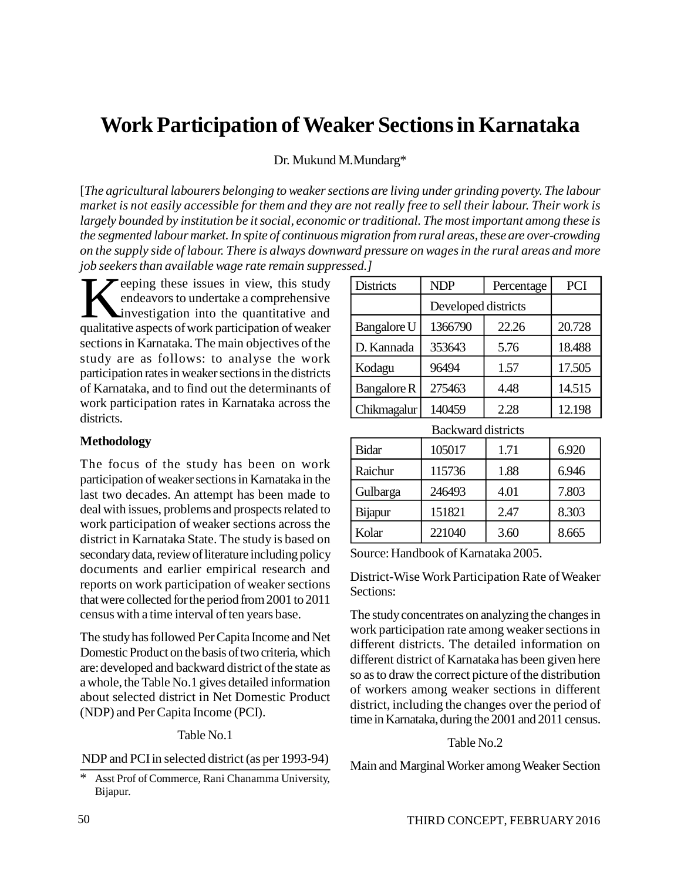# Work Participation of Weaker Sections in Karnataka

Dr. Mukund M.Mundarg*

[*The agricultural labourers belonging to weaker sections are living under grinding poverty. The labour market is not easily accessible for them and they are not really free to sell their labour. Their work is largely bounded by institution be it social, economic or traditional. The most important among these is the segmented labour market. In spite of continuous migration from rural areas, these are over-crowding on the supply side of labour. There is always downward pressure on wages in the rural areas and more job seekers than available wage rate remain suppressed.*]

Keeping these issues in view, this study endeavors to undertake a comprehensive investigation into the quantitative and qualitative aspects of work participation of weaker sections in Karnataka. The main objectives of the study are as follows: to analyse the work participation rates in weaker sections in the districts of Karnataka, and to find out the determinants of work participation rates in Karnataka across the districts.

**Methodology**

The focus of the study has been on work participation of weaker sections in Karnataka in the last two decades. An attempt has been made to deal with issues, problems and prospects related to work participation of weaker sections across the district in Karnataka State. The study is based on secondary data, review of literature including policy documents and earlier empirical research and reports on work participation of weaker sections that were collected for the period from 2001 to 2011 census with a time interval of ten years base.

The study has followed Per Capita Income and Net Domestic Product on the basis of two criteria, which are: developed and backward district of the state as a whole, the Table No.1 gives detailed information about selected district in Net Domestic Product (NDP) and Per Capita Income (PCI).

Table No.1

NDP and PCI in selected district (as per 1993-94)

| Districts | NDP | Percentage | PCI |
|---|---|---|---|
| | Developed districts | | |
| Bangalore U | 1366790 | 22.26 | 20.728 |
| D. Kannada | 353643 | 5.76 | 18.488 |
| Kodagu | 96494 | 1.57 | 17.505 |
| Bangalore R | 275463 | 4.48 | 14.515 |
| Chikmagalur | 140459 | 2.28 | 12.198 |
| | Backward districts | | |
| Bidar | 105017 | 1.71 | 6.920 |
| Raichur | 115736 | 1.88 | 6.946 |
| Gulbarga | 246493 | 4.01 | 7.803 |
| Bijapur | 151821 | 2.47 | 8.303 |
| Kolar | 221040 | 3.60 | 8.665 |

Source: Handbook of Karnataka 2005.

District-Wise Work Participation Rate of Weaker Sections:

The study concentrates on analyzing the changes in work participation rate among weaker sections in different districts. The detailed information on different district of Karnataka has been given here so as to draw the correct picture of the distribution of workers among weaker sections in different district, including the changes over the period of time in Karnataka, during the 2001 and 2011 census.

Table No.2

Main and Marginal Worker among Weaker Section

\* Asst Prof of Commerce, Rani Chanamma University, Bijapur.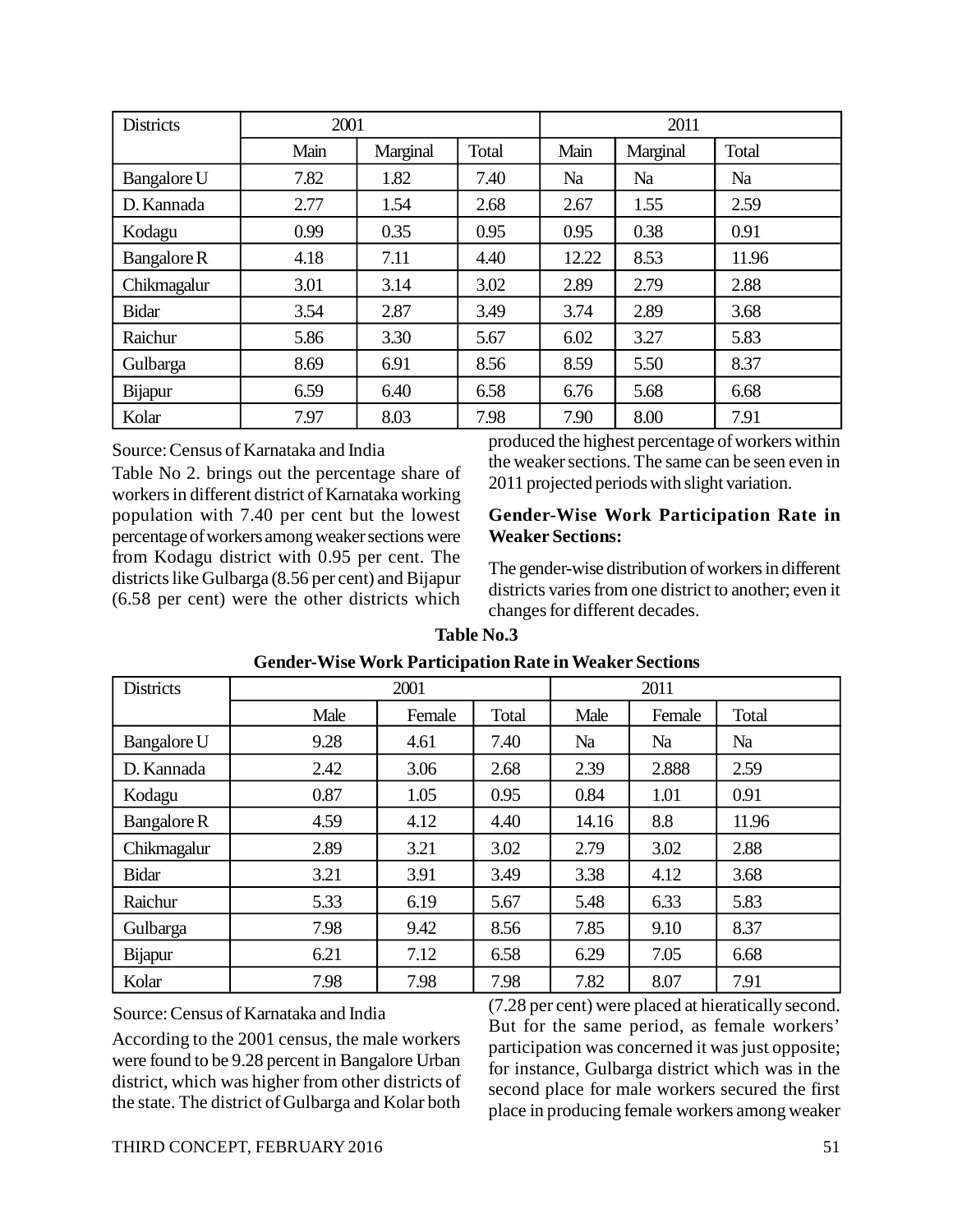| Districts | 2001 | | | 2011 | | |
|---|---|---|---|---|---|---|
| | Main | Marginal | Total | Main | Marginal | Total |
| Bangalore U | 7.82 | 1.82 | 7.40 | Na | Na | Na |
| D. Kannada | 2.77 | 1.54 | 2.68 | 2.67 | 1.55 | 2.59 |
| Kodagu | 0.99 | 0.35 | 0.95 | 0.95 | 0.38 | 0.91 |
| Bangalore R | 4.18 | 7.11 | 4.40 | 12.22 | 8.53 | 11.96 |
| Chikmagalur | 3.01 | 3.14 | 3.02 | 2.89 | 2.79 | 2.88 |
| Bidar | 3.54 | 2.87 | 3.49 | 3.74 | 2.89 | 3.68 |
| Raichur | 5.86 | 3.30 | 5.67 | 6.02 | 3.27 | 5.83 |
| Gulbarga | 8.69 | 6.91 | 8.56 | 8.59 | 5.50 | 8.37 |
| Bijapur | 6.59 | 6.40 | 6.58 | 6.76 | 5.68 | 6.68 |
| Kolar | 7.97 | 8.03 | 7.98 | 7.90 | 8.00 | 7.91 |

Source: Census of Karnataka and India

Table No 2. brings out the percentage share of workers in different district of Karnataka working population with 7.40 per cent but the lowest percentage of workers among weaker sections were from Kodagu district with 0.95 per cent. The districts like Gulbarga (8.56 per cent) and Bijapur (6.58 per cent) were the other districts which produced the highest percentage of workers within the weaker sections. The same can be seen even in 2011 projected periods with slight variation.

### Gender-Wise Work Participation Rate in Weaker Sections:

The gender-wise distribution of workers in different districts varies from one district to another; even it changes for different decades.

**Table No.3**

**Gender-Wise Work Participation Rate in Weaker Sections**

| Districts | 2001 | | | 2011 | | |
|---|---|---|---|---|---|---|
| | Male | Female | Total | Male | Female | Total |
| Bangalore U | 9.28 | 4.61 | 7.40 | Na | Na | Na |
| D. Kannada | 2.42 | 3.06 | 2.68 | 2.39 | 2.888 | 2.59 |
| Kodagu | 0.87 | 1.05 | 0.95 | 0.84 | 1.01 | 0.91 |
| Bangalore R | 4.59 | 4.12 | 4.40 | 14.16 | 8.8 | 11.96 |
| Chikmagalur | 2.89 | 3.21 | 3.02 | 2.79 | 3.02 | 2.88 |
| Bidar | 3.21 | 3.91 | 3.49 | 3.38 | 4.12 | 3.68 |
| Raichur | 5.33 | 6.19 | 5.67 | 5.48 | 6.33 | 5.83 |
| Gulbarga | 7.98 | 9.42 | 8.56 | 7.85 | 9.10 | 8.37 |
| Bijapur | 6.21 | 7.12 | 6.58 | 6.29 | 7.05 | 6.68 |
| Kolar | 7.98 | 7.98 | 7.98 | 7.82 | 8.07 | 7.91 |

Source: Census of Karnataka and India

According to the 2001 census, the male workers were found to be 9.28 percent in Bangalore Urban district, which was higher from other districts of the state. The district of Gulbarga and Kolar both (7.28 per cent) were placed at hieratically second. But for the same period, as female workers' participation was concerned it was just opposite; for instance, Gulbarga district which was in the second place for male workers secured the first place in producing female workers among weaker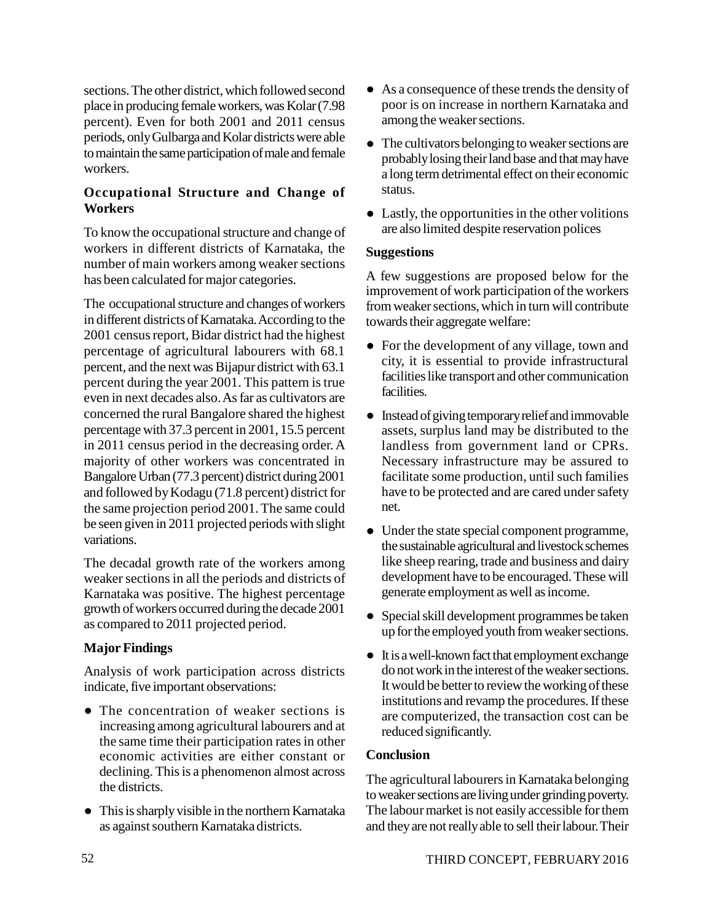sections. The other district, which followed second place in producing female workers, was Kolar (7.98 percent). Even for both 2001 and 2011 census periods, only Gulbarga and Kolar districts were able to maintain the same participation of male and female workers.

### Occupational Structure and Change of Workers

To know the occupational structure and change of workers in different districts of Karnataka, the number of main workers among weaker sections has been calculated for major categories.

The occupational structure and changes of workers in different districts of Karnataka. According to the 2001 census report, Bidar district had the highest percentage of agricultural labourers with 68.1 percent, and the next was Bijapur district with 63.1 percent during the year 2001. This pattern is true even in next decades also. As far as cultivators are concerned the rural Bangalore shared the highest percentage with 37.3 percent in 2001, 15.5 percent in 2011 census period in the decreasing order. A majority of other workers was concentrated in Bangalore Urban (77.3 percent) district during 2001 and followed by Kodagu (71.8 percent) district for the same projection period 2001. The same could be seen given in 2011 projected periods with slight variations.

The decadal growth rate of the workers among weaker sections in all the periods and districts of Karnataka was positive. The highest percentage growth of workers occurred during the decade 2001 as compared to 2011 projected period.

### Major Findings

Analysis of work participation across districts indicate, five important observations:

- The concentration of weaker sections is increasing among agricultural labourers and at the same time their participation rates in other economic activities are either constant or declining. This is a phenomenon almost across the districts.
- This is sharply visible in the northern Karnataka as against southern Karnataka districts.
- As a consequence of these trends the density of poor is on increase in northern Karnataka and among the weaker sections.
- The cultivators belonging to weaker sections are probably losing their land base and that may have a long term detrimental effect on their economic status.
- Lastly, the opportunities in the other volitions are also limited despite reservation polices

### Suggestions

A few suggestions are proposed below for the improvement of work participation of the workers from weaker sections, which in turn will contribute towards their aggregate welfare:

- For the development of any village, town and city, it is essential to provide infrastructural facilities like transport and other communication facilities.
- Instead of giving temporary relief and immovable assets, surplus land may be distributed to the landless from government land or CPRs. Necessary infrastructure may be assured to facilitate some production, until such families have to be protected and are cared under safety net.
- Under the state special component programme, the sustainable agricultural and livestock schemes like sheep rearing, trade and business and dairy development have to be encouraged. These will generate employment as well as income.
- Special skill development programmes be taken up for the employed youth from weaker sections.
- It is a well-known fact that employment exchange do not work in the interest of the weaker sections. It would be better to review the working of these institutions and revamp the procedures. If these are computerized, the transaction cost can be reduced significantly.

### Conclusion

The agricultural labourers in Karnataka belonging to weaker sections are living under grinding poverty. The labour market is not easily accessible for them and they are not really able to sell their labour. Their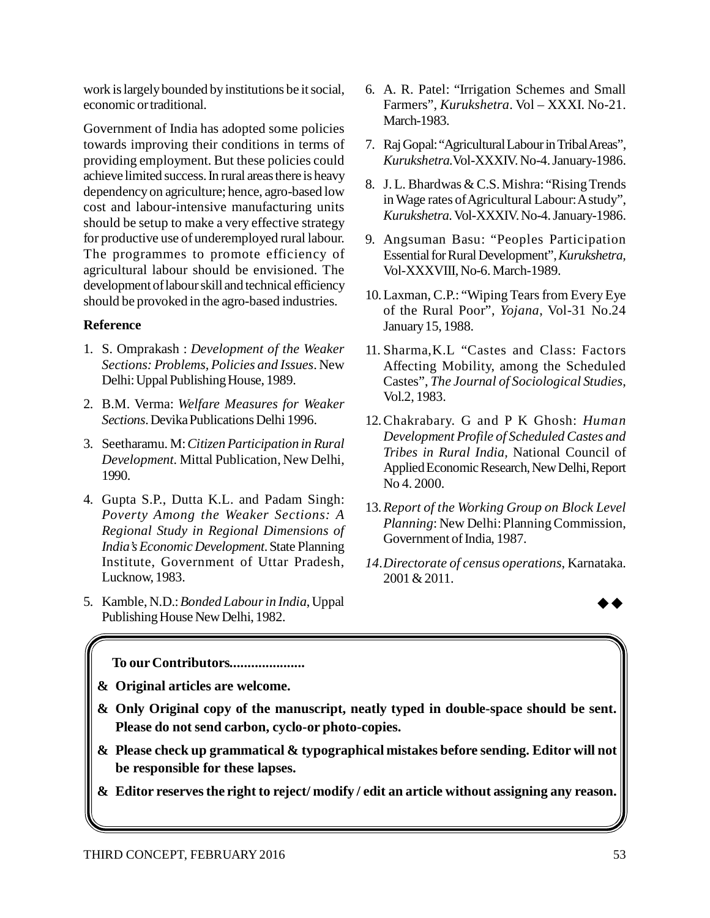work is largely bounded by institutions be it social, economic or traditional.

Government of India has adopted some policies towards improving their conditions in terms of providing employment. But these policies could achieve limited success. In rural areas there is heavy dependency on agriculture; hence, agro-based low cost and labour-intensive manufacturing units should be setup to make a very effective strategy for productive use of underemployed rural labour. The programmes to promote efficiency of agricultural labour should be envisioned. The development of labour skill and technical efficiency should be provoked in the agro-based industries.

**Reference**

1. S. Omprakash : *Development of the Weaker Sections: Problems, Policies and Issues*. New Delhi: Uppal Publishing House, 1989.
2. B.M. Verma: *Welfare Measures for Weaker Sections*. Devika Publications Delhi 1996.
3. Seetharamu. M: *Citizen Participation in Rural Development*. Mittal Publication, New Delhi, 1990.
4. Gupta S.P., Dutta K.L. and Padam Singh: *Poverty Among the Weaker Sections: A Regional Study in Regional Dimensions of India's Economic Development*. State Planning Institute, Government of Uttar Pradesh, Lucknow, 1983.
5. Kamble, N.D.: *Bonded Labour in India*, Uppal Publishing House New Delhi, 1982.
6. A. R. Patel: "Irrigation Schemes and Small Farmers", *Kurukshetra*. Vol – XXXI. No-21. March-1983.
7. Raj Gopal: "Agricultural Labour in Tribal Areas", *Kurukshetra*.Vol-XXXIV. No-4. January-1986.
8. J. L. Bhardwas & C.S. Mishra: "Rising Trends in Wage rates of Agricultural Labour: A study", *Kurukshetra*. Vol-XXXIV. No-4. January-1986.
9. Angsuman Basu: "Peoples Participation Essential for Rural Development", *Kurukshetra*, Vol-XXXVIII, No-6. March-1989.
10. Laxman, C.P.: "Wiping Tears from Every Eye of the Rural Poor", *Yojana*, Vol-31 No.24 January 15, 1988.
11. Sharma,K.L "Castes and Class: Factors Affecting Mobility, among the Scheduled Castes", *The Journal of Sociological Studies*, Vol.2, 1983.
12. Chakrabary. G and P K Ghosh: *Human Development Profile of Scheduled Castes and Tribes in Rural India*, National Council of Applied Economic Research, New Delhi, Report No 4. 2000.
13. *Report of the Working Group on Block Level Planning*: New Delhi: Planning Commission, Government of India, 1987.
14. *Directorate of census operations*, Karnataka. 2001 & 2011.

◆◆

**To our Contributors....................**

- **Original articles are welcome.**
- **Only Original copy of the manuscript, neatly typed in double-space should be sent. Please do not send carbon, cyclo-or photo-copies.**
- **Please check up grammatical & typographical mistakes before sending. Editor will not be responsible for these lapses.**
- **Editor reserves the right to reject/ modify / edit an article without assigning any reason.**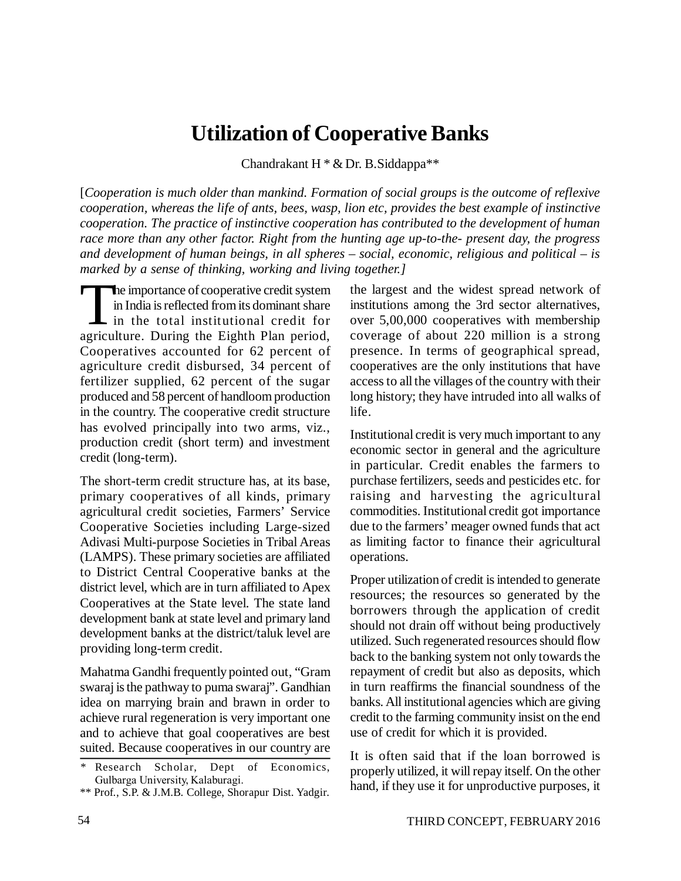# Utilization of Cooperative Banks

Chandrakant H * & Dr. B.Siddappa**

[*Cooperation is much older than mankind. Formation of social groups is the outcome of reflexive cooperation, whereas the life of ants, bees, wasp, lion etc, provides the best example of instinctive cooperation. The practice of instinctive cooperation has contributed to the development of human race more than any other factor. Right from the hunting age up-to-the- present day, the progress and development of human beings, in all spheres – social, economic, religious and political – is marked by a sense of thinking, working and living together.*]

The importance of cooperative credit system in India is reflected from its dominant share in the total institutional credit for agriculture. During the Eighth Plan period, Cooperatives accounted for 62 percent of agriculture credit disbursed, 34 percent of fertilizer supplied, 62 percent of the sugar produced and 58 percent of handloom production in the country. The cooperative credit structure has evolved principally into two arms, viz., production credit (short term) and investment credit (long-term).

The short-term credit structure has, at its base, primary cooperatives of all kinds, primary agricultural credit societies, Farmers' Service Cooperative Societies including Large-sized Adivasi Multi-purpose Societies in Tribal Areas (LAMPS). These primary societies are affiliated to District Central Cooperative banks at the district level, which are in turn affiliated to Apex Cooperatives at the State level. The state land development bank at state level and primary land development banks at the district/taluk level are providing long-term credit.

Mahatma Gandhi frequently pointed out, "Gram swaraj is the pathway to puma swaraj". Gandhian idea on marrying brain and brawn in order to achieve rural regeneration is very important one and to achieve that goal cooperatives are best suited. Because cooperatives in our country are the largest and the widest spread network of institutions among the 3rd sector alternatives, over 5,00,000 cooperatives with membership coverage of about 220 million is a strong presence. In terms of geographical spread, cooperatives are the only institutions that have access to all the villages of the country with their long history; they have intruded into all walks of life.

Institutional credit is very much important to any economic sector in general and the agriculture in particular. Credit enables the farmers to purchase fertilizers, seeds and pesticides etc. for raising and harvesting the agricultural commodities. Institutional credit got importance due to the farmers' meager owned funds that act as limiting factor to finance their agricultural operations.

Proper utilization of credit is intended to generate resources; the resources so generated by the borrowers through the application of credit should not drain off without being productively utilized. Such regenerated resources should flow back to the banking system not only towards the repayment of credit but also as deposits, which in turn reaffirms the financial soundness of the banks. All institutional agencies which are giving credit to the farming community insist on the end use of credit for which it is provided.

It is often said that if the loan borrowed is properly utilized, it will repay itself. On the other hand, if they use it for unproductive purposes, it

\* Research Scholar, Dept of Economics, Gulbarga University, Kalaburagi.

\*\* Prof., S.P. & J.M.B. College, Shorapur Dist. Yadgir.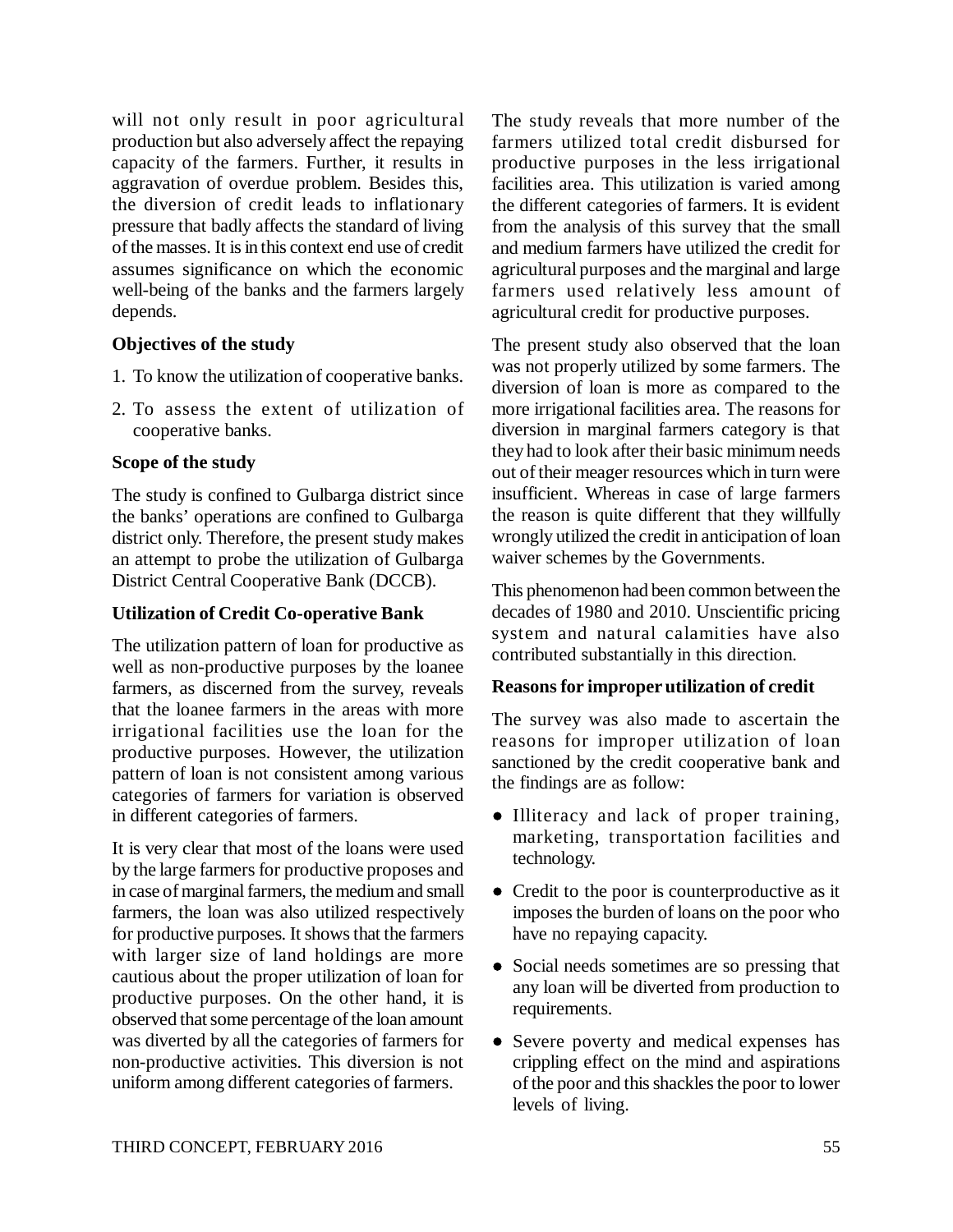will not only result in poor agricultural production but also adversely affect the repaying capacity of the farmers. Further, it results in aggravation of overdue problem. Besides this, the diversion of credit leads to inflationary pressure that badly affects the standard of living of the masses. It is in this context end use of credit assumes significance on which the economic well-being of the banks and the farmers largely depends.

**Objectives of the study**

1. To know the utilization of cooperative banks.
2. To assess the extent of utilization of cooperative banks.

**Scope of the study**

The study is confined to Gulbarga district since the banks' operations are confined to Gulbarga district only. Therefore, the present study makes an attempt to probe the utilization of Gulbarga District Central Cooperative Bank (DCCB).

**Utilization of Credit Co-operative Bank**

The utilization pattern of loan for productive as well as non-productive purposes by the loanee farmers, as discerned from the survey, reveals that the loanee farmers in the areas with more irrigational facilities use the loan for the productive purposes. However, the utilization pattern of loan is not consistent among various categories of farmers for variation is observed in different categories of farmers.

It is very clear that most of the loans were used by the large farmers for productive proposes and in case of marginal farmers, the medium and small farmers, the loan was also utilized respectively for productive purposes. It shows that the farmers with larger size of land holdings are more cautious about the proper utilization of loan for productive purposes. On the other hand, it is observed that some percentage of the loan amount was diverted by all the categories of farmers for non-productive activities. This diversion is not uniform among different categories of farmers.

The study reveals that more number of the farmers utilized total credit disbursed for productive purposes in the less irrigational facilities area. This utilization is varied among the different categories of farmers. It is evident from the analysis of this survey that the small and medium farmers have utilized the credit for agricultural purposes and the marginal and large farmers used relatively less amount of agricultural credit for productive purposes.

The present study also observed that the loan was not properly utilized by some farmers. The diversion of loan is more as compared to the more irrigational facilities area. The reasons for diversion in marginal farmers category is that they had to look after their basic minimum needs out of their meager resources which in turn were insufficient. Whereas in case of large farmers the reason is quite different that they willfully wrongly utilized the credit in anticipation of loan waiver schemes by the Governments.

This phenomenon had been common between the decades of 1980 and 2010. Unscientific pricing system and natural calamities have also contributed substantially in this direction.

**Reasons for improper utilization of credit**

The survey was also made to ascertain the reasons for improper utilization of loan sanctioned by the credit cooperative bank and the findings are as follow:

- Illiteracy and lack of proper training, marketing, transportation facilities and technology.
- Credit to the poor is counterproductive as it imposes the burden of loans on the poor who have no repaying capacity.
- Social needs sometimes are so pressing that any loan will be diverted from production to requirements.
- Severe poverty and medical expenses has crippling effect on the mind and aspirations of the poor and this shackles the poor to lower levels of living.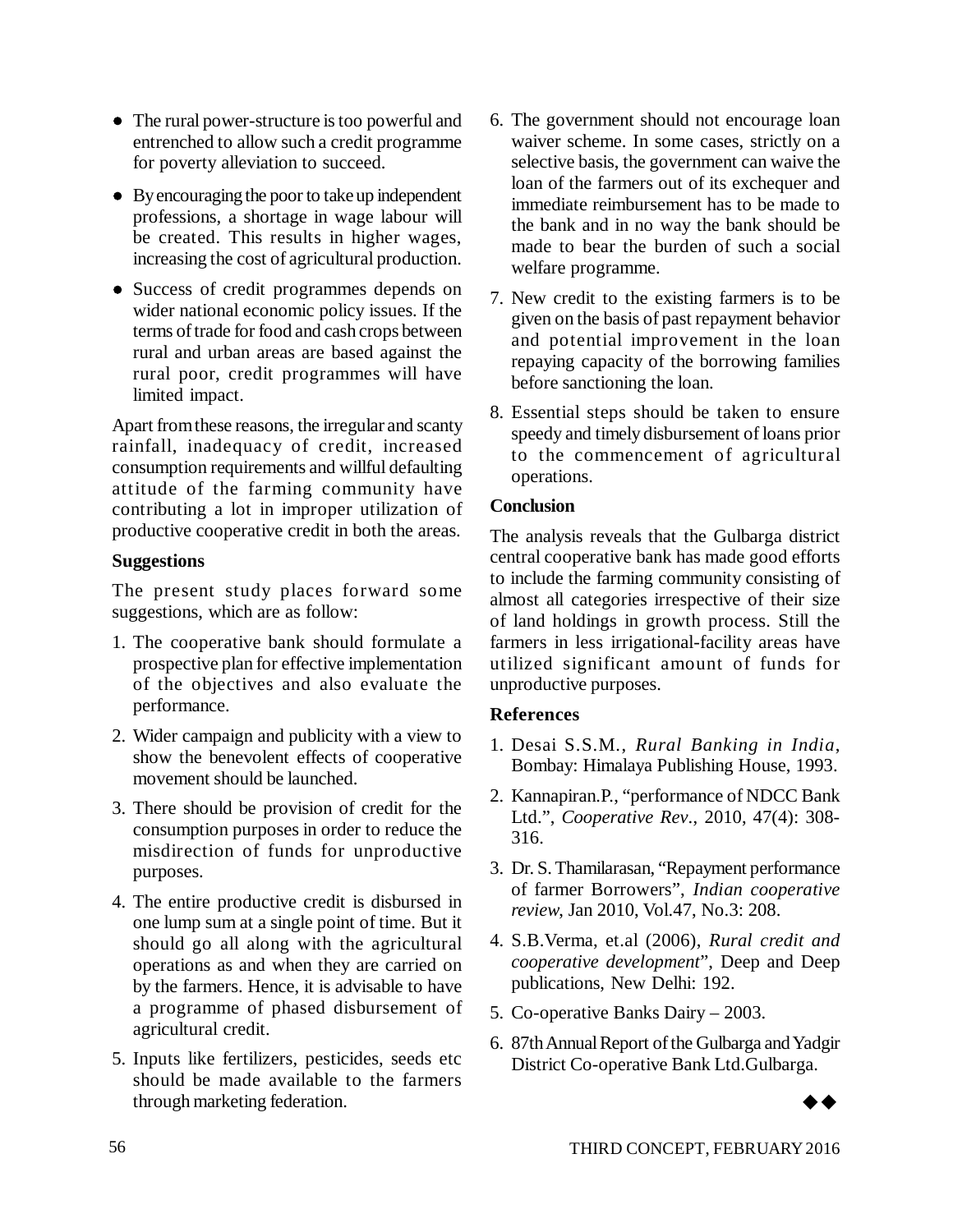- The rural power-structure is too powerful and entrenched to allow such a credit programme for poverty alleviation to succeed.
- By encouraging the poor to take up independent professions, a shortage in wage labour will be created. This results in higher wages, increasing the cost of agricultural production.
- Success of credit programmes depends on wider national economic policy issues. If the terms of trade for food and cash crops between rural and urban areas are based against the rural poor, credit programmes will have limited impact.

Apart from these reasons, the irregular and scanty rainfall, inadequacy of credit, increased consumption requirements and willful defaulting attitude of the farming community have contributing a lot in improper utilization of productive cooperative credit in both the areas.

**Suggestions**

The present study places forward some suggestions, which are as follow:

1. The cooperative bank should formulate a prospective plan for effective implementation of the objectives and also evaluate the performance.
2. Wider campaign and publicity with a view to show the benevolent effects of cooperative movement should be launched.
3. There should be provision of credit for the consumption purposes in order to reduce the misdirection of funds for unproductive purposes.
4. The entire productive credit is disbursed in one lump sum at a single point of time. But it should go all along with the agricultural operations as and when they are carried on by the farmers. Hence, it is advisable to have a programme of phased disbursement of agricultural credit.
5. Inputs like fertilizers, pesticides, seeds etc should be made available to the farmers through marketing federation.
6. The government should not encourage loan waiver scheme. In some cases, strictly on a selective basis, the government can waive the loan of the farmers out of its exchequer and immediate reimbursement has to be made to the bank and in no way the bank should be made to bear the burden of such a social welfare programme.
7. New credit to the existing farmers is to be given on the basis of past repayment behavior and potential improvement in the loan repaying capacity of the borrowing families before sanctioning the loan.
8. Essential steps should be taken to ensure speedy and timely disbursement of loans prior to the commencement of agricultural operations.

**Conclusion**

The analysis reveals that the Gulbarga district central cooperative bank has made good efforts to include the farming community consisting of almost all categories irrespective of their size of land holdings in growth process. Still the farmers in less irrigational-facility areas have utilized significant amount of funds for unproductive purposes.

**References**

1. Desai S.S.M., *Rural Banking in India*, Bombay: Himalaya Publishing House, 1993.
2. Kannapiran.P., "performance of NDCC Bank Ltd.", *Cooperative Rev*., 2010, 47(4): 308-316.
3. Dr. S. Thamilarasan, "Repayment performance of farmer Borrowers", *Indian cooperative review*, Jan 2010, Vol.47, No.3: 208.
4. S.B.Verma, et.al (2006), *Rural credit and cooperative development*", Deep and Deep publications, New Delhi: 192.
5. Co-operative Banks Dairy – 2003.
6. 87th Annual Report of the Gulbarga and Yadgir District Co-operative Bank Ltd.Gulbarga.

◆◆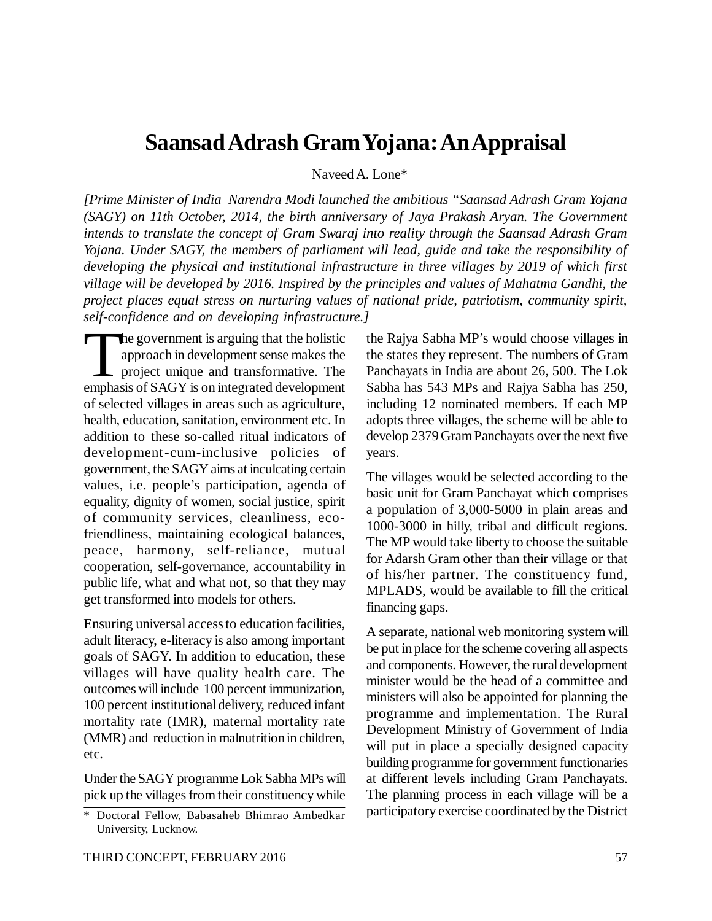# Saansad Adrash Gram Yojana: An Appraisal

Naveed A. Lone*

*[Prime Minister of India Narendra Modi launched the ambitious "Saansad Adrash Gram Yojana (SAGY) on 11th October, 2014, the birth anniversary of Jaya Prakash Aryan. The Government intends to translate the concept of Gram Swaraj into reality through the Saansad Adrash Gram Yojana. Under SAGY, the members of parliament will lead, guide and take the responsibility of developing the physical and institutional infrastructure in three villages by 2019 of which first village will be developed by 2016. Inspired by the principles and values of Mahatma Gandhi, the project places equal stress on nurturing values of national pride, patriotism, community spirit, self-confidence and on developing infrastructure.]*

The government is arguing that the holistic approach in development sense makes the project unique and transformative. The emphasis of SAGY is on integrated development of selected villages in areas such as agriculture, health, education, sanitation, environment etc. In addition to these so-called ritual indicators of development-cum-inclusive policies of government, the SAGY aims at inculcating certain values, i.e. people's participation, agenda of equality, dignity of women, social justice, spirit of community services, cleanliness, eco-friendliness, maintaining ecological balances, peace, harmony, self-reliance, mutual cooperation, self-governance, accountability in public life, what and what not, so that they may get transformed into models for others.

Ensuring universal access to education facilities, adult literacy, e-literacy is also among important goals of SAGY. In addition to education, these villages will have quality health care. The outcomes will include 100 percent immunization, 100 percent institutional delivery, reduced infant mortality rate (IMR), maternal mortality rate (MMR) and reduction in malnutrition in children, etc.

Under the SAGY programme Lok Sabha MPs will pick up the villages from their constituency while the Rajya Sabha MP's would choose villages in the states they represent. The numbers of Gram Panchayats in India are about 26, 500. The Lok Sabha has 543 MPs and Rajya Sabha has 250, including 12 nominated members. If each MP adopts three villages, the scheme will be able to develop 2379 Gram Panchayats over the next five years.

The villages would be selected according to the basic unit for Gram Panchayat which comprises a population of 3,000-5000 in plain areas and 1000-3000 in hilly, tribal and difficult regions. The MP would take liberty to choose the suitable for Adarsh Gram other than their village or that of his/her partner. The constituency fund, MPLADS, would be available to fill the critical financing gaps.

A separate, national web monitoring system will be put in place for the scheme covering all aspects and components. However, the rural development minister would be the head of a committee and ministers will also be appointed for planning the programme and implementation. The Rural Development Ministry of Government of India will put in place a specially designed capacity building programme for government functionaries at different levels including Gram Panchayats. The planning process in each village will be a participatory exercise coordinated by the District

\* Doctoral Fellow, Babasaheb Bhimrao Ambedkar University, Lucknow.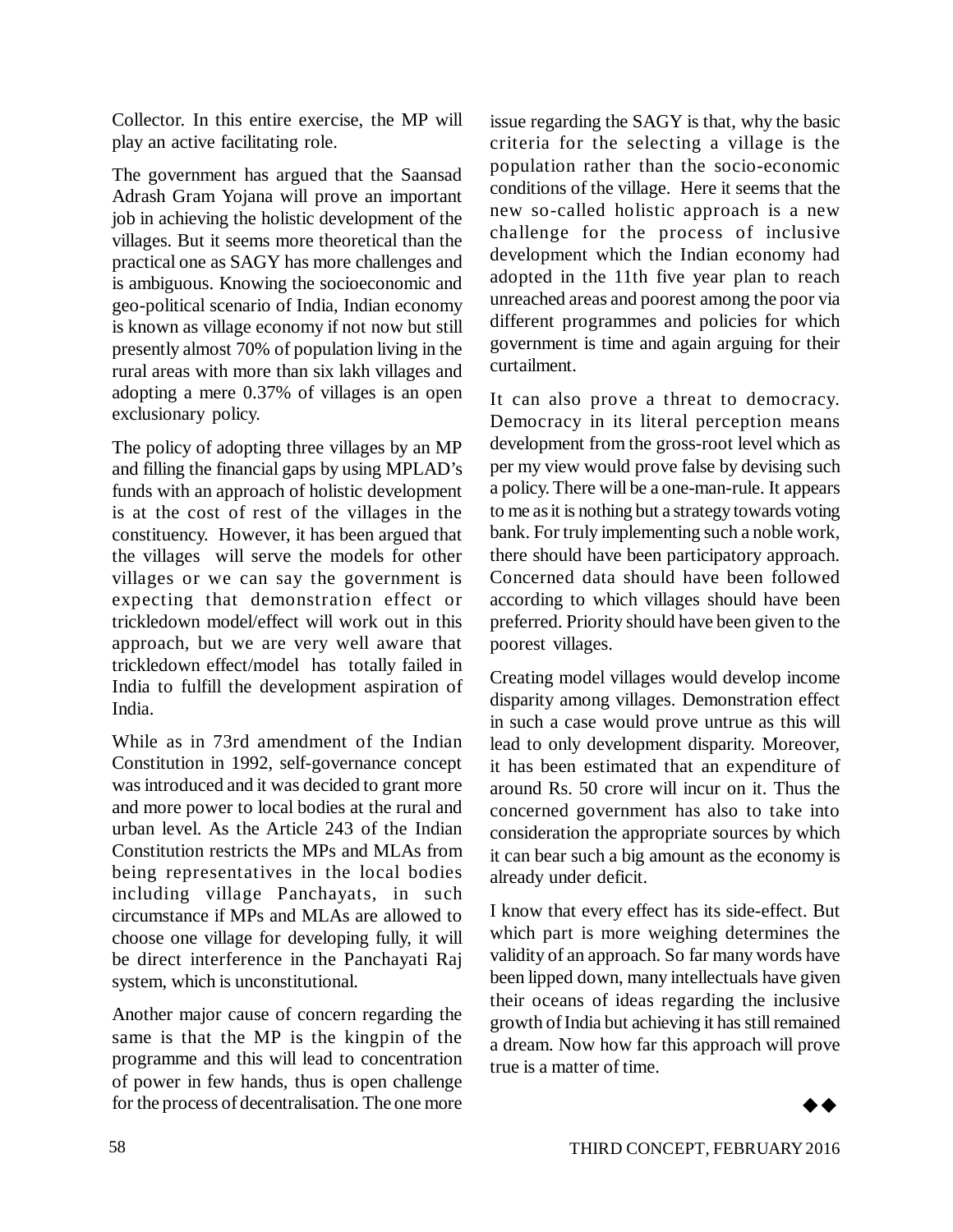Collector. In this entire exercise, the MP will play an active facilitating role.

The government has argued that the Saansad Adrash Gram Yojana will prove an important job in achieving the holistic development of the villages. But it seems more theoretical than the practical one as SAGY has more challenges and is ambiguous. Knowing the socioeconomic and geo-political scenario of India, Indian economy is known as village economy if not now but still presently almost 70% of population living in the rural areas with more than six lakh villages and adopting a mere 0.37% of villages is an open exclusionary policy.

The policy of adopting three villages by an MP and filling the financial gaps by using MPLAD's funds with an approach of holistic development is at the cost of rest of the villages in the constituency. However, it has been argued that the villages will serve the models for other villages or we can say the government is expecting that demonstration effect or trickledown model/effect will work out in this approach, but we are very well aware that trickledown effect/model has totally failed in India to fulfill the development aspiration of India.

While as in 73rd amendment of the Indian Constitution in 1992, self-governance concept was introduced and it was decided to grant more and more power to local bodies at the rural and urban level. As the Article 243 of the Indian Constitution restricts the MPs and MLAs from being representatives in the local bodies including village Panchayats, in such circumstance if MPs and MLAs are allowed to choose one village for developing fully, it will be direct interference in the Panchayati Raj system, which is unconstitutional.

Another major cause of concern regarding the same is that the MP is the kingpin of the programme and this will lead to concentration of power in few hands, thus is open challenge for the process of decentralisation. The one more issue regarding the SAGY is that, why the basic criteria for the selecting a village is the population rather than the socio-economic conditions of the village. Here it seems that the new so-called holistic approach is a new challenge for the process of inclusive development which the Indian economy had adopted in the 11th five year plan to reach unreached areas and poorest among the poor via different programmes and policies for which government is time and again arguing for their curtailment.

It can also prove a threat to democracy. Democracy in its literal perception means development from the gross-root level which as per my view would prove false by devising such a policy. There will be a one-man-rule. It appears to me as it is nothing but a strategy towards voting bank. For truly implementing such a noble work, there should have been participatory approach. Concerned data should have been followed according to which villages should have been preferred. Priority should have been given to the poorest villages.

Creating model villages would develop income disparity among villages. Demonstration effect in such a case would prove untrue as this will lead to only development disparity. Moreover, it has been estimated that an expenditure of around Rs. 50 crore will incur on it. Thus the concerned government has also to take into consideration the appropriate sources by which it can bear such a big amount as the economy is already under deficit.

I know that every effect has its side-effect. But which part is more weighing determines the validity of an approach. So far many words have been lipped down, many intellectuals have given their oceans of ideas regarding the inclusive growth of India but achieving it has still remained a dream. Now how far this approach will prove true is a matter of time.

◆◆